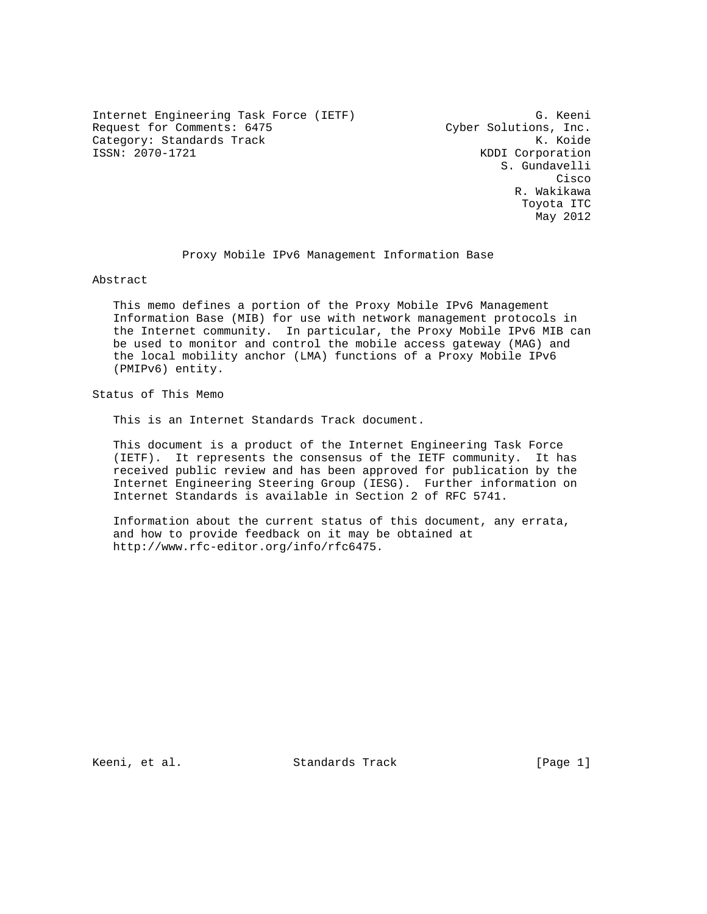Internet Engineering Task Force (IETF)  
Request for Comments: 6475  
Category: Standards Track  
ISSN: 2070-1721

G. Keeni  
Cyber Solutions, Inc.  
K. Koide  
KDDI Corporation  
S. Gundavelli  
Cisco  
R. Wakikawa  
Toyota ITC  
May 2012

# Proxy Mobile IPv6 Management Information Base

## Abstract

This memo defines a portion of the Proxy Mobile IPv6 Management Information Base (MIB) for use with network management protocols in the Internet community. In particular, the Proxy Mobile IPv6 MIB can be used to monitor and control the mobile access gateway (MAG) and the local mobility anchor (LMA) functions of a Proxy Mobile IPv6 (PMIPv6) entity.

## Status of This Memo

This is an Internet Standards Track document.

This document is a product of the Internet Engineering Task Force (IETF). It represents the consensus of the IETF community. It has received public review and has been approved for publication by the Internet Engineering Steering Group (IESG). Further information on Internet Standards is available in Section 2 of RFC 5741.

Information about the current status of this document, any errata, and how to provide feedback on it may be obtained at http://www.rfc-editor.org/info/rfc6475.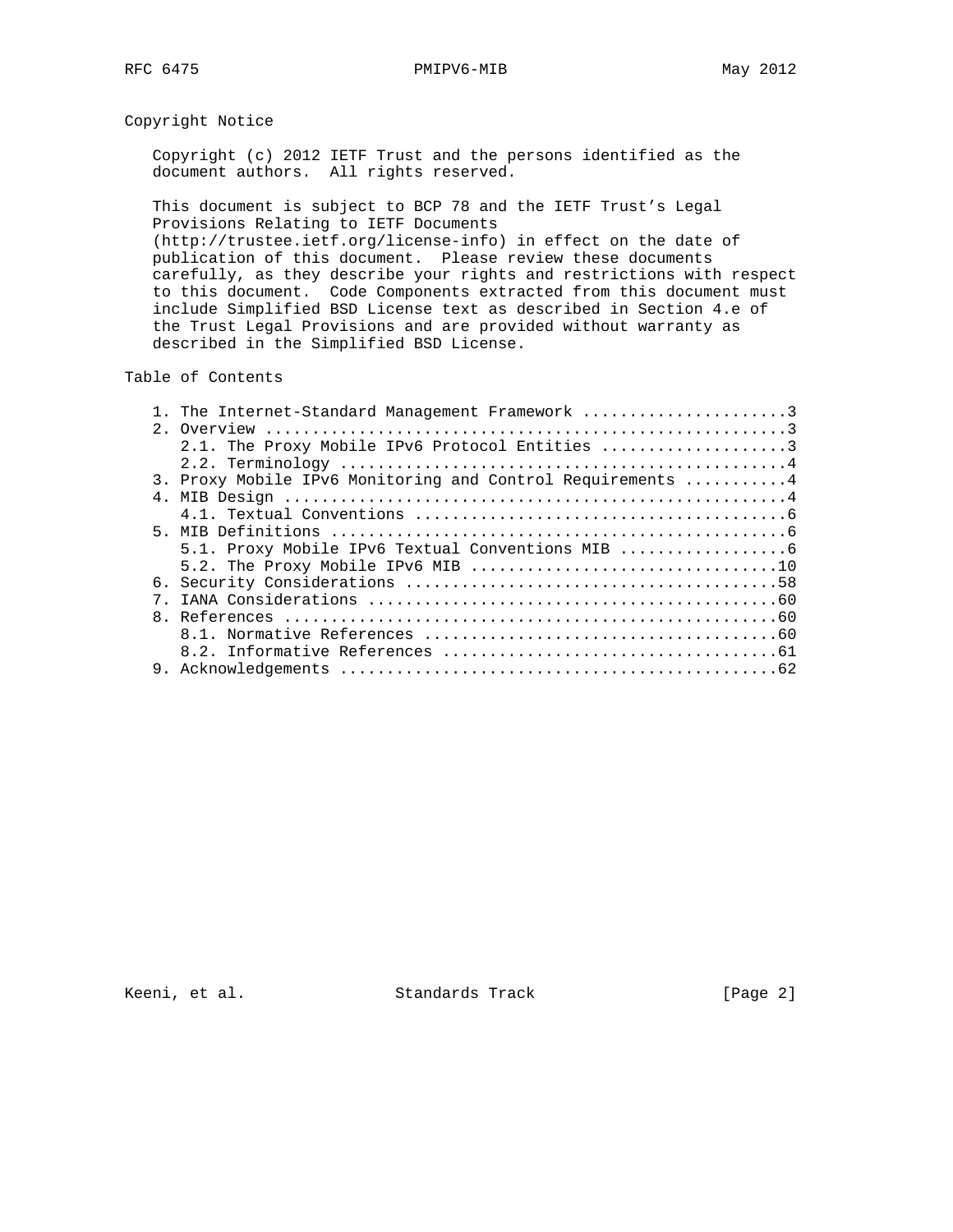## Copyright Notice

Copyright (c) 2012 IETF Trust and the persons identified as the document authors. All rights reserved.

This document is subject to BCP 78 and the IETF Trust's Legal Provisions Relating to IETF Documents (http://trustee.ietf.org/license-info) in effect on the date of publication of this document. Please review these documents carefully, as they describe your rights and restrictions with respect to this document. Code Components extracted from this document must include Simplified BSD License text as described in Section 4.e of the Trust Legal Provisions and are provided without warranty as described in the Simplified BSD License.

## Table of Contents

```
   1. The Internet-Standard Management Framework ......................3
   2. Overview ........................................................3
      2.1. The Proxy Mobile IPv6 Protocol Entities ....................3
      2.2. Terminology ................................................4
   3. Proxy Mobile IPv6 Monitoring and Control Requirements ...........4
   4. MIB Design ......................................................4
      4.1. Textual Conventions ........................................6
   5. MIB Definitions .................................................6
      5.1. Proxy Mobile IPv6 Textual Conventions MIB ..................6
      5.2. The Proxy Mobile IPv6 MIB .................................10
   6. Security Considerations ........................................58
   7. IANA Considerations ............................................60
   8. References .....................................................60
      8.1. Normative References ......................................60
      8.2. Informative References ....................................61
   9. Acknowledgements ...............................................62
```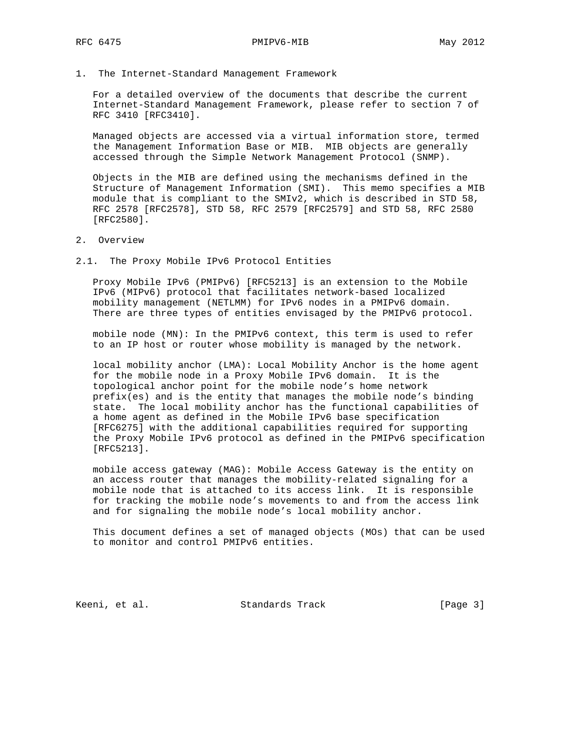# 1. The Internet-Standard Management Framework

For a detailed overview of the documents that describe the current Internet-Standard Management Framework, please refer to section 7 of RFC 3410 [RFC3410].

Managed objects are accessed via a virtual information store, termed the Management Information Base or MIB. MIB objects are generally accessed through the Simple Network Management Protocol (SNMP).

Objects in the MIB are defined using the mechanisms defined in the Structure of Management Information (SMI). This memo specifies a MIB module that is compliant to the SMIv2, which is described in STD 58, RFC 2578 [RFC2578], STD 58, RFC 2579 [RFC2579] and STD 58, RFC 2580 [RFC2580].

# 2. Overview

## 2.1. The Proxy Mobile IPv6 Protocol Entities

Proxy Mobile IPv6 (PMIPv6) [RFC5213] is an extension to the Mobile IPv6 (MIPv6) protocol that facilitates network-based localized mobility management (NETLMM) for IPv6 nodes in a PMIPv6 domain. There are three types of entities envisaged by the PMIPv6 protocol.

mobile node (MN): In the PMIPv6 context, this term is used to refer to an IP host or router whose mobility is managed by the network.

local mobility anchor (LMA): Local Mobility Anchor is the home agent for the mobile node in a Proxy Mobile IPv6 domain. It is the topological anchor point for the mobile node's home network prefix(es) and is the entity that manages the mobile node's binding state. The local mobility anchor has the functional capabilities of a home agent as defined in the Mobile IPv6 base specification [RFC6275] with the additional capabilities required for supporting the Proxy Mobile IPv6 protocol as defined in the PMIPv6 specification [RFC5213].

mobile access gateway (MAG): Mobile Access Gateway is the entity on an access router that manages the mobility-related signaling for a mobile node that is attached to its access link. It is responsible for tracking the mobile node's movements to and from the access link and for signaling the mobile node's local mobility anchor.

This document defines a set of managed objects (MOs) that can be used to monitor and control PMIPv6 entities.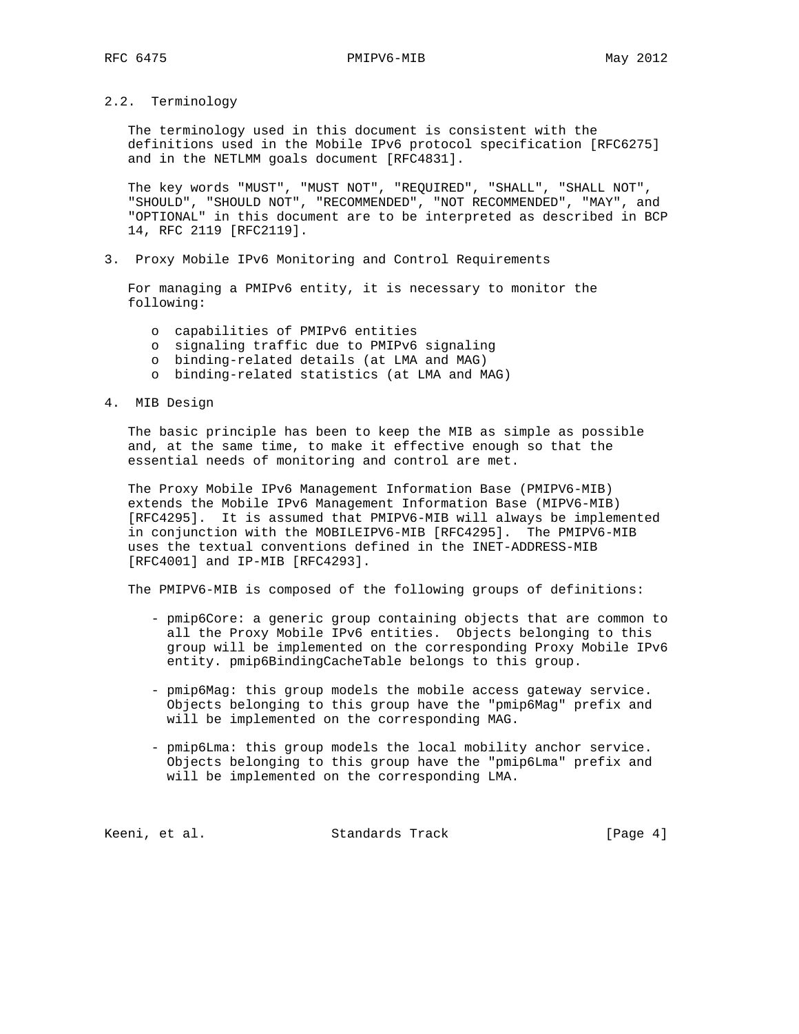### 2.2. Terminology

The terminology used in this document is consistent with the definitions used in the Mobile IPv6 protocol specification [RFC6275] and in the NETLMM goals document [RFC4831].

The key words "MUST", "MUST NOT", "REQUIRED", "SHALL", "SHALL NOT", "SHOULD", "SHOULD NOT", "RECOMMENDED", "NOT RECOMMENDED", "MAY", and "OPTIONAL" in this document are to be interpreted as described in BCP 14, RFC 2119 [RFC2119].

## 3. Proxy Mobile IPv6 Monitoring and Control Requirements

For managing a PMIPv6 entity, it is necessary to monitor the following:

- capabilities of PMIPv6 entities
- signaling traffic due to PMIPv6 signaling
- binding-related details (at LMA and MAG)
- binding-related statistics (at LMA and MAG)

## 4. MIB Design

The basic principle has been to keep the MIB as simple as possible and, at the same time, to make it effective enough so that the essential needs of monitoring and control are met.

The Proxy Mobile IPv6 Management Information Base (PMIPV6-MIB) extends the Mobile IPv6 Management Information Base (MIPV6-MIB) [RFC4295]. It is assumed that PMIPV6-MIB will always be implemented in conjunction with the MOBILEIPV6-MIB [RFC4295]. The PMIPV6-MIB uses the textual conventions defined in the INET-ADDRESS-MIB [RFC4001] and IP-MIB [RFC4293].

The PMIPV6-MIB is composed of the following groups of definitions:

- pmip6Core: a generic group containing objects that are common to all the Proxy Mobile IPv6 entities. Objects belonging to this group will be implemented on the corresponding Proxy Mobile IPv6 entity. pmip6BindingCacheTable belongs to this group.

- pmip6Mag: this group models the mobile access gateway service. Objects belonging to this group have the "pmip6Mag" prefix and will be implemented on the corresponding MAG.

- pmip6Lma: this group models the local mobility anchor service. Objects belonging to this group have the "pmip6Lma" prefix and will be implemented on the corresponding LMA.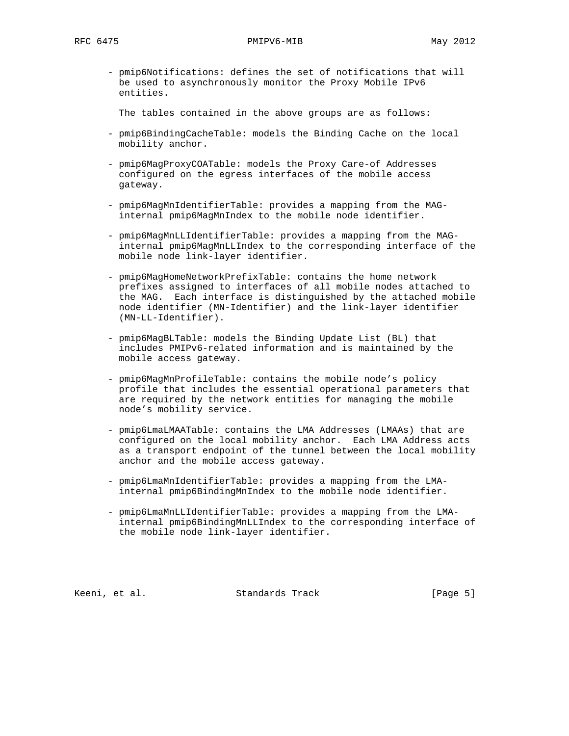- pmip6Notifications: defines the set of notifications that will be used to asynchronously monitor the Proxy Mobile IPv6 entities.

The tables contained in the above groups are as follows:

- pmip6BindingCacheTable: models the Binding Cache on the local mobility anchor.

- pmip6MagProxyCOATable: models the Proxy Care-of Addresses configured on the egress interfaces of the mobile access gateway.

- pmip6MagMnIdentifierTable: provides a mapping from the MAG-internal pmip6MagMnIndex to the mobile node identifier.

- pmip6MagMnLLIdentifierTable: provides a mapping from the MAG-internal pmip6MagMnLLIndex to the corresponding interface of the mobile node link-layer identifier.

- pmip6MagHomeNetworkPrefixTable: contains the home network prefixes assigned to interfaces of all mobile nodes attached to the MAG. Each interface is distinguished by the attached mobile node identifier (MN-Identifier) and the link-layer identifier (MN-LL-Identifier).

- pmip6MagBLTable: models the Binding Update List (BL) that includes PMIPv6-related information and is maintained by the mobile access gateway.

- pmip6MagMnProfileTable: contains the mobile node's policy profile that includes the essential operational parameters that are required by the network entities for managing the mobile node's mobility service.

- pmip6LmaLMAATable: contains the LMA Addresses (LMAAs) that are configured on the local mobility anchor. Each LMA Address acts as a transport endpoint of the tunnel between the local mobility anchor and the mobile access gateway.

- pmip6LmaMnIdentifierTable: provides a mapping from the LMA-internal pmip6BindingMnIndex to the mobile node identifier.

- pmip6LmaMnLLIdentifierTable: provides a mapping from the LMA-internal pmip6BindingMnLLIndex to the corresponding interface of the mobile node link-layer identifier.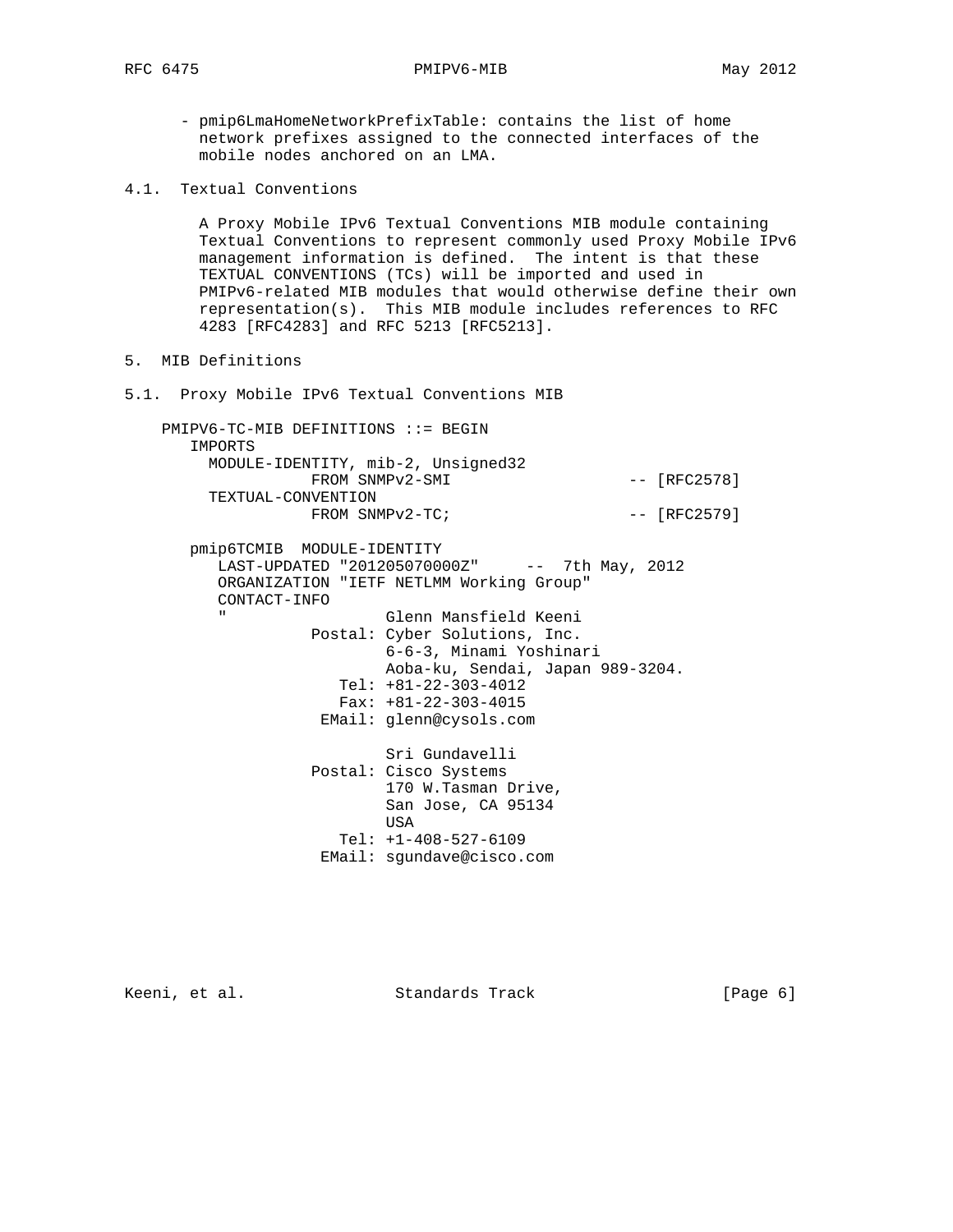- pmip6LmaHomeNetworkPrefixTable: contains the list of home network prefixes assigned to the connected interfaces of the mobile nodes anchored on an LMA.

### 4.1. Textual Conventions

A Proxy Mobile IPv6 Textual Conventions MIB module containing Textual Conventions to represent commonly used Proxy Mobile IPv6 management information is defined. The intent is that these TEXTUAL CONVENTIONS (TCs) will be imported and used in PMIPv6-related MIB modules that would otherwise define their own representation(s). This MIB module includes references to RFC 4283 [RFC4283] and RFC 5213 [RFC5213].

## 5. MIB Definitions

### 5.1. Proxy Mobile IPv6 Textual Conventions MIB

```
PMIPV6-TC-MIB DEFINITIONS ::= BEGIN
   IMPORTS
     MODULE-IDENTITY, mib-2, Unsigned32
                FROM SNMPv2-SMI                    -- [RFC2578]
     TEXTUAL-CONVENTION
                FROM SNMPv2-TC;                    -- [RFC2579]

   pmip6TCMIB  MODULE-IDENTITY
      LAST-UPDATED "201205070000Z"     --  7th May, 2012
      ORGANIZATION "IETF NETLMM Working Group"
      CONTACT-INFO
      "                 Glenn Mansfield Keeni
                Postal: Cyber Solutions, Inc.
                        6-6-3, Minami Yoshinari
                        Aoba-ku, Sendai, Japan 989-3204.
                   Tel: +81-22-303-4012
                   Fax: +81-22-303-4015
                 EMail: glenn@cysols.com

                        Sri Gundavelli
                Postal: Cisco Systems
                        170 W.Tasman Drive,
                        San Jose, CA 95134
                        USA
                   Tel: +1-408-527-6109
                 EMail: sgundave@cisco.com
```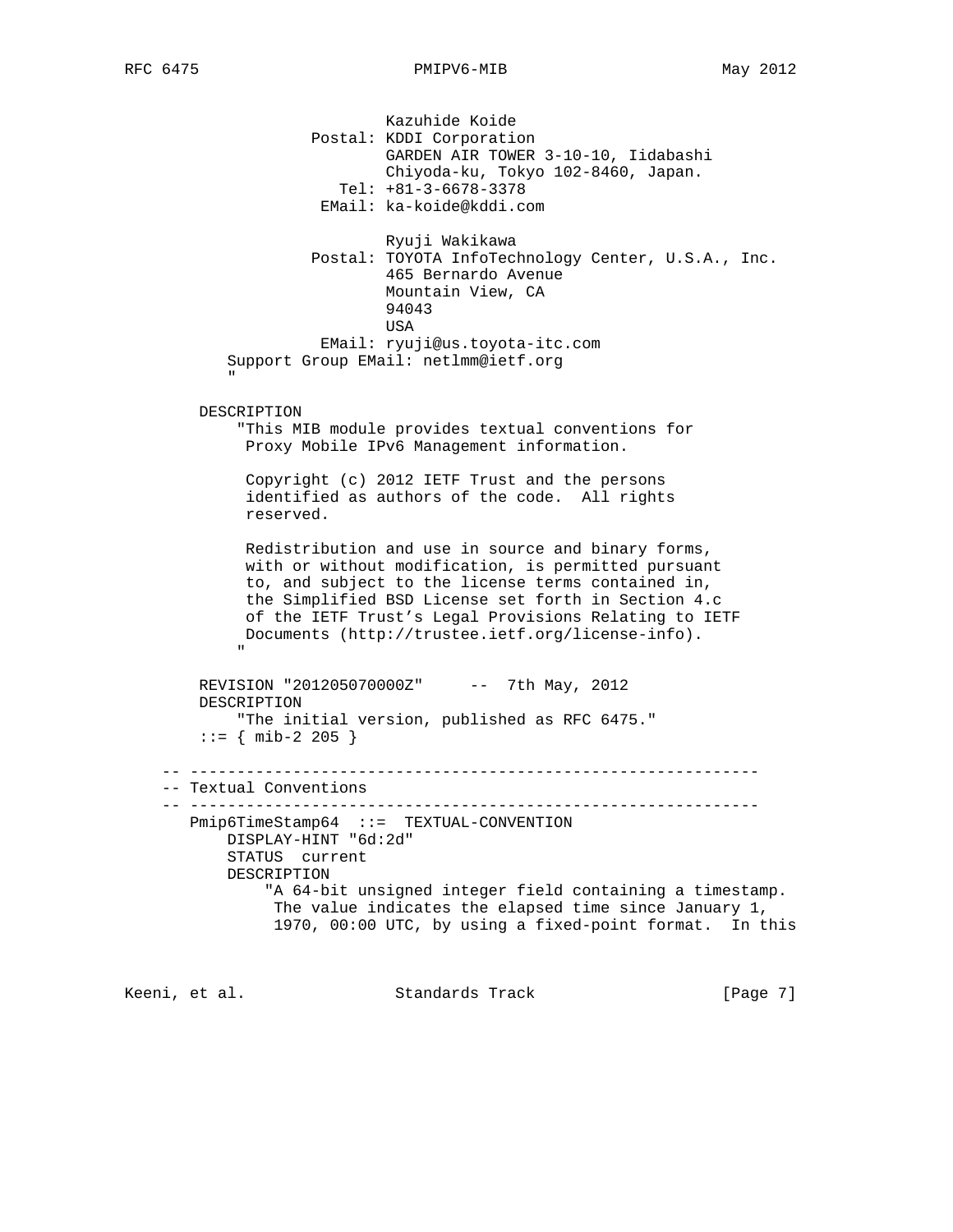```
                      Kazuhide Koide
              Postal: KDDI Corporation
                      GARDEN AIR TOWER 3-10-10, Iidabashi
                      Chiyoda-ku, Tokyo 102-8460, Japan.
                 Tel: +81-3-6678-3378
               EMail: ka-koide@kddi.com

                      Ryuji Wakikawa
              Postal: TOYOTA InfoTechnology Center, U.S.A., Inc.
                      465 Bernardo Avenue
                      Mountain View, CA
                      94043
                      USA
               EMail: ryuji@us.toyota-itc.com
         Support Group EMail: netlmm@ietf.org
         "

      DESCRIPTION
          "This MIB module provides textual conventions for
           Proxy Mobile IPv6 Management information.

           Copyright (c) 2012 IETF Trust and the persons
           identified as authors of the code.  All rights
           reserved.

           Redistribution and use in source and binary forms,
           with or without modification, is permitted pursuant
           to, and subject to the license terms contained in,
           the Simplified BSD License set forth in Section 4.c
           of the IETF Trust's Legal Provisions Relating to IETF
           Documents (http://trustee.ietf.org/license-info).
          "

      REVISION "201205070000Z"     --  7th May, 2012
      DESCRIPTION
          "The initial version, published as RFC 6475."
      ::= { mib-2 205 }

   -- -------------------------------------------------------------
   -- Textual Conventions
   -- -------------------------------------------------------------
      Pmip6TimeStamp64  ::=  TEXTUAL-CONVENTION
          DISPLAY-HINT "6d:2d"
          STATUS  current
          DESCRIPTION
              "A 64-bit unsigned integer field containing a timestamp.
               The value indicates the elapsed time since January 1,
               1970, 00:00 UTC, by using a fixed-point format.  In this
```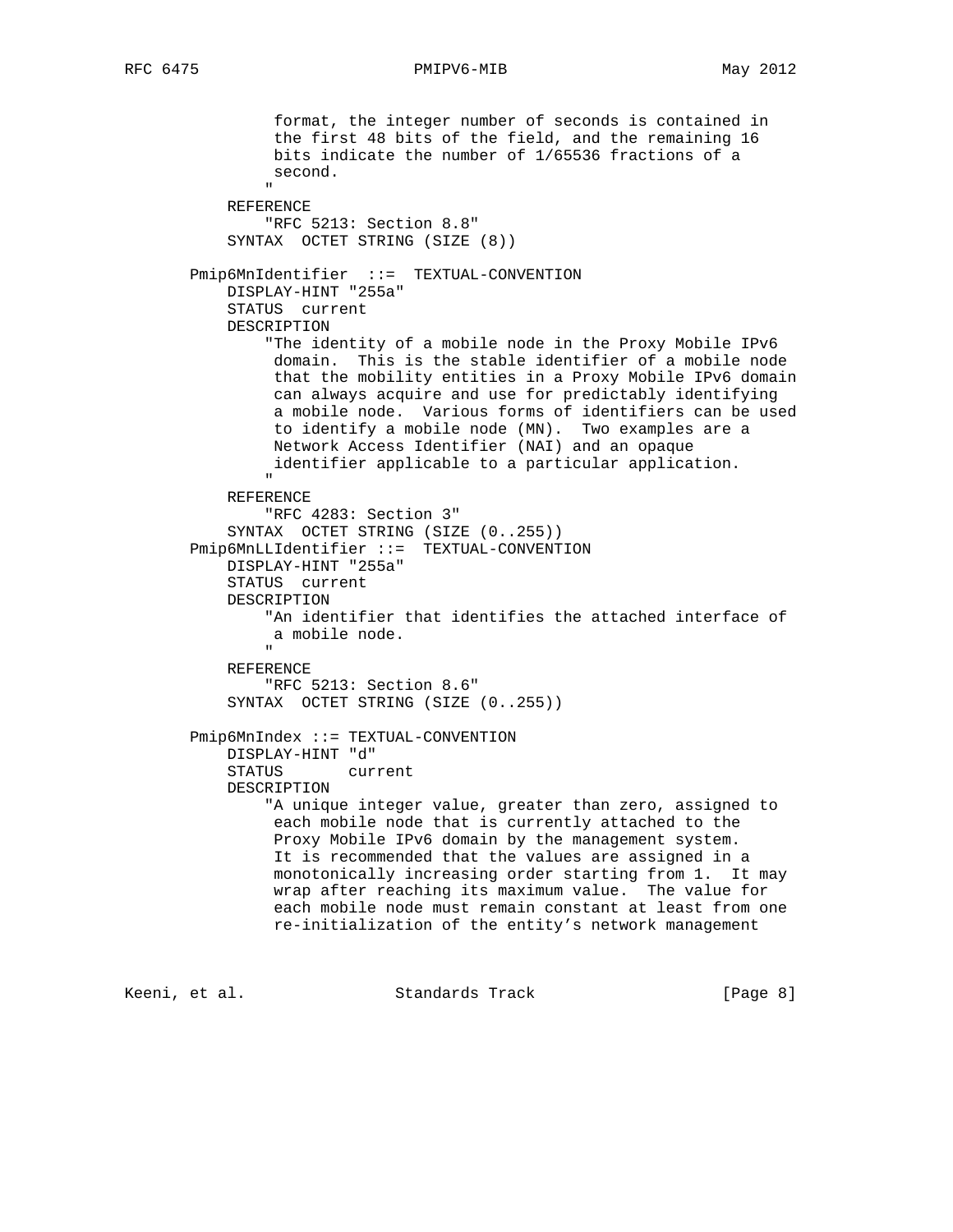```
             format, the integer number of seconds is contained in
             the first 48 bits of the field, and the remaining 16
             bits indicate the number of 1/65536 fractions of a
             second.
            "
        REFERENCE
            "RFC 5213: Section 8.8"
        SYNTAX  OCTET STRING (SIZE (8))

    Pmip6MnIdentifier  ::=  TEXTUAL-CONVENTION
        DISPLAY-HINT "255a"
        STATUS  current
        DESCRIPTION
            "The identity of a mobile node in the Proxy Mobile IPv6
             domain.  This is the stable identifier of a mobile node
             that the mobility entities in a Proxy Mobile IPv6 domain
             can always acquire and use for predictably identifying
             a mobile node.  Various forms of identifiers can be used
             to identify a mobile node (MN).  Two examples are a
             Network Access Identifier (NAI) and an opaque
             identifier applicable to a particular application.
            "
        REFERENCE
            "RFC 4283: Section 3"
        SYNTAX  OCTET STRING (SIZE (0..255))
    Pmip6MnLLIdentifier ::=  TEXTUAL-CONVENTION
        DISPLAY-HINT "255a"
        STATUS  current
        DESCRIPTION
            "An identifier that identifies the attached interface of
             a mobile node.
            "
        REFERENCE
            "RFC 5213: Section 8.6"
        SYNTAX  OCTET STRING (SIZE (0..255))

    Pmip6MnIndex ::= TEXTUAL-CONVENTION
        DISPLAY-HINT "d"
        STATUS       current
        DESCRIPTION
            "A unique integer value, greater than zero, assigned to
             each mobile node that is currently attached to the
             Proxy Mobile IPv6 domain by the management system.
             It is recommended that the values are assigned in a
             monotonically increasing order starting from 1.  It may
             wrap after reaching its maximum value.  The value for
             each mobile node must remain constant at least from one
             re-initialization of the entity's network management
```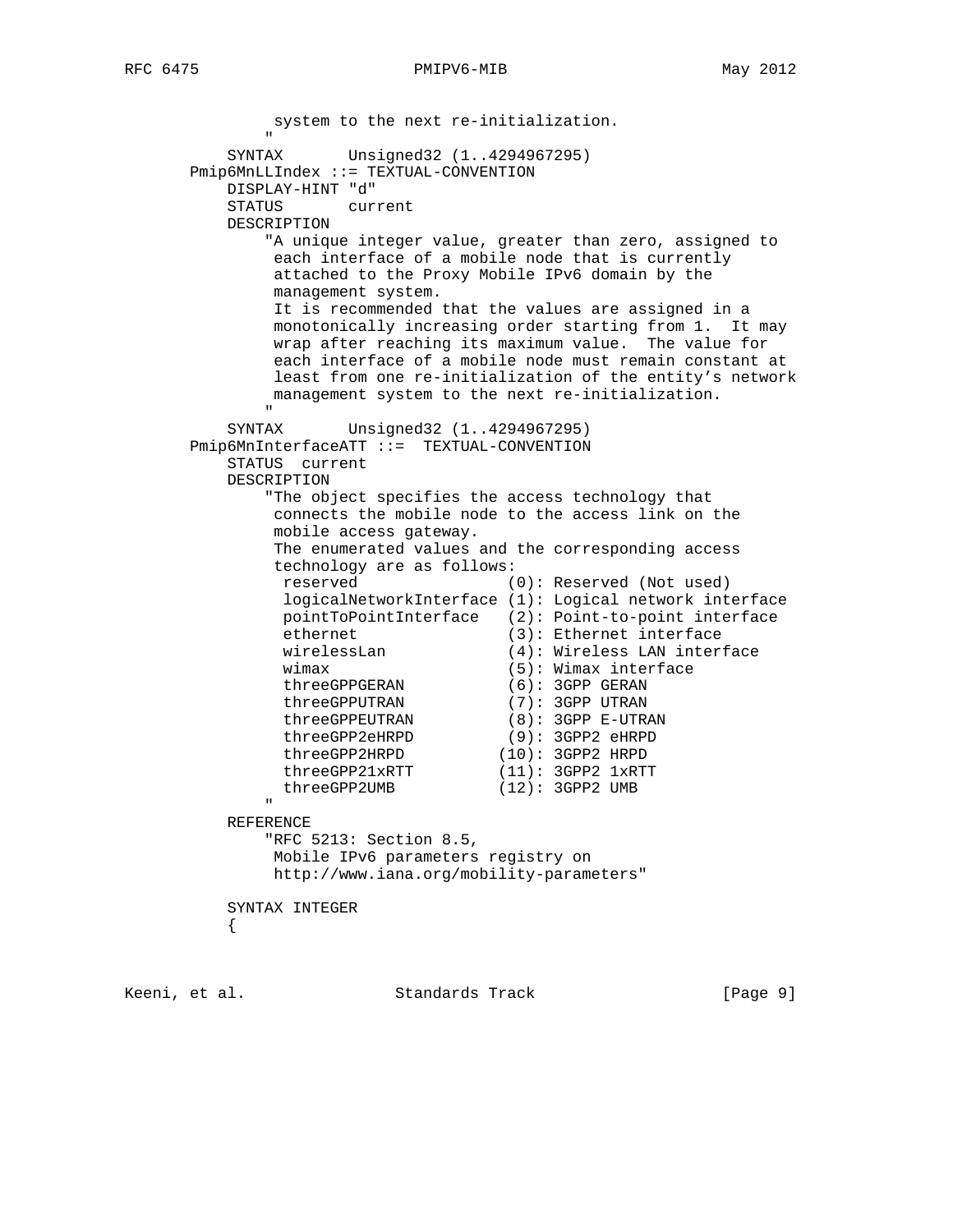```
             system to the next re-initialization.
            "
        SYNTAX       Unsigned32 (1..4294967295)
    Pmip6MnLLIndex ::= TEXTUAL-CONVENTION
        DISPLAY-HINT "d"
        STATUS       current
        DESCRIPTION
            "A unique integer value, greater than zero, assigned to
             each interface of a mobile node that is currently
             attached to the Proxy Mobile IPv6 domain by the
             management system.
             It is recommended that the values are assigned in a
             monotonically increasing order starting from 1.  It may
             wrap after reaching its maximum value.  The value for
             each interface of a mobile node must remain constant at
             least from one re-initialization of the entity's network
             management system to the next re-initialization.
            "
        SYNTAX       Unsigned32 (1..4294967295)
    Pmip6MnInterfaceATT ::=  TEXTUAL-CONVENTION
        STATUS  current
        DESCRIPTION
            "The object specifies the access technology that
             connects the mobile node to the access link on the
             mobile access gateway.
             The enumerated values and the corresponding access
             technology are as follows:
              reserved               (0): Reserved (Not used)
              logicalNetworkInterface (1): Logical network interface
              pointToPointInterface   (2): Point-to-point interface
              ethernet               (3): Ethernet interface
              wirelessLan            (4): Wireless LAN interface
              wimax                  (5): Wimax interface
              threeGPPGERAN          (6): 3GPP GERAN
              threeGPPUTRAN          (7): 3GPP UTRAN
              threeGPPEUTRAN         (8): 3GPP E-UTRAN
              threeGPP2eHRPD         (9): 3GPP2 eHRPD
              threeGPP2HRPD         (10): 3GPP2 HRPD
              threeGPP21xRTT        (11): 3GPP2 1xRTT
              threeGPP2UMB          (12): 3GPP2 UMB
            "
        REFERENCE
            "RFC 5213: Section 8.5,
             Mobile IPv6 parameters registry on
             http://www.iana.org/mobility-parameters"

        SYNTAX INTEGER
        {
```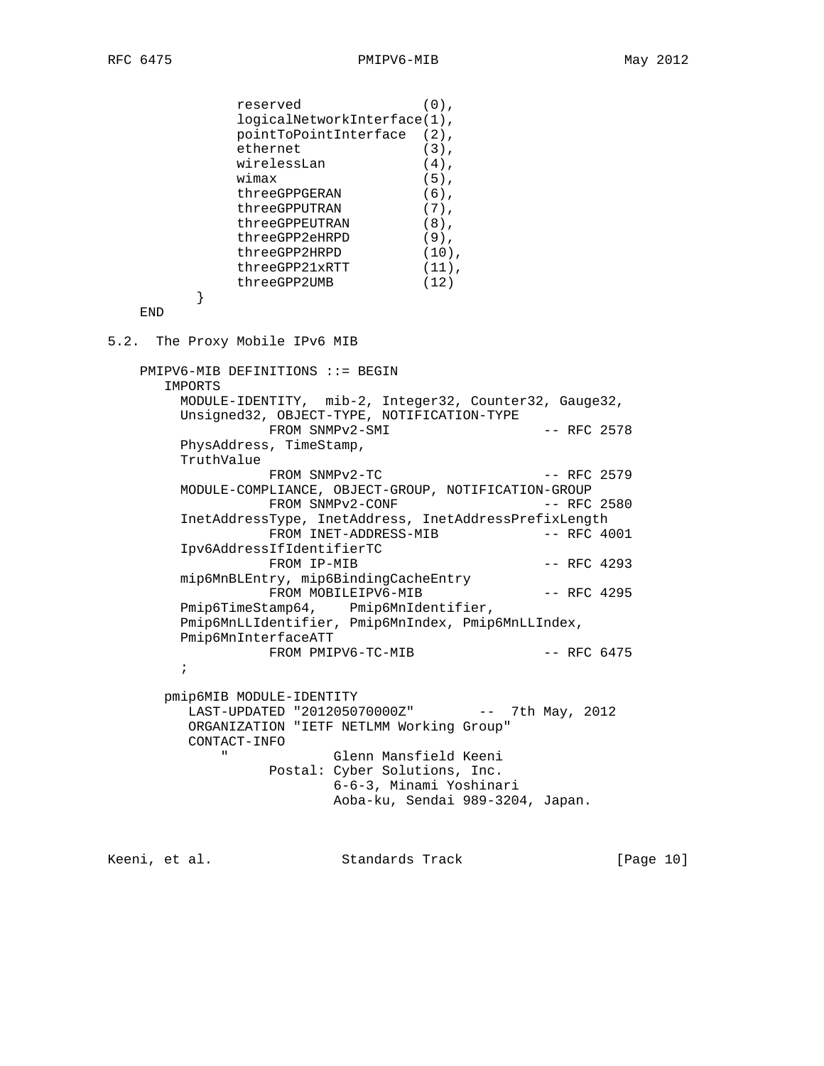```
               reserved              (0),
               logicalNetworkInterface(1),
               pointToPointInterface  (2),
               ethernet              (3),
               wirelessLan           (4),
               wimax                 (5),
               threeGPPGERAN         (6),
               threeGPPUTRAN         (7),
               threeGPPEUTRAN        (8),
               threeGPP2eHRPD        (9),
               threeGPP2HRPD         (10),
               threeGPP21xRTT        (11),
               threeGPP2UMB          (12)
          }
    END
```

## 5.2. The Proxy Mobile IPv6 MIB

```
    PMIPV6-MIB DEFINITIONS ::= BEGIN
       IMPORTS
         MODULE-IDENTITY,  mib-2, Integer32, Counter32, Gauge32,
         Unsigned32, OBJECT-TYPE, NOTIFICATION-TYPE
                   FROM SNMPv2-SMI                  -- RFC 2578
         PhysAddress, TimeStamp,
         TruthValue
                   FROM SNMPv2-TC                   -- RFC 2579
         MODULE-COMPLIANCE, OBJECT-GROUP, NOTIFICATION-GROUP
                   FROM SNMPv2-CONF                 -- RFC 2580
         InetAddressType, InetAddress, InetAddressPrefixLength
                   FROM INET-ADDRESS-MIB            -- RFC 4001
         Ipv6AddressIfIdentifierTC
                   FROM IP-MIB                      -- RFC 4293
         mip6MnBLEntry, mip6BindingCacheEntry
                   FROM MOBILEIPV6-MIB              -- RFC 4295
         Pmip6TimeStamp64,    Pmip6MnIdentifier,
         Pmip6MnLLIdentifier, Pmip6MnIndex, Pmip6MnLLIndex,
         Pmip6MnInterfaceATT
                   FROM PMIPV6-TC-MIB               -- RFC 6475
         ;

       pmip6MIB MODULE-IDENTITY
          LAST-UPDATED "201205070000Z"        --  7th May, 2012
          ORGANIZATION "IETF NETLMM Working Group"
          CONTACT-INFO
              "              Glenn Mansfield Keeni
                    Postal: Cyber Solutions, Inc.
                            6-6-3, Minami Yoshinari
                            Aoba-ku, Sendai 989-3204, Japan.
```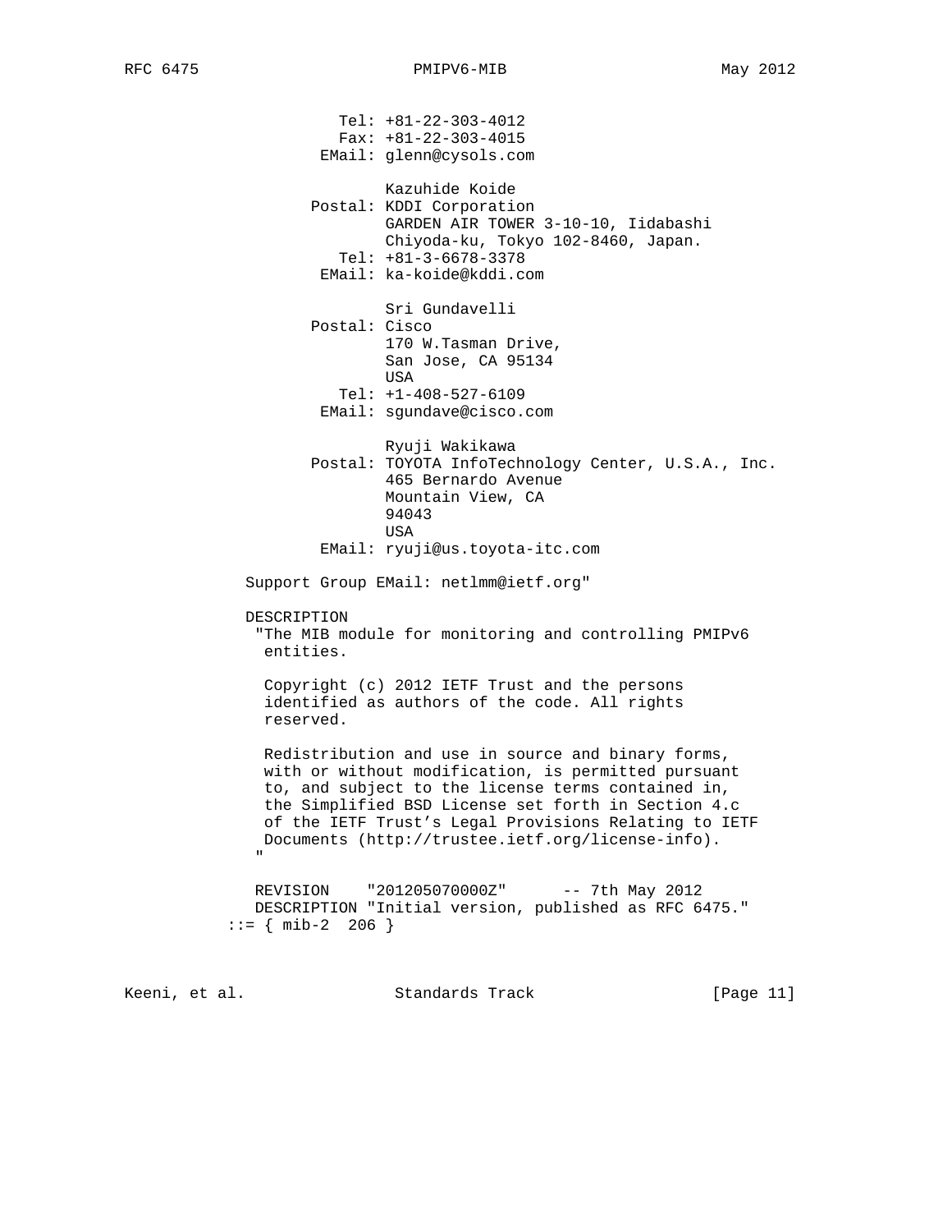```
                  Tel: +81-22-303-4012
                  Fax: +81-22-303-4015
                EMail: glenn@cysols.com

                       Kazuhide Koide
               Postal: KDDI Corporation
                       GARDEN AIR TOWER 3-10-10, Iidabashi
                       Chiyoda-ku, Tokyo 102-8460, Japan.
                  Tel: +81-3-6678-3378
                EMail: ka-koide@kddi.com

                       Sri Gundavelli
               Postal: Cisco
                       170 W.Tasman Drive,
                       San Jose, CA 95134
                       USA
                  Tel: +1-408-527-6109
                EMail: sgundave@cisco.com

                       Ryuji Wakikawa
               Postal: TOYOTA InfoTechnology Center, U.S.A., Inc.
                       465 Bernardo Avenue
                       Mountain View, CA
                       94043
                       USA
                EMail: ryuji@us.toyota-itc.com

         Support Group EMail: netlmm@ietf.org"

         DESCRIPTION
          "The MIB module for monitoring and controlling PMIPv6
           entities.

           Copyright (c) 2012 IETF Trust and the persons
           identified as authors of the code. All rights
           reserved.

           Redistribution and use in source and binary forms,
           with or without modification, is permitted pursuant
           to, and subject to the license terms contained in,
           the Simplified BSD License set forth in Section 4.c
           of the IETF Trust's Legal Provisions Relating to IETF
           Documents (http://trustee.ietf.org/license-info).
          "

          REVISION    "201205070000Z"      -- 7th May 2012
          DESCRIPTION "Initial version, published as RFC 6475."
       ::= { mib-2  206 }
```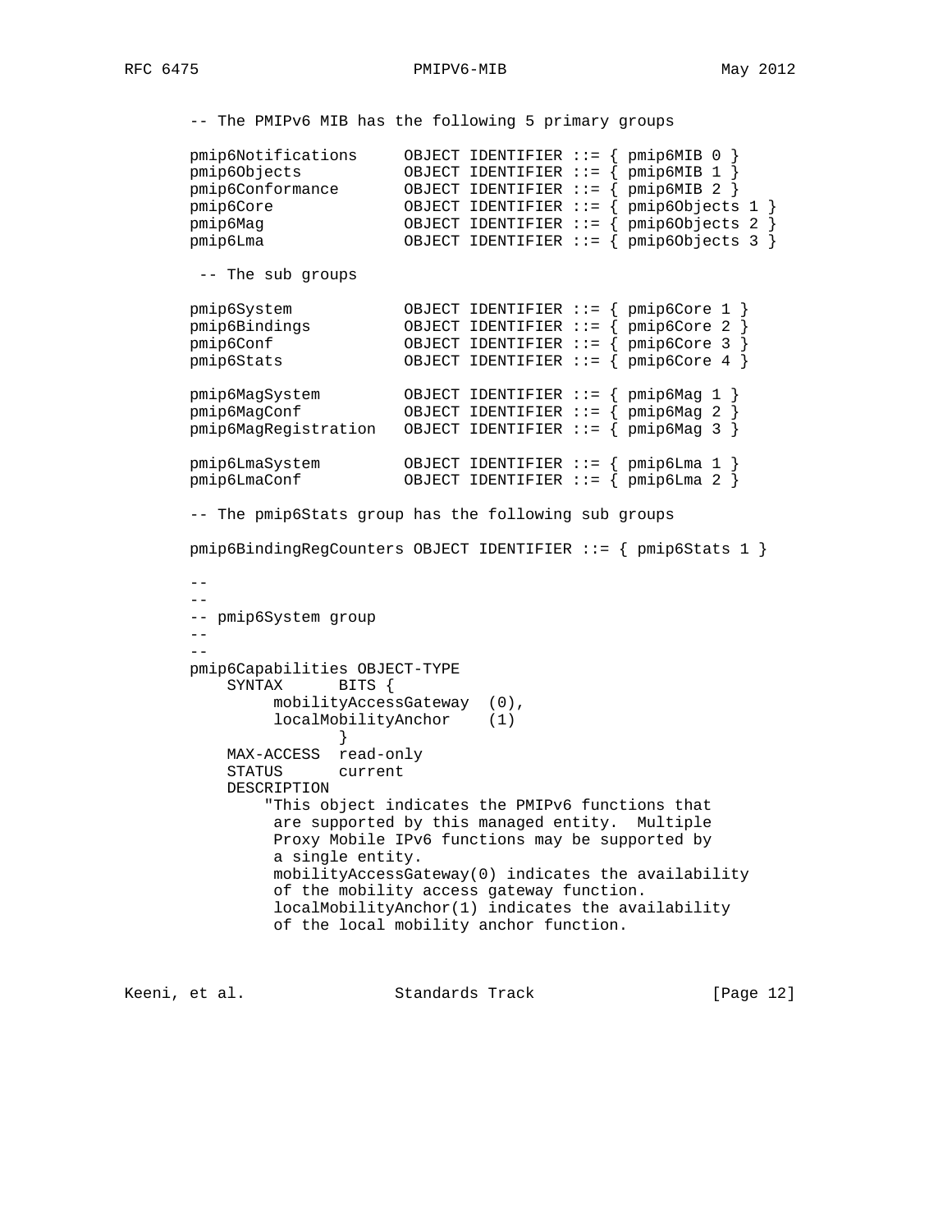```
-- The PMIPv6 MIB has the following 5 primary groups

pmip6Notifications     OBJECT IDENTIFIER ::= { pmip6MIB 0 }
pmip6Objects           OBJECT IDENTIFIER ::= { pmip6MIB 1 }
pmip6Conformance       OBJECT IDENTIFIER ::= { pmip6MIB 2 }
pmip6Core              OBJECT IDENTIFIER ::= { pmip6Objects 1 }
pmip6Mag               OBJECT IDENTIFIER ::= { pmip6Objects 2 }
pmip6Lma               OBJECT IDENTIFIER ::= { pmip6Objects 3 }

 -- The sub groups

pmip6System            OBJECT IDENTIFIER ::= { pmip6Core 1 }
pmip6Bindings          OBJECT IDENTIFIER ::= { pmip6Core 2 }
pmip6Conf              OBJECT IDENTIFIER ::= { pmip6Core 3 }
pmip6Stats             OBJECT IDENTIFIER ::= { pmip6Core 4 }

pmip6MagSystem         OBJECT IDENTIFIER ::= { pmip6Mag 1 }
pmip6MagConf           OBJECT IDENTIFIER ::= { pmip6Mag 2 }
pmip6MagRegistration   OBJECT IDENTIFIER ::= { pmip6Mag 3 }

pmip6LmaSystem         OBJECT IDENTIFIER ::= { pmip6Lma 1 }
pmip6LmaConf           OBJECT IDENTIFIER ::= { pmip6Lma 2 }

-- The pmip6Stats group has the following sub groups

pmip6BindingRegCounters OBJECT IDENTIFIER ::= { pmip6Stats 1 }

--
--
-- pmip6System group
--
--
pmip6Capabilities OBJECT-TYPE
    SYNTAX      BITS {
         mobilityAccessGateway  (0),
         localMobilityAnchor    (1)
                }
    MAX-ACCESS  read-only
    STATUS      current
    DESCRIPTION
        "This object indicates the PMIPv6 functions that
         are supported by this managed entity.  Multiple
         Proxy Mobile IPv6 functions may be supported by
         a single entity.
         mobilityAccessGateway(0) indicates the availability
         of the mobility access gateway function.
         localMobilityAnchor(1) indicates the availability
         of the local mobility anchor function.
```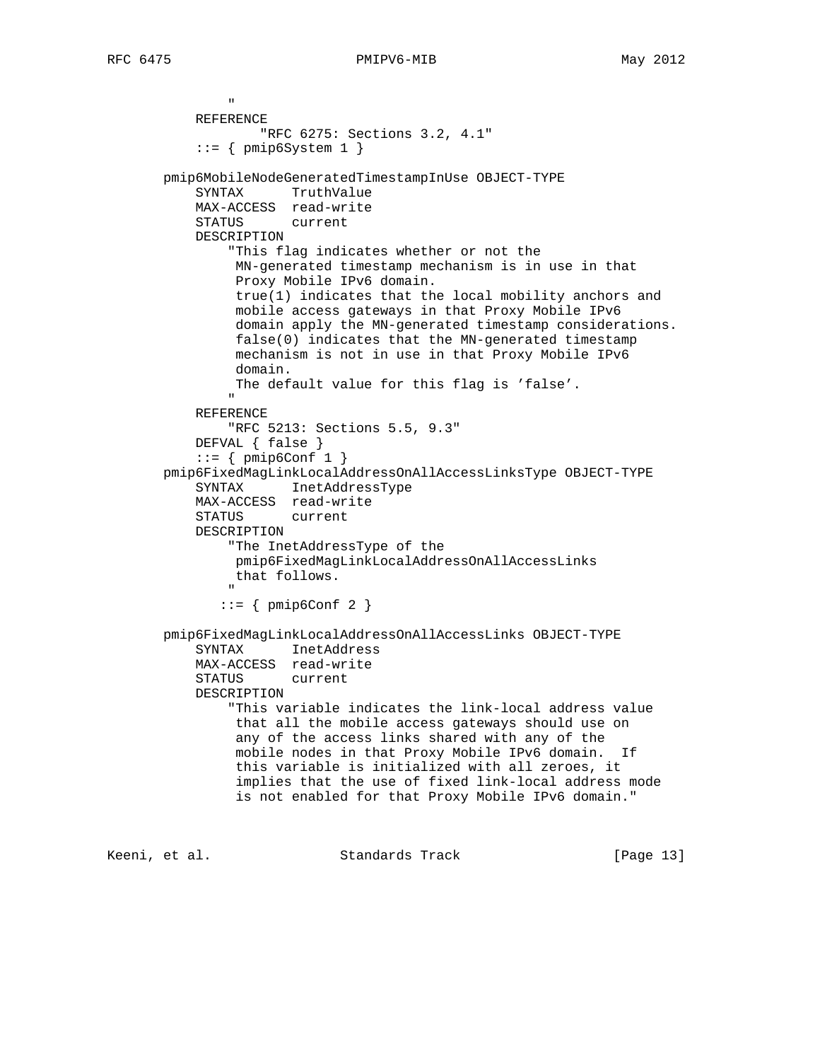```
               "
           REFERENCE
                   "RFC 6275: Sections 3.2, 4.1"
           ::= { pmip6System 1 }

       pmip6MobileNodeGeneratedTimestampInUse OBJECT-TYPE
           SYNTAX      TruthValue
           MAX-ACCESS  read-write
           STATUS      current
           DESCRIPTION
               "This flag indicates whether or not the
                MN-generated timestamp mechanism is in use in that
                Proxy Mobile IPv6 domain.
                true(1) indicates that the local mobility anchors and
                mobile access gateways in that Proxy Mobile IPv6
                domain apply the MN-generated timestamp considerations.
                false(0) indicates that the MN-generated timestamp
                mechanism is not in use in that Proxy Mobile IPv6
                domain.
                The default value for this flag is 'false'.
               "
           REFERENCE
               "RFC 5213: Sections 5.5, 9.3"
           DEFVAL { false }
           ::= { pmip6Conf 1 }
       pmip6FixedMagLinkLocalAddressOnAllAccessLinksType OBJECT-TYPE
           SYNTAX      InetAddressType
           MAX-ACCESS  read-write
           STATUS      current
           DESCRIPTION
               "The InetAddressType of the
                pmip6FixedMagLinkLocalAddressOnAllAccessLinks
                that follows.
               "
              ::= { pmip6Conf 2 }

       pmip6FixedMagLinkLocalAddressOnAllAccessLinks OBJECT-TYPE
           SYNTAX      InetAddress
           MAX-ACCESS  read-write
           STATUS      current
           DESCRIPTION
               "This variable indicates the link-local address value
                that all the mobile access gateways should use on
                any of the access links shared with any of the
                mobile nodes in that Proxy Mobile IPv6 domain.  If
                this variable is initialized with all zeroes, it
                implies that the use of fixed link-local address mode
                is not enabled for that Proxy Mobile IPv6 domain."
```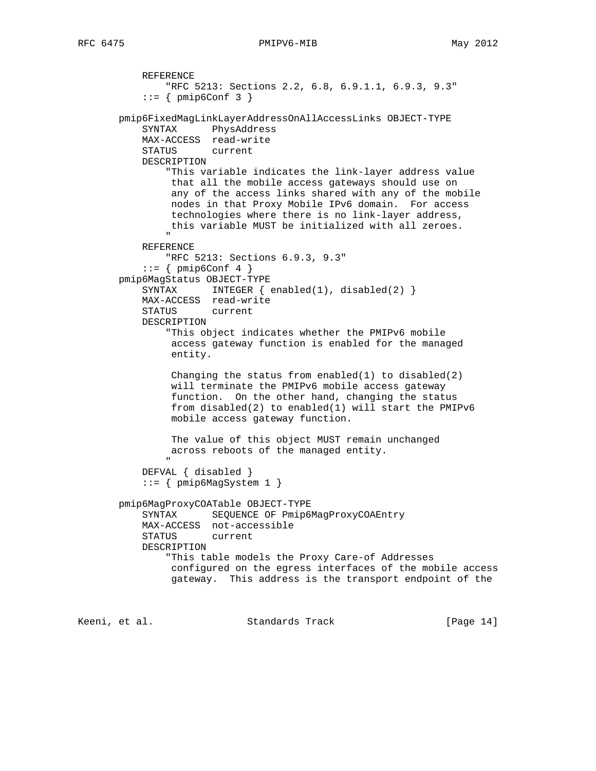```
           REFERENCE
               "RFC 5213: Sections 2.2, 6.8, 6.9.1.1, 6.9.3, 9.3"
           ::= { pmip6Conf 3 }

       pmip6FixedMagLinkLayerAddressOnAllAccessLinks OBJECT-TYPE
           SYNTAX      PhysAddress
           MAX-ACCESS  read-write
           STATUS      current
           DESCRIPTION
               "This variable indicates the link-layer address value
                that all the mobile access gateways should use on
                any of the access links shared with any of the mobile
                nodes in that Proxy Mobile IPv6 domain.  For access
                technologies where there is no link-layer address,
                this variable MUST be initialized with all zeroes.
               "
           REFERENCE
               "RFC 5213: Sections 6.9.3, 9.3"
           ::= { pmip6Conf 4 }
       pmip6MagStatus OBJECT-TYPE
           SYNTAX      INTEGER { enabled(1), disabled(2) }
           MAX-ACCESS  read-write
           STATUS      current
           DESCRIPTION
               "This object indicates whether the PMIPv6 mobile
                access gateway function is enabled for the managed
                entity.

                Changing the status from enabled(1) to disabled(2)
                will terminate the PMIPv6 mobile access gateway
                function.  On the other hand, changing the status
                from disabled(2) to enabled(1) will start the PMIPv6
                mobile access gateway function.

                The value of this object MUST remain unchanged
                across reboots of the managed entity.
               "
           DEFVAL { disabled }
           ::= { pmip6MagSystem 1 }

       pmip6MagProxyCOATable OBJECT-TYPE
           SYNTAX      SEQUENCE OF Pmip6MagProxyCOAEntry
           MAX-ACCESS  not-accessible
           STATUS      current
           DESCRIPTION
               "This table models the Proxy Care-of Addresses
                configured on the egress interfaces of the mobile access
                gateway.  This address is the transport endpoint of the
```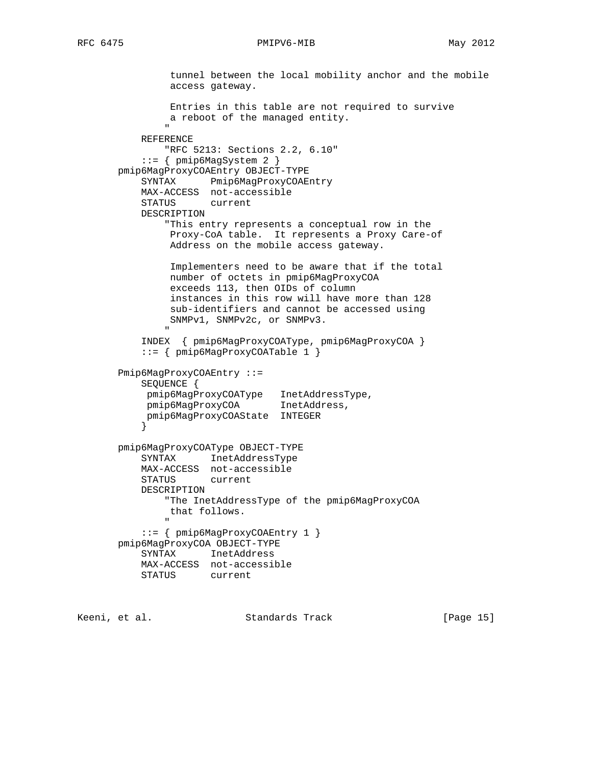```
             tunnel between the local mobility anchor and the mobile
             access gateway.

             Entries in this table are not required to survive
             a reboot of the managed entity.
            "
        REFERENCE
            "RFC 5213: Sections 2.2, 6.10"
        ::= { pmip6MagSystem 2 }
    pmip6MagProxyCOAEntry OBJECT-TYPE
        SYNTAX      Pmip6MagProxyCOAEntry
        MAX-ACCESS  not-accessible
        STATUS      current
        DESCRIPTION
            "This entry represents a conceptual row in the
             Proxy-CoA table.  It represents a Proxy Care-of
             Address on the mobile access gateway.

             Implementers need to be aware that if the total
             number of octets in pmip6MagProxyCOA
             exceeds 113, then OIDs of column
             instances in this row will have more than 128
             sub-identifiers and cannot be accessed using
             SNMPv1, SNMPv2c, or SNMPv3.
            "
        INDEX  { pmip6MagProxyCOAType, pmip6MagProxyCOA }
        ::= { pmip6MagProxyCOATable 1 }

    Pmip6MagProxyCOAEntry ::=
        SEQUENCE {
         pmip6MagProxyCOAType   InetAddressType,
         pmip6MagProxyCOA       InetAddress,
         pmip6MagProxyCOAState  INTEGER
        }

    pmip6MagProxyCOAType OBJECT-TYPE
        SYNTAX      InetAddressType
        MAX-ACCESS  not-accessible
        STATUS      current
        DESCRIPTION
            "The InetAddressType of the pmip6MagProxyCOA
             that follows.
            "
        ::= { pmip6MagProxyCOAEntry 1 }
    pmip6MagProxyCOA OBJECT-TYPE
        SYNTAX      InetAddress
        MAX-ACCESS  not-accessible
        STATUS      current
```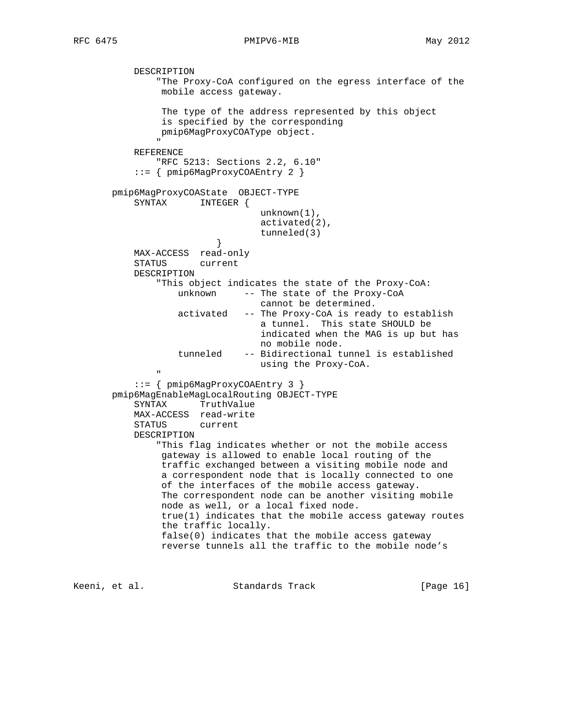```
          DESCRIPTION
              "The Proxy-CoA configured on the egress interface of the
               mobile access gateway.

               The type of the address represented by this object
               is specified by the corresponding
               pmip6MagProxyCOAType object.
              "
          REFERENCE
              "RFC 5213: Sections 2.2, 6.10"
          ::= { pmip6MagProxyCOAEntry 2 }

      pmip6MagProxyCOAState  OBJECT-TYPE
          SYNTAX      INTEGER {
                              unknown(1),
                              activated(2),
                              tunneled(3)
                      }
          MAX-ACCESS  read-only
          STATUS      current
          DESCRIPTION
              "This object indicates the state of the Proxy-CoA:
                  unknown     -- The state of the Proxy-CoA
                                 cannot be determined.
                  activated   -- The Proxy-CoA is ready to establish
                                 a tunnel.  This state SHOULD be
                                 indicated when the MAG is up but has
                                 no mobile node.
                  tunneled    -- Bidirectional tunnel is established
                                 using the Proxy-CoA.
              "
          ::= { pmip6MagProxyCOAEntry 3 }
      pmip6MagEnableMagLocalRouting OBJECT-TYPE
          SYNTAX      TruthValue
          MAX-ACCESS  read-write
          STATUS      current
          DESCRIPTION
              "This flag indicates whether or not the mobile access
               gateway is allowed to enable local routing of the
               traffic exchanged between a visiting mobile node and
               a correspondent node that is locally connected to one
               of the interfaces of the mobile access gateway.
               The correspondent node can be another visiting mobile
               node as well, or a local fixed node.
               true(1) indicates that the mobile access gateway routes
               the traffic locally.
               false(0) indicates that the mobile access gateway
               reverse tunnels all the traffic to the mobile node's
```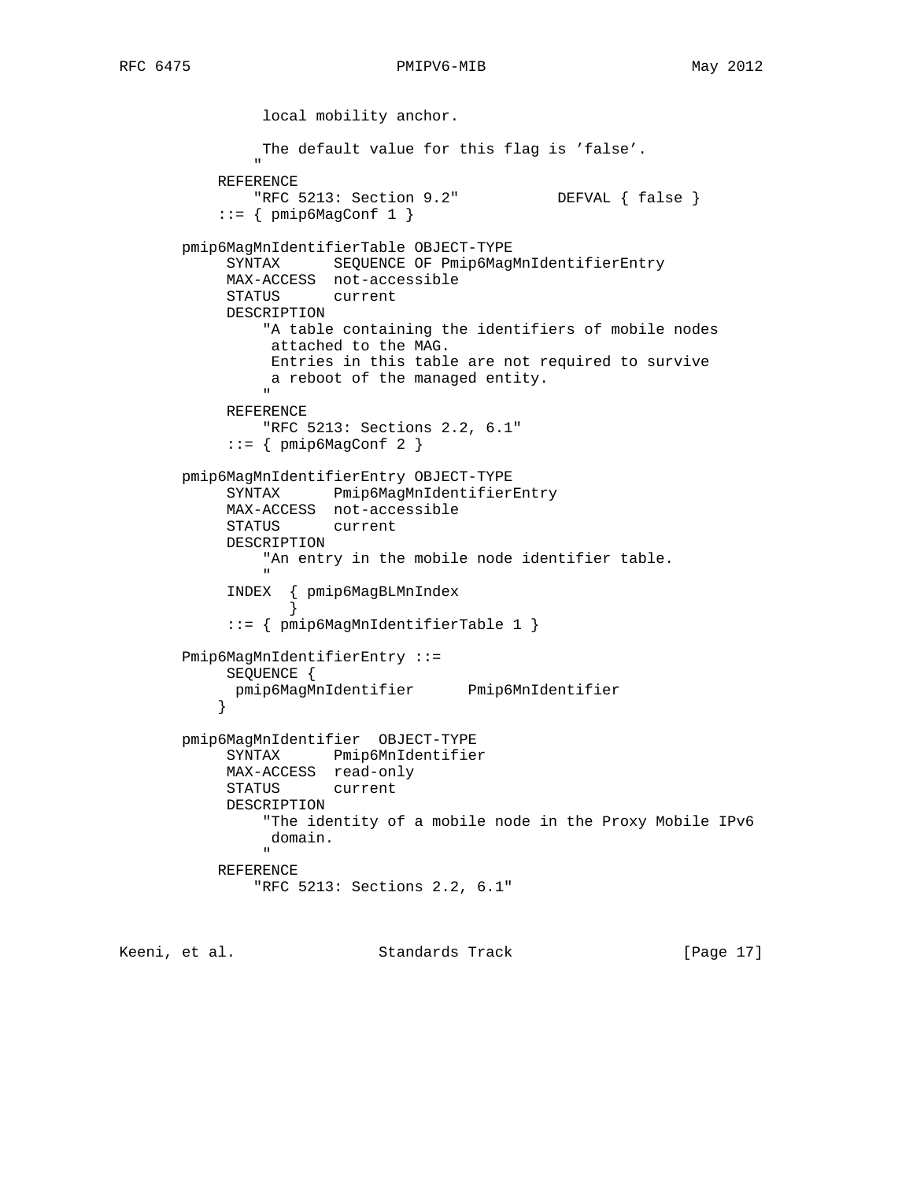```
               local mobility anchor.

               The default value for this flag is 'false'.
             "
           REFERENCE
              "RFC 5213: Section 9.2"           DEFVAL { false }
           ::= { pmip6MagConf 1 }

       pmip6MagMnIdentifierTable OBJECT-TYPE
            SYNTAX      SEQUENCE OF Pmip6MagMnIdentifierEntry
            MAX-ACCESS  not-accessible
            STATUS      current
            DESCRIPTION
                "A table containing the identifiers of mobile nodes
                 attached to the MAG.
                 Entries in this table are not required to survive
                 a reboot of the managed entity.
                "
            REFERENCE
                "RFC 5213: Sections 2.2, 6.1"
            ::= { pmip6MagConf 2 }

       pmip6MagMnIdentifierEntry OBJECT-TYPE
            SYNTAX      Pmip6MagMnIdentifierEntry
            MAX-ACCESS  not-accessible
            STATUS      current
            DESCRIPTION
                "An entry in the mobile node identifier table.
                "
            INDEX  { pmip6MagBLMnIndex
                   }
            ::= { pmip6MagMnIdentifierTable 1 }

       Pmip6MagMnIdentifierEntry ::=
            SEQUENCE {
             pmip6MagMnIdentifier      Pmip6MnIdentifier
           }

       pmip6MagMnIdentifier  OBJECT-TYPE
            SYNTAX      Pmip6MnIdentifier
            MAX-ACCESS  read-only
            STATUS      current
            DESCRIPTION
                "The identity of a mobile node in the Proxy Mobile IPv6
                 domain.
                "
           REFERENCE
              "RFC 5213: Sections 2.2, 6.1"
```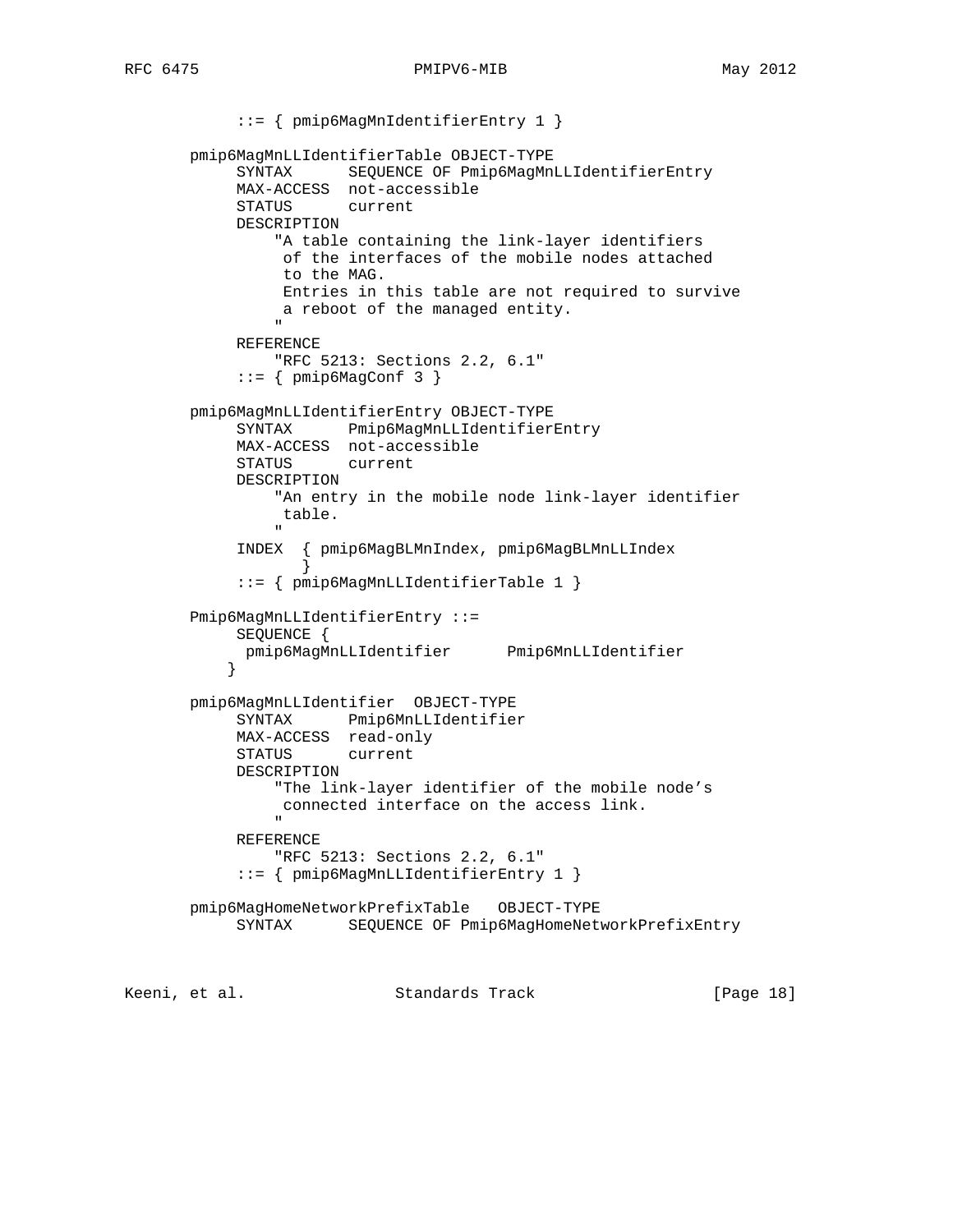```
           ::= { pmip6MagMnIdentifierEntry 1 }

       pmip6MagMnLLIdentifierTable OBJECT-TYPE
            SYNTAX      SEQUENCE OF Pmip6MagMnLLIdentifierEntry
            MAX-ACCESS  not-accessible
            STATUS      current
            DESCRIPTION
                "A table containing the link-layer identifiers
                 of the interfaces of the mobile nodes attached
                 to the MAG.
                 Entries in this table are not required to survive
                 a reboot of the managed entity.
                "
            REFERENCE
                "RFC 5213: Sections 2.2, 6.1"
            ::= { pmip6MagConf 3 }

       pmip6MagMnLLIdentifierEntry OBJECT-TYPE
            SYNTAX      Pmip6MagMnLLIdentifierEntry
            MAX-ACCESS  not-accessible
            STATUS      current
            DESCRIPTION
                "An entry in the mobile node link-layer identifier
                 table.
                "
            INDEX  { pmip6MagBLMnIndex, pmip6MagBLMnLLIndex
                   }
            ::= { pmip6MagMnLLIdentifierTable 1 }

       Pmip6MagMnLLIdentifierEntry ::=
            SEQUENCE {
             pmip6MagMnLLIdentifier      Pmip6MnLLIdentifier
           }

       pmip6MagMnLLIdentifier  OBJECT-TYPE
            SYNTAX      Pmip6MnLLIdentifier
            MAX-ACCESS  read-only
            STATUS      current
            DESCRIPTION
                "The link-layer identifier of the mobile node's
                 connected interface on the access link.
                "
            REFERENCE
                "RFC 5213: Sections 2.2, 6.1"
            ::= { pmip6MagMnLLIdentifierEntry 1 }

       pmip6MagHomeNetworkPrefixTable   OBJECT-TYPE
            SYNTAX      SEQUENCE OF Pmip6MagHomeNetworkPrefixEntry
```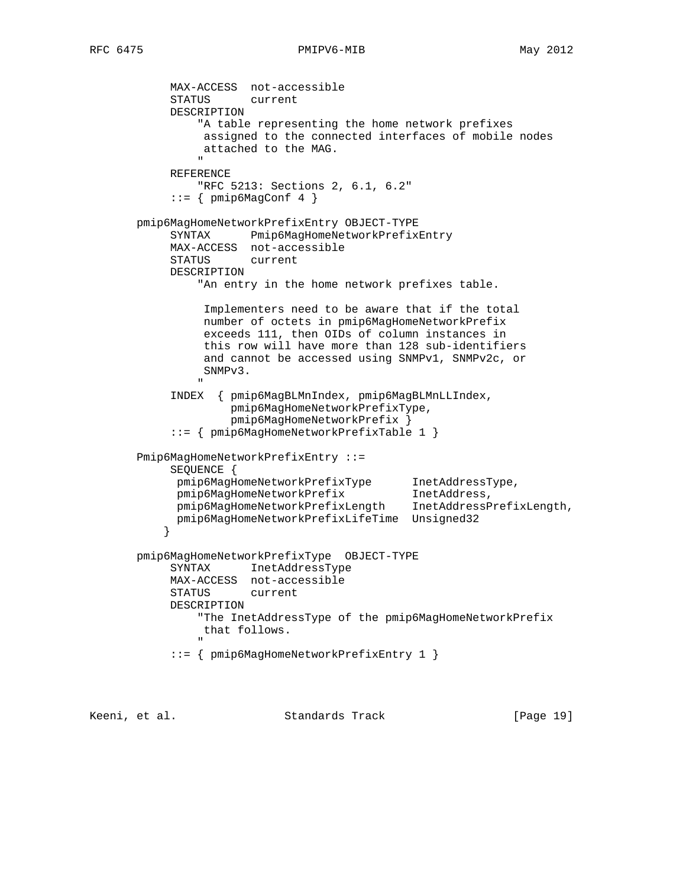```
          MAX-ACCESS  not-accessible
          STATUS      current
          DESCRIPTION
              "A table representing the home network prefixes
               assigned to the connected interfaces of mobile nodes
               attached to the MAG.
              "
          REFERENCE
              "RFC 5213: Sections 2, 6.1, 6.2"
          ::= { pmip6MagConf 4 }

     pmip6MagHomeNetworkPrefixEntry OBJECT-TYPE
          SYNTAX      Pmip6MagHomeNetworkPrefixEntry
          MAX-ACCESS  not-accessible
          STATUS      current
          DESCRIPTION
              "An entry in the home network prefixes table.

               Implementers need to be aware that if the total
               number of octets in pmip6MagHomeNetworkPrefix
               exceeds 111, then OIDs of column instances in
               this row will have more than 128 sub-identifiers
               and cannot be accessed using SNMPv1, SNMPv2c, or
               SNMPv3.
              "
          INDEX  { pmip6MagBLMnIndex, pmip6MagBLMnLLIndex,
                   pmip6MagHomeNetworkPrefixType,
                   pmip6MagHomeNetworkPrefix }
          ::= { pmip6MagHomeNetworkPrefixTable 1 }

     Pmip6MagHomeNetworkPrefixEntry ::=
          SEQUENCE {
           pmip6MagHomeNetworkPrefixType      InetAddressType,
           pmip6MagHomeNetworkPrefix          InetAddress,
           pmip6MagHomeNetworkPrefixLength    InetAddressPrefixLength,
           pmip6MagHomeNetworkPrefixLifeTime  Unsigned32
         }

     pmip6MagHomeNetworkPrefixType  OBJECT-TYPE
          SYNTAX      InetAddressType
          MAX-ACCESS  not-accessible
          STATUS      current
          DESCRIPTION
              "The InetAddressType of the pmip6MagHomeNetworkPrefix
               that follows.
              "
          ::= { pmip6MagHomeNetworkPrefixEntry 1 }
```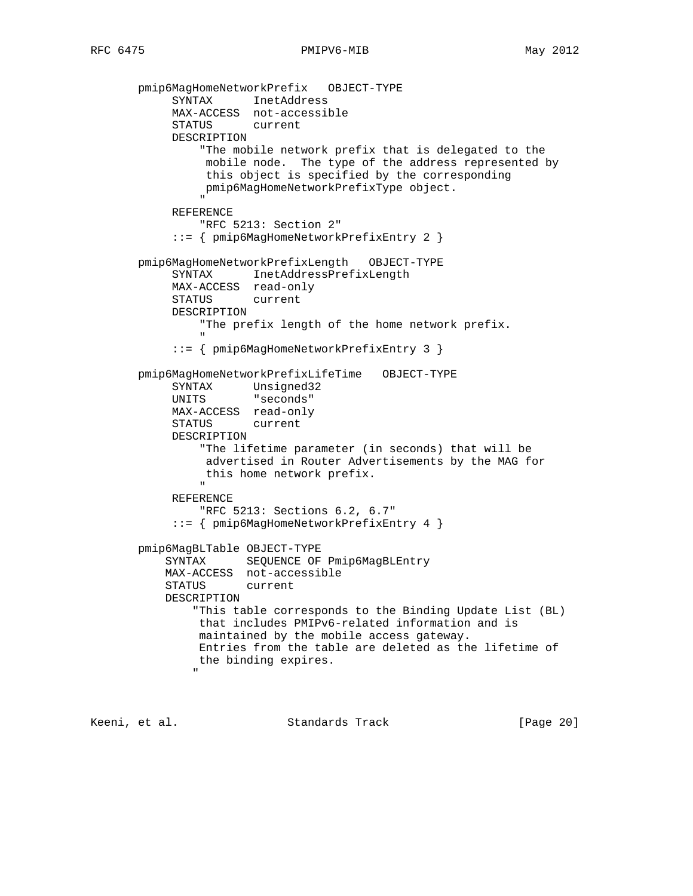```
       pmip6MagHomeNetworkPrefix   OBJECT-TYPE
            SYNTAX      InetAddress
            MAX-ACCESS  not-accessible
            STATUS      current
            DESCRIPTION
                "The mobile network prefix that is delegated to the
                 mobile node.  The type of the address represented by
                 this object is specified by the corresponding
                 pmip6MagHomeNetworkPrefixType object.
                "
            REFERENCE
                "RFC 5213: Section 2"
            ::= { pmip6MagHomeNetworkPrefixEntry 2 }

       pmip6MagHomeNetworkPrefixLength   OBJECT-TYPE
            SYNTAX      InetAddressPrefixLength
            MAX-ACCESS  read-only
            STATUS      current
            DESCRIPTION
                "The prefix length of the home network prefix.
                "
            ::= { pmip6MagHomeNetworkPrefixEntry 3 }

       pmip6MagHomeNetworkPrefixLifeTime   OBJECT-TYPE
            SYNTAX      Unsigned32
            UNITS       "seconds"
            MAX-ACCESS  read-only
            STATUS      current
            DESCRIPTION
                "The lifetime parameter (in seconds) that will be
                 advertised in Router Advertisements by the MAG for
                 this home network prefix.
                "
            REFERENCE
                "RFC 5213: Sections 6.2, 6.7"
            ::= { pmip6MagHomeNetworkPrefixEntry 4 }

       pmip6MagBLTable OBJECT-TYPE
           SYNTAX      SEQUENCE OF Pmip6MagBLEntry
           MAX-ACCESS  not-accessible
           STATUS      current
           DESCRIPTION
               "This table corresponds to the Binding Update List (BL)
                that includes PMIPv6-related information and is
                maintained by the mobile access gateway.
                Entries from the table are deleted as the lifetime of
                the binding expires.
               "
```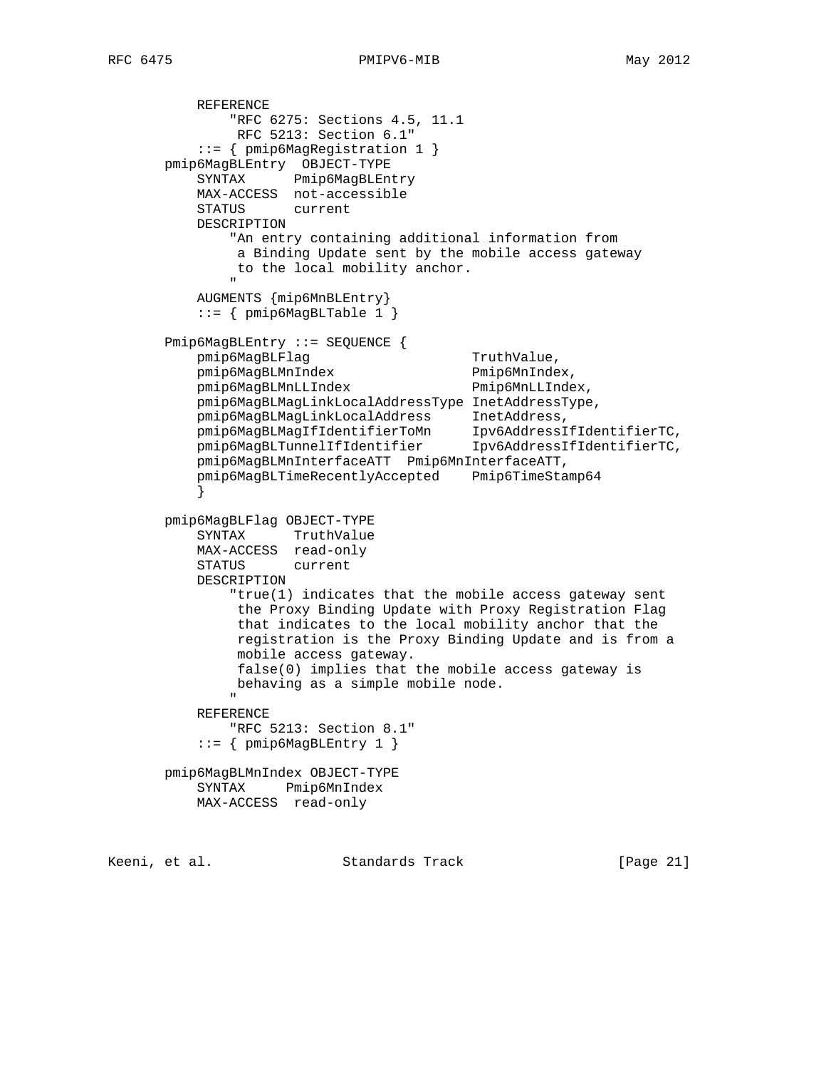```
           REFERENCE
               "RFC 6275: Sections 4.5, 11.1
                RFC 5213: Section 6.1"
           ::= { pmip6MagRegistration 1 }
       pmip6MagBLEntry  OBJECT-TYPE
           SYNTAX      Pmip6MagBLEntry
           MAX-ACCESS  not-accessible
           STATUS      current
           DESCRIPTION
               "An entry containing additional information from
                a Binding Update sent by the mobile access gateway
                to the local mobility anchor.
               "
           AUGMENTS {mip6MnBLEntry}
           ::= { pmip6MagBLTable 1 }

       Pmip6MagBLEntry ::= SEQUENCE {
           pmip6MagBLFlag                      TruthValue,
           pmip6MagBLMnIndex                   Pmip6MnIndex,
           pmip6MagBLMnLLIndex                 Pmip6MnLLIndex,
           pmip6MagBLMagLinkLocalAddressType InetAddressType,
           pmip6MagBLMagLinkLocalAddress     InetAddress,
           pmip6MagBLMagIfIdentifierToMn     Ipv6AddressIfIdentifierTC,
           pmip6MagBLTunnelIfIdentifier      Ipv6AddressIfIdentifierTC,
           pmip6MagBLMnInterfaceATT  Pmip6MnInterfaceATT,
           pmip6MagBLTimeRecentlyAccepted    Pmip6TimeStamp64
           }

       pmip6MagBLFlag OBJECT-TYPE
           SYNTAX      TruthValue
           MAX-ACCESS  read-only
           STATUS      current
           DESCRIPTION
               "true(1) indicates that the mobile access gateway sent
                the Proxy Binding Update with Proxy Registration Flag
                that indicates to the local mobility anchor that the
                registration is the Proxy Binding Update and is from a
                mobile access gateway.
                false(0) implies that the mobile access gateway is
                behaving as a simple mobile node.
               "
           REFERENCE
               "RFC 5213: Section 8.1"
           ::= { pmip6MagBLEntry 1 }

       pmip6MagBLMnIndex OBJECT-TYPE
           SYNTAX     Pmip6MnIndex
           MAX-ACCESS  read-only
```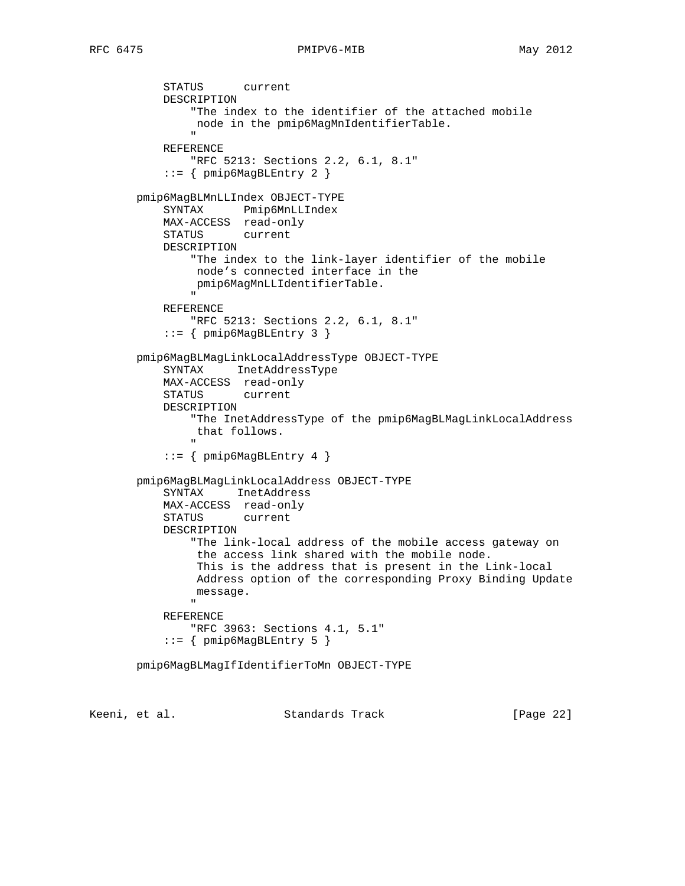```
           STATUS      current
           DESCRIPTION
               "The index to the identifier of the attached mobile
                node in the pmip6MagMnIdentifierTable.
               "
           REFERENCE
               "RFC 5213: Sections 2.2, 6.1, 8.1"
           ::= { pmip6MagBLEntry 2 }

       pmip6MagBLMnLLIndex OBJECT-TYPE
           SYNTAX      Pmip6MnLLIndex
           MAX-ACCESS  read-only
           STATUS      current
           DESCRIPTION
               "The index to the link-layer identifier of the mobile
                node's connected interface in the
                pmip6MagMnLLIdentifierTable.
               "
           REFERENCE
               "RFC 5213: Sections 2.2, 6.1, 8.1"
           ::= { pmip6MagBLEntry 3 }

       pmip6MagBLMagLinkLocalAddressType OBJECT-TYPE
           SYNTAX     InetAddressType
           MAX-ACCESS  read-only
           STATUS      current
           DESCRIPTION
               "The InetAddressType of the pmip6MagBLMagLinkLocalAddress
                that follows.
               "
           ::= { pmip6MagBLEntry 4 }

       pmip6MagBLMagLinkLocalAddress OBJECT-TYPE
           SYNTAX     InetAddress
           MAX-ACCESS  read-only
           STATUS      current
           DESCRIPTION
               "The link-local address of the mobile access gateway on
                the access link shared with the mobile node.
                This is the address that is present in the Link-local
                Address option of the corresponding Proxy Binding Update
                message.
               "
           REFERENCE
               "RFC 3963: Sections 4.1, 5.1"
           ::= { pmip6MagBLEntry 5 }

       pmip6MagBLMagIfIdentifierToMn OBJECT-TYPE
```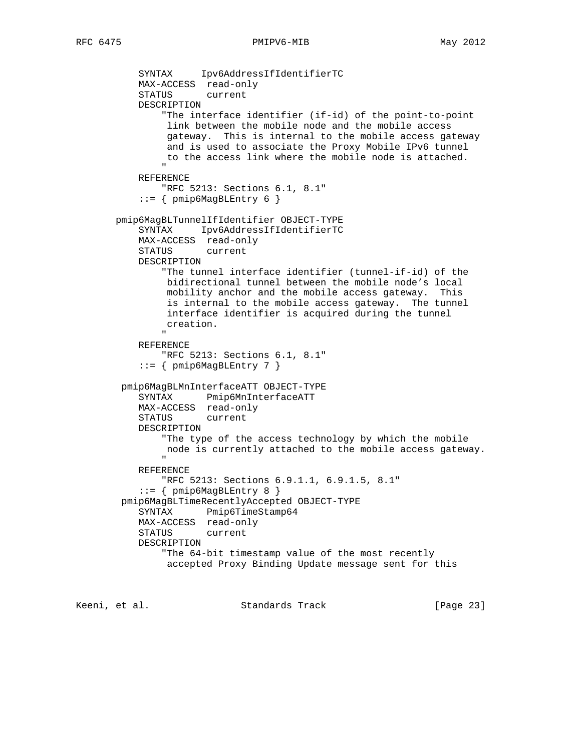```
           SYNTAX     Ipv6AddressIfIdentifierTC
           MAX-ACCESS  read-only
           STATUS      current
           DESCRIPTION
               "The interface identifier (if-id) of the point-to-point
                link between the mobile node and the mobile access
                gateway.  This is internal to the mobile access gateway
                and is used to associate the Proxy Mobile IPv6 tunnel
                to the access link where the mobile node is attached.
               "
           REFERENCE
               "RFC 5213: Sections 6.1, 8.1"
           ::= { pmip6MagBLEntry 6 }

       pmip6MagBLTunnelIfIdentifier OBJECT-TYPE
           SYNTAX     Ipv6AddressIfIdentifierTC
           MAX-ACCESS  read-only
           STATUS      current
           DESCRIPTION
               "The tunnel interface identifier (tunnel-if-id) of the
                bidirectional tunnel between the mobile node's local
                mobility anchor and the mobile access gateway.  This
                is internal to the mobile access gateway.  The tunnel
                interface identifier is acquired during the tunnel
                creation.
               "
           REFERENCE
               "RFC 5213: Sections 6.1, 8.1"
           ::= { pmip6MagBLEntry 7 }

        pmip6MagBLMnInterfaceATT OBJECT-TYPE
           SYNTAX      Pmip6MnInterfaceATT
           MAX-ACCESS  read-only
           STATUS      current
           DESCRIPTION
               "The type of the access technology by which the mobile
                node is currently attached to the mobile access gateway.
               "
           REFERENCE
               "RFC 5213: Sections 6.9.1.1, 6.9.1.5, 8.1"
           ::= { pmip6MagBLEntry 8 }
        pmip6MagBLTimeRecentlyAccepted OBJECT-TYPE
           SYNTAX      Pmip6TimeStamp64
           MAX-ACCESS  read-only
           STATUS      current
           DESCRIPTION
               "The 64-bit timestamp value of the most recently
                accepted Proxy Binding Update message sent for this
```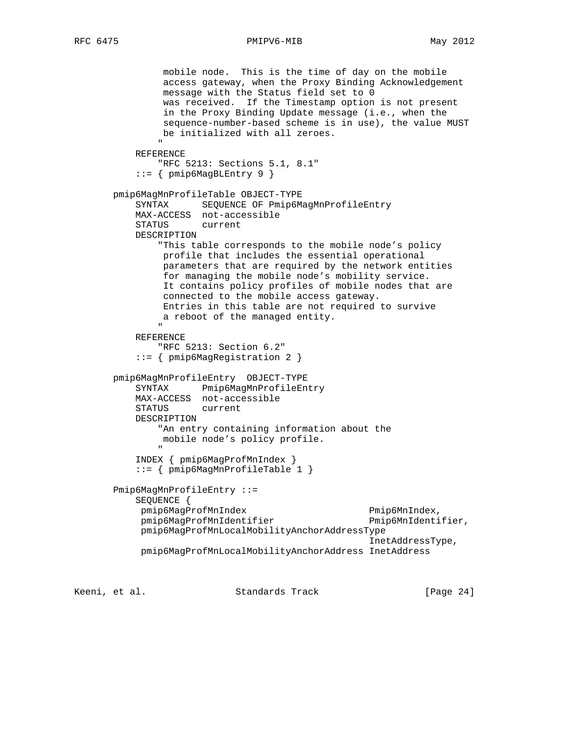```
              mobile node.  This is the time of day on the mobile
              access gateway, when the Proxy Binding Acknowledgement
              message with the Status field set to 0
              was received.  If the Timestamp option is not present
              in the Proxy Binding Update message (i.e., when the
              sequence-number-based scheme is in use), the value MUST
              be initialized with all zeroes.
             "
        REFERENCE
            "RFC 5213: Sections 5.1, 8.1"
        ::= { pmip6MagBLEntry 9 }

    pmip6MagMnProfileTable OBJECT-TYPE
        SYNTAX      SEQUENCE OF Pmip6MagMnProfileEntry
        MAX-ACCESS  not-accessible
        STATUS      current
        DESCRIPTION
            "This table corresponds to the mobile node's policy
             profile that includes the essential operational
             parameters that are required by the network entities
             for managing the mobile node's mobility service.
             It contains policy profiles of mobile nodes that are
             connected to the mobile access gateway.
             Entries in this table are not required to survive
             a reboot of the managed entity.
            "
        REFERENCE
            "RFC 5213: Section 6.2"
        ::= { pmip6MagRegistration 2 }

    pmip6MagMnProfileEntry  OBJECT-TYPE
        SYNTAX      Pmip6MagMnProfileEntry
        MAX-ACCESS  not-accessible
        STATUS      current
        DESCRIPTION
            "An entry containing information about the
             mobile node's policy profile.
            "
        INDEX { pmip6MagProfMnIndex }
        ::= { pmip6MagMnProfileTable 1 }

    Pmip6MagMnProfileEntry ::=
        SEQUENCE {
         pmip6MagProfMnIndex                      Pmip6MnIndex,
         pmip6MagProfMnIdentifier                 Pmip6MnIdentifier,
         pmip6MagProfMnLocalMobilityAnchorAddressType
                                                  InetAddressType,
         pmip6MagProfMnLocalMobilityAnchorAddress InetAddress
```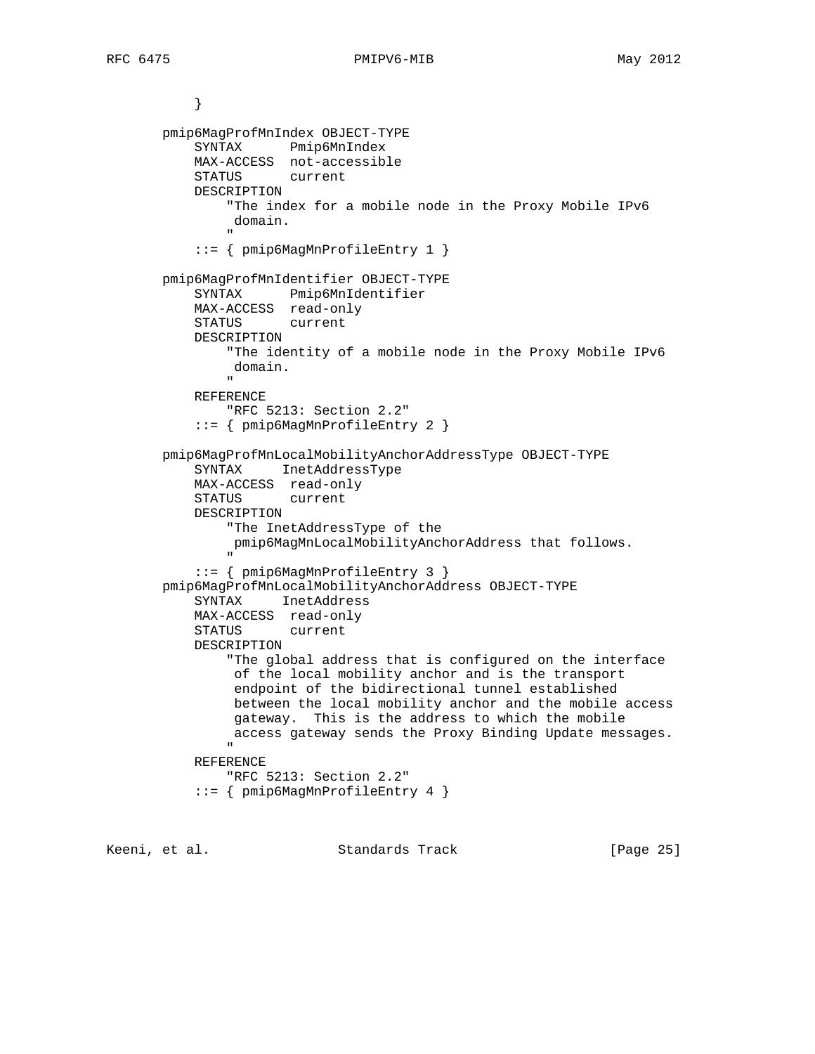```
          }

       pmip6MagProfMnIndex OBJECT-TYPE
           SYNTAX      Pmip6MnIndex
           MAX-ACCESS  not-accessible
           STATUS      current
           DESCRIPTION
               "The index for a mobile node in the Proxy Mobile IPv6
                domain.
               "
           ::= { pmip6MagMnProfileEntry 1 }

       pmip6MagProfMnIdentifier OBJECT-TYPE
           SYNTAX      Pmip6MnIdentifier
           MAX-ACCESS  read-only
           STATUS      current
           DESCRIPTION
               "The identity of a mobile node in the Proxy Mobile IPv6
                domain.
               "
           REFERENCE
               "RFC 5213: Section 2.2"
           ::= { pmip6MagMnProfileEntry 2 }

       pmip6MagProfMnLocalMobilityAnchorAddressType OBJECT-TYPE
           SYNTAX     InetAddressType
           MAX-ACCESS  read-only
           STATUS      current
           DESCRIPTION
               "The InetAddressType of the
                pmip6MagMnLocalMobilityAnchorAddress that follows.
               "
           ::= { pmip6MagMnProfileEntry 3 }
       pmip6MagProfMnLocalMobilityAnchorAddress OBJECT-TYPE
           SYNTAX     InetAddress
           MAX-ACCESS  read-only
           STATUS      current
           DESCRIPTION
               "The global address that is configured on the interface
                of the local mobility anchor and is the transport
                endpoint of the bidirectional tunnel established
                between the local mobility anchor and the mobile access
                gateway.  This is the address to which the mobile
                access gateway sends the Proxy Binding Update messages.
               "
           REFERENCE
               "RFC 5213: Section 2.2"
           ::= { pmip6MagMnProfileEntry 4 }
```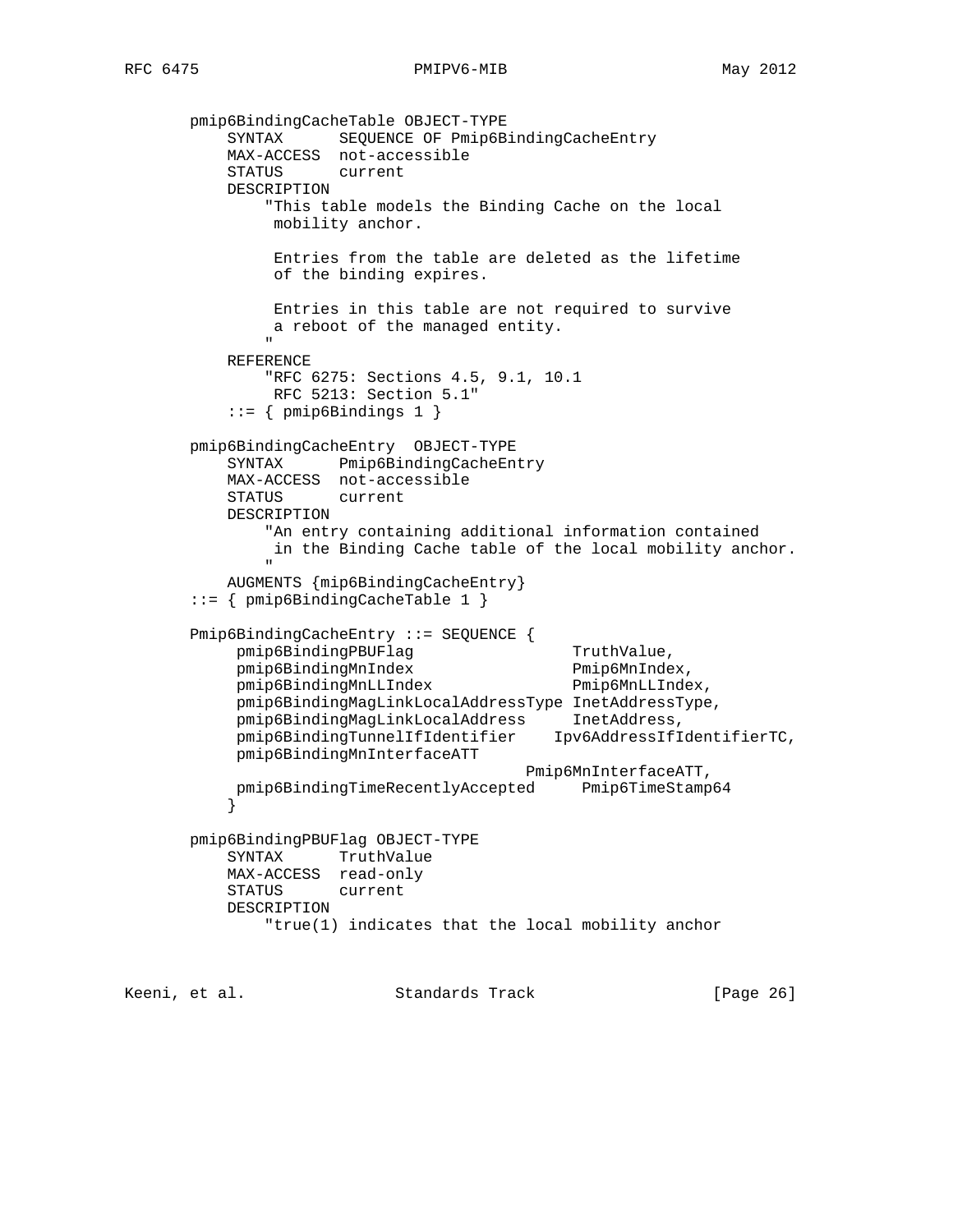```
   pmip6BindingCacheTable OBJECT-TYPE
       SYNTAX      SEQUENCE OF Pmip6BindingCacheEntry
       MAX-ACCESS  not-accessible
       STATUS      current
       DESCRIPTION
           "This table models the Binding Cache on the local
            mobility anchor.

            Entries from the table are deleted as the lifetime
            of the binding expires.

            Entries in this table are not required to survive
            a reboot of the managed entity.
           "
       REFERENCE
           "RFC 6275: Sections 4.5, 9.1, 10.1
            RFC 5213: Section 5.1"
       ::= { pmip6Bindings 1 }

   pmip6BindingCacheEntry  OBJECT-TYPE
       SYNTAX      Pmip6BindingCacheEntry
       MAX-ACCESS  not-accessible
       STATUS      current
       DESCRIPTION
           "An entry containing additional information contained
            in the Binding Cache table of the local mobility anchor.
           "
       AUGMENTS {mip6BindingCacheEntry}
   ::= { pmip6BindingCacheTable 1 }

   Pmip6BindingCacheEntry ::= SEQUENCE {
        pmip6BindingPBUFlag                 TruthValue,
        pmip6BindingMnIndex                 Pmip6MnIndex,
        pmip6BindingMnLLIndex               Pmip6MnLLIndex,
        pmip6BindingMagLinkLocalAddressType InetAddressType,
        pmip6BindingMagLinkLocalAddress     InetAddress,
        pmip6BindingTunnelIfIdentifier    Ipv6AddressIfIdentifierTC,
        pmip6BindingMnInterfaceATT
                                       Pmip6MnInterfaceATT,
        pmip6BindingTimeRecentlyAccepted     Pmip6TimeStamp64
       }

   pmip6BindingPBUFlag OBJECT-TYPE
       SYNTAX      TruthValue
       MAX-ACCESS  read-only
       STATUS      current
       DESCRIPTION
           "true(1) indicates that the local mobility anchor
```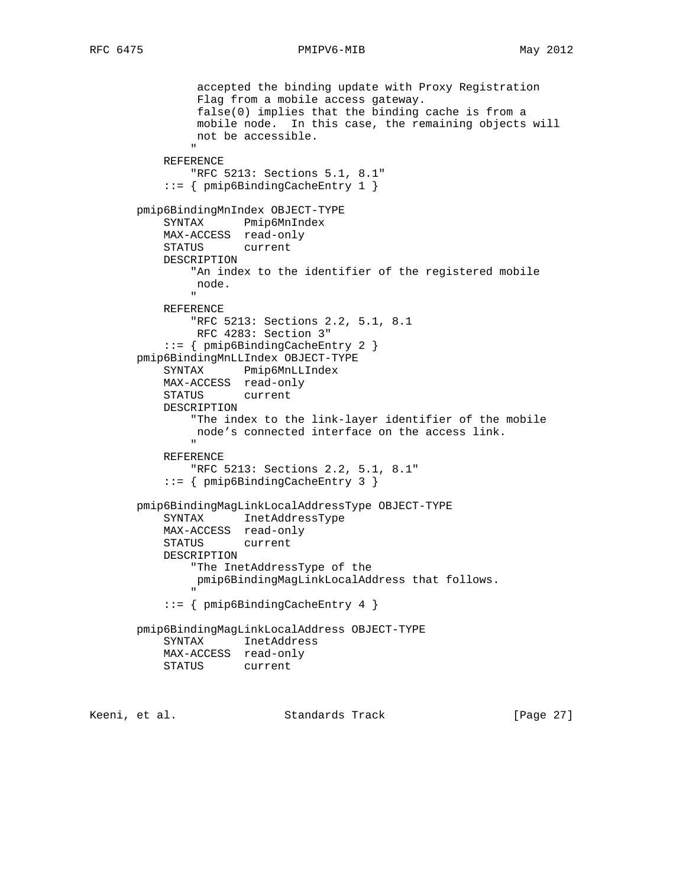```
             accepted the binding update with Proxy Registration
             Flag from a mobile access gateway.
             false(0) implies that the binding cache is from a
             mobile node.  In this case, the remaining objects will
             not be accessible.
            "
        REFERENCE
            "RFC 5213: Sections 5.1, 8.1"
        ::= { pmip6BindingCacheEntry 1 }

    pmip6BindingMnIndex OBJECT-TYPE
        SYNTAX      Pmip6MnIndex
        MAX-ACCESS  read-only
        STATUS      current
        DESCRIPTION
            "An index to the identifier of the registered mobile
             node.
            "
        REFERENCE
            "RFC 5213: Sections 2.2, 5.1, 8.1
             RFC 4283: Section 3"
        ::= { pmip6BindingCacheEntry 2 }
    pmip6BindingMnLLIndex OBJECT-TYPE
        SYNTAX      Pmip6MnLLIndex
        MAX-ACCESS  read-only
        STATUS      current
        DESCRIPTION
            "The index to the link-layer identifier of the mobile
             node's connected interface on the access link.
            "
        REFERENCE
            "RFC 5213: Sections 2.2, 5.1, 8.1"
        ::= { pmip6BindingCacheEntry 3 }

    pmip6BindingMagLinkLocalAddressType OBJECT-TYPE
        SYNTAX      InetAddressType
        MAX-ACCESS  read-only
        STATUS      current
        DESCRIPTION
            "The InetAddressType of the
             pmip6BindingMagLinkLocalAddress that follows.
            "
        ::= { pmip6BindingCacheEntry 4 }

    pmip6BindingMagLinkLocalAddress OBJECT-TYPE
        SYNTAX      InetAddress
        MAX-ACCESS  read-only
        STATUS      current
```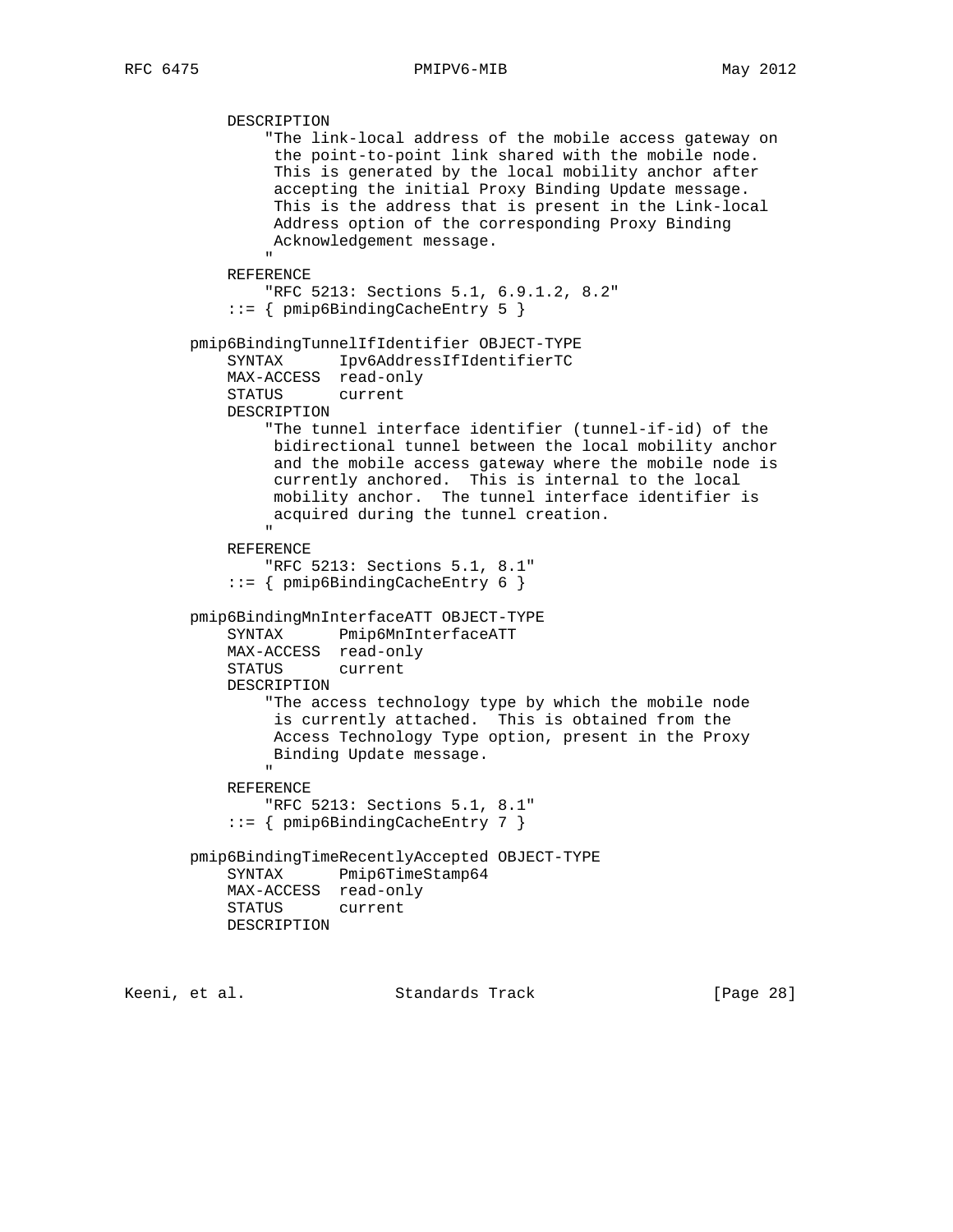```
           DESCRIPTION
               "The link-local address of the mobile access gateway on
                the point-to-point link shared with the mobile node.
                This is generated by the local mobility anchor after
                accepting the initial Proxy Binding Update message.
                This is the address that is present in the Link-local
                Address option of the corresponding Proxy Binding
                Acknowledgement message.
               "
           REFERENCE
               "RFC 5213: Sections 5.1, 6.9.1.2, 8.2"
           ::= { pmip6BindingCacheEntry 5 }

       pmip6BindingTunnelIfIdentifier OBJECT-TYPE
           SYNTAX      Ipv6AddressIfIdentifierTC
           MAX-ACCESS  read-only
           STATUS      current
           DESCRIPTION
               "The tunnel interface identifier (tunnel-if-id) of the
                bidirectional tunnel between the local mobility anchor
                and the mobile access gateway where the mobile node is
                currently anchored.  This is internal to the local
                mobility anchor.  The tunnel interface identifier is
                acquired during the tunnel creation.
               "
           REFERENCE
               "RFC 5213: Sections 5.1, 8.1"
           ::= { pmip6BindingCacheEntry 6 }

       pmip6BindingMnInterfaceATT OBJECT-TYPE
           SYNTAX      Pmip6MnInterfaceATT
           MAX-ACCESS  read-only
           STATUS      current
           DESCRIPTION
               "The access technology type by which the mobile node
                is currently attached.  This is obtained from the
                Access Technology Type option, present in the Proxy
                Binding Update message.
               "
           REFERENCE
               "RFC 5213: Sections 5.1, 8.1"
           ::= { pmip6BindingCacheEntry 7 }

       pmip6BindingTimeRecentlyAccepted OBJECT-TYPE
           SYNTAX      Pmip6TimeStamp64
           MAX-ACCESS  read-only
           STATUS      current
           DESCRIPTION
```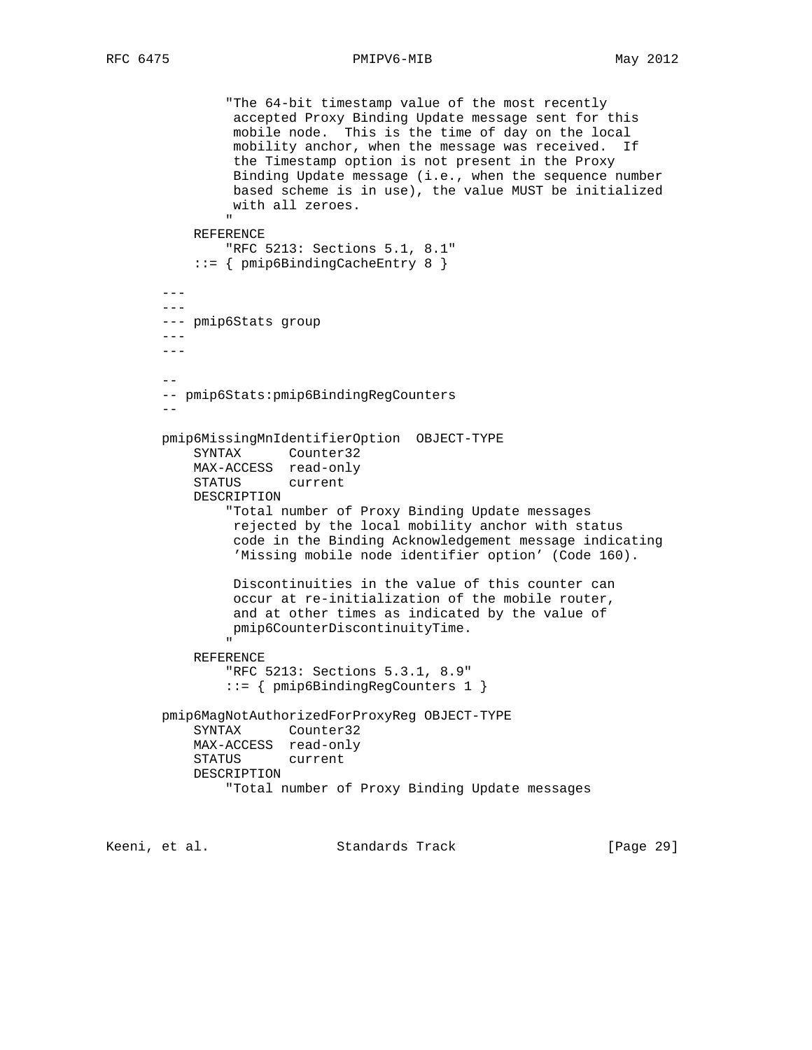```
            "The 64-bit timestamp value of the most recently
             accepted Proxy Binding Update message sent for this
             mobile node.  This is the time of day on the local
             mobility anchor, when the message was received.  If
             the Timestamp option is not present in the Proxy
             Binding Update message (i.e., when the sequence number
             based scheme is in use), the value MUST be initialized
             with all zeroes.
            "
        REFERENCE
            "RFC 5213: Sections 5.1, 8.1"
        ::= { pmip6BindingCacheEntry 8 }

    ---
    ---
    --- pmip6Stats group
    ---
    ---

    --
    -- pmip6Stats:pmip6BindingRegCounters
    --

    pmip6MissingMnIdentifierOption  OBJECT-TYPE
        SYNTAX      Counter32
        MAX-ACCESS  read-only
        STATUS      current
        DESCRIPTION
            "Total number of Proxy Binding Update messages
             rejected by the local mobility anchor with status
             code in the Binding Acknowledgement message indicating
             'Missing mobile node identifier option' (Code 160).

             Discontinuities in the value of this counter can
             occur at re-initialization of the mobile router,
             and at other times as indicated by the value of
             pmip6CounterDiscontinuityTime.
            "
        REFERENCE
            "RFC 5213: Sections 5.3.1, 8.9"
            ::= { pmip6BindingRegCounters 1 }

    pmip6MagNotAuthorizedForProxyReg OBJECT-TYPE
        SYNTAX      Counter32
        MAX-ACCESS  read-only
        STATUS      current
        DESCRIPTION
            "Total number of Proxy Binding Update messages
```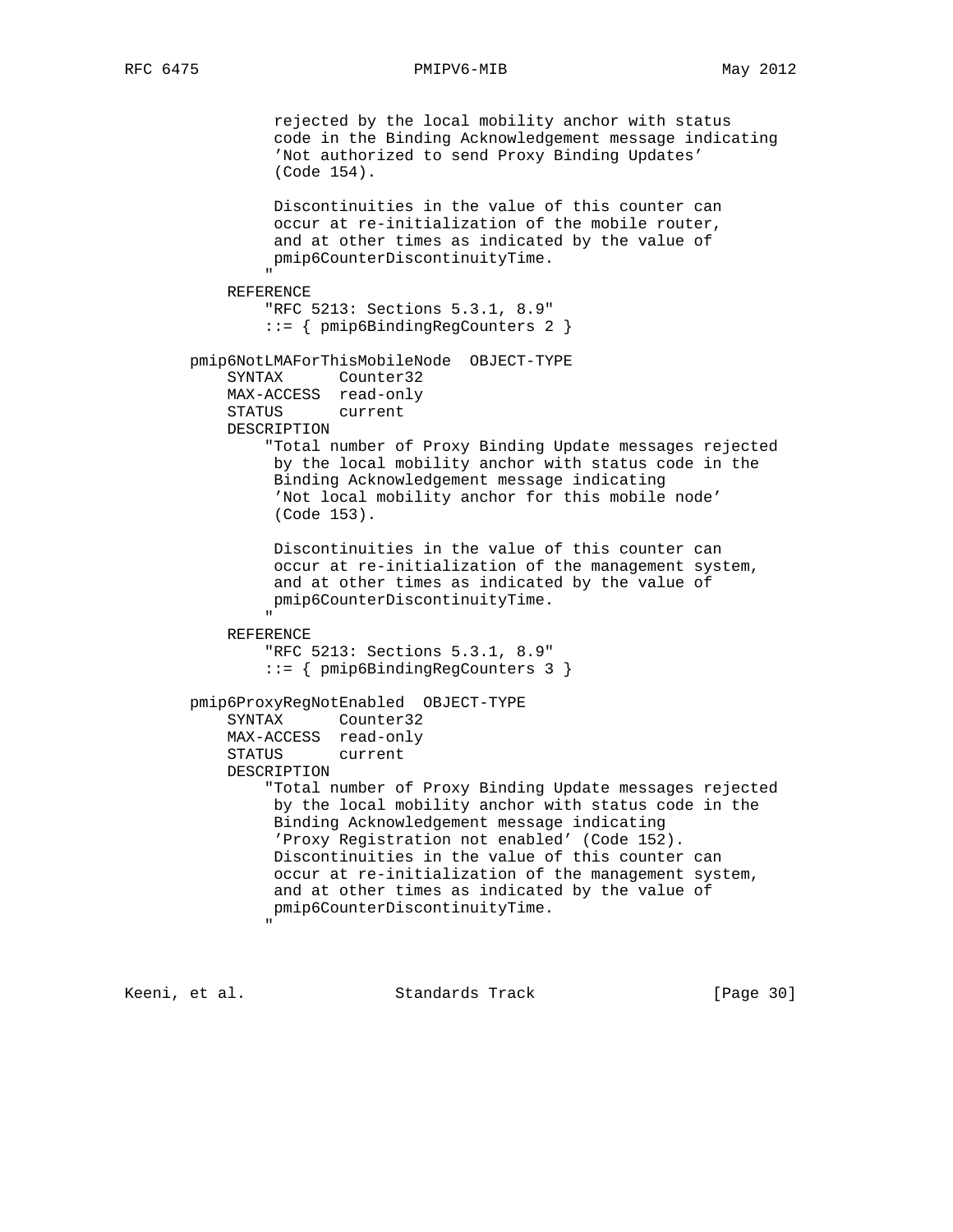```
             rejected by the local mobility anchor with status
             code in the Binding Acknowledgement message indicating
             'Not authorized to send Proxy Binding Updates'
             (Code 154).

             Discontinuities in the value of this counter can
             occur at re-initialization of the mobile router,
             and at other times as indicated by the value of
             pmip6CounterDiscontinuityTime.
            "
        REFERENCE
            "RFC 5213: Sections 5.3.1, 8.9"
            ::= { pmip6BindingRegCounters 2 }

    pmip6NotLMAForThisMobileNode  OBJECT-TYPE
        SYNTAX      Counter32
        MAX-ACCESS  read-only
        STATUS      current
        DESCRIPTION
            "Total number of Proxy Binding Update messages rejected
             by the local mobility anchor with status code in the
             Binding Acknowledgement message indicating
             'Not local mobility anchor for this mobile node'
             (Code 153).

             Discontinuities in the value of this counter can
             occur at re-initialization of the management system,
             and at other times as indicated by the value of
             pmip6CounterDiscontinuityTime.
            "
        REFERENCE
            "RFC 5213: Sections 5.3.1, 8.9"
            ::= { pmip6BindingRegCounters 3 }

    pmip6ProxyRegNotEnabled  OBJECT-TYPE
        SYNTAX      Counter32
        MAX-ACCESS  read-only
        STATUS      current
        DESCRIPTION
            "Total number of Proxy Binding Update messages rejected
             by the local mobility anchor with status code in the
             Binding Acknowledgement message indicating
             'Proxy Registration not enabled' (Code 152).
             Discontinuities in the value of this counter can
             occur at re-initialization of the management system,
             and at other times as indicated by the value of
             pmip6CounterDiscontinuityTime.
            "
```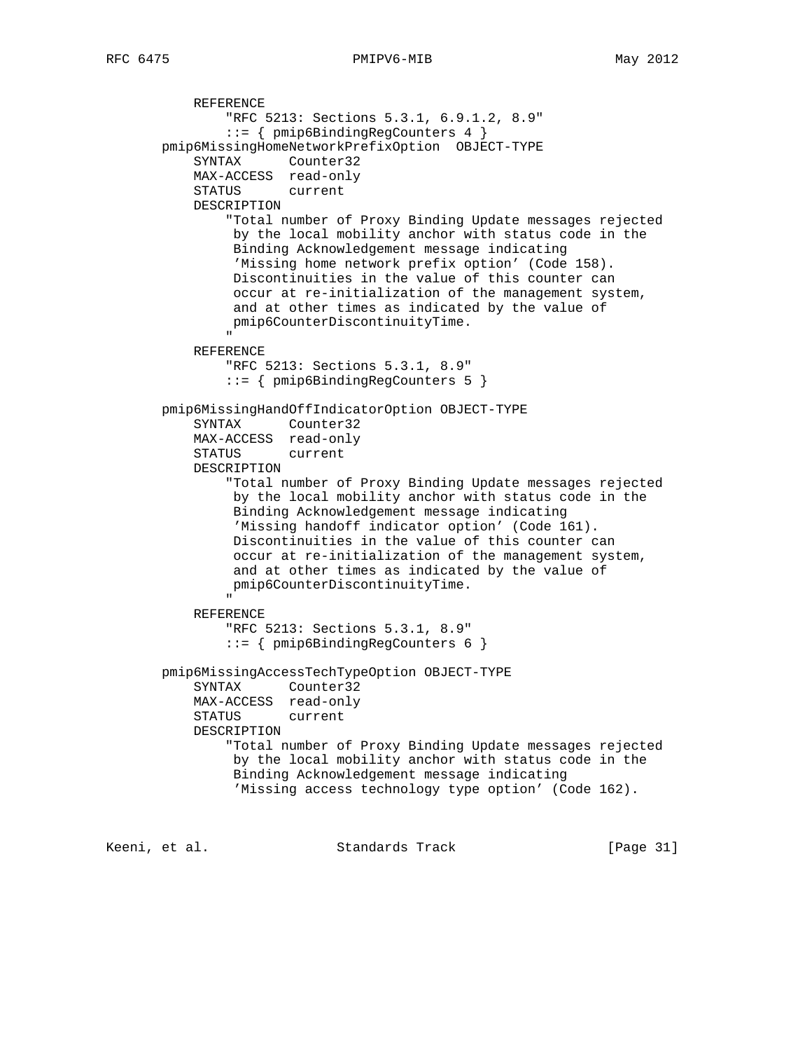```
          REFERENCE
              "RFC 5213: Sections 5.3.1, 6.9.1.2, 8.9"
              ::= { pmip6BindingRegCounters 4 }
      pmip6MissingHomeNetworkPrefixOption  OBJECT-TYPE
          SYNTAX      Counter32
          MAX-ACCESS  read-only
          STATUS      current
          DESCRIPTION
              "Total number of Proxy Binding Update messages rejected
               by the local mobility anchor with status code in the
               Binding Acknowledgement message indicating
               'Missing home network prefix option' (Code 158).
               Discontinuities in the value of this counter can
               occur at re-initialization of the management system,
               and at other times as indicated by the value of
               pmip6CounterDiscontinuityTime.
              "
          REFERENCE
              "RFC 5213: Sections 5.3.1, 8.9"
              ::= { pmip6BindingRegCounters 5 }

      pmip6MissingHandOffIndicatorOption OBJECT-TYPE
          SYNTAX      Counter32
          MAX-ACCESS  read-only
          STATUS      current
          DESCRIPTION
              "Total number of Proxy Binding Update messages rejected
               by the local mobility anchor with status code in the
               Binding Acknowledgement message indicating
               'Missing handoff indicator option' (Code 161).
               Discontinuities in the value of this counter can
               occur at re-initialization of the management system,
               and at other times as indicated by the value of
               pmip6CounterDiscontinuityTime.
              "
          REFERENCE
              "RFC 5213: Sections 5.3.1, 8.9"
              ::= { pmip6BindingRegCounters 6 }

      pmip6MissingAccessTechTypeOption OBJECT-TYPE
          SYNTAX      Counter32
          MAX-ACCESS  read-only
          STATUS      current
          DESCRIPTION
              "Total number of Proxy Binding Update messages rejected
               by the local mobility anchor with status code in the
               Binding Acknowledgement message indicating
               'Missing access technology type option' (Code 162).
```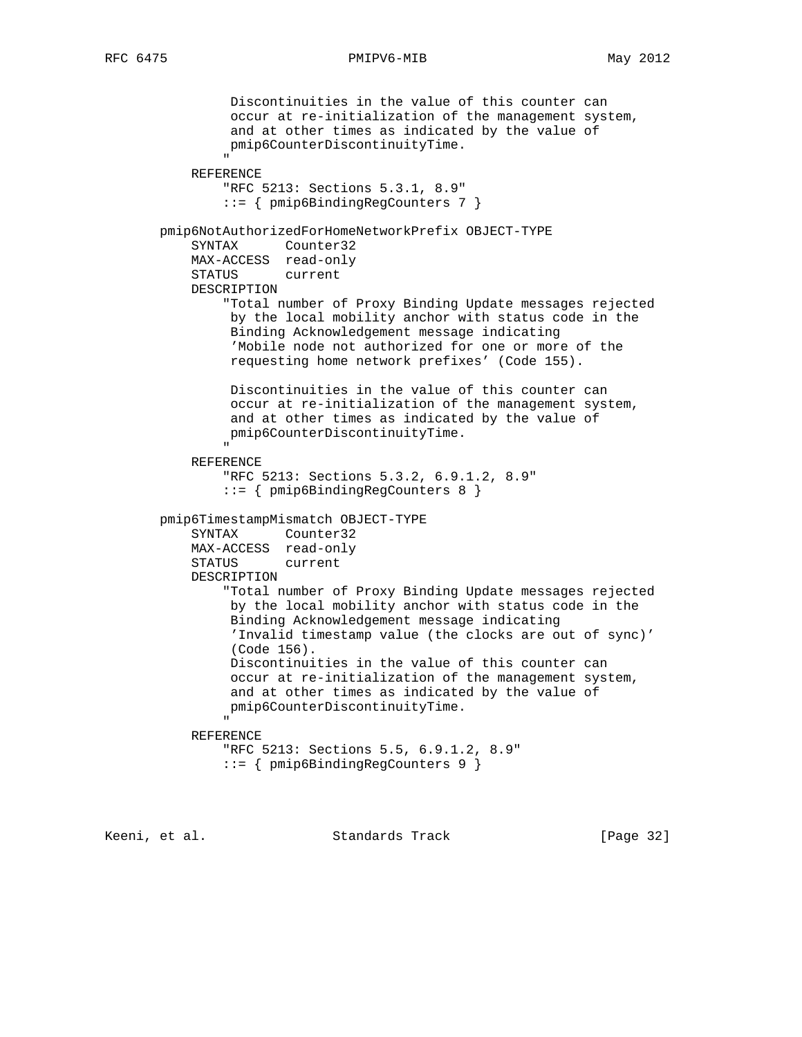```
             Discontinuities in the value of this counter can
             occur at re-initialization of the management system,
             and at other times as indicated by the value of
             pmip6CounterDiscontinuityTime.
            "
        REFERENCE
            "RFC 5213: Sections 5.3.1, 8.9"
            ::= { pmip6BindingRegCounters 7 }

    pmip6NotAuthorizedForHomeNetworkPrefix OBJECT-TYPE
        SYNTAX      Counter32
        MAX-ACCESS  read-only
        STATUS      current
        DESCRIPTION
            "Total number of Proxy Binding Update messages rejected
             by the local mobility anchor with status code in the
             Binding Acknowledgement message indicating
             'Mobile node not authorized for one or more of the
             requesting home network prefixes' (Code 155).

             Discontinuities in the value of this counter can
             occur at re-initialization of the management system,
             and at other times as indicated by the value of
             pmip6CounterDiscontinuityTime.
            "
        REFERENCE
            "RFC 5213: Sections 5.3.2, 6.9.1.2, 8.9"
            ::= { pmip6BindingRegCounters 8 }

    pmip6TimestampMismatch OBJECT-TYPE
        SYNTAX      Counter32
        MAX-ACCESS  read-only
        STATUS      current
        DESCRIPTION
            "Total number of Proxy Binding Update messages rejected
             by the local mobility anchor with status code in the
             Binding Acknowledgement message indicating
             'Invalid timestamp value (the clocks are out of sync)'
             (Code 156).
             Discontinuities in the value of this counter can
             occur at re-initialization of the management system,
             and at other times as indicated by the value of
             pmip6CounterDiscontinuityTime.
            "
        REFERENCE
            "RFC 5213: Sections 5.5, 6.9.1.2, 8.9"
            ::= { pmip6BindingRegCounters 9 }
```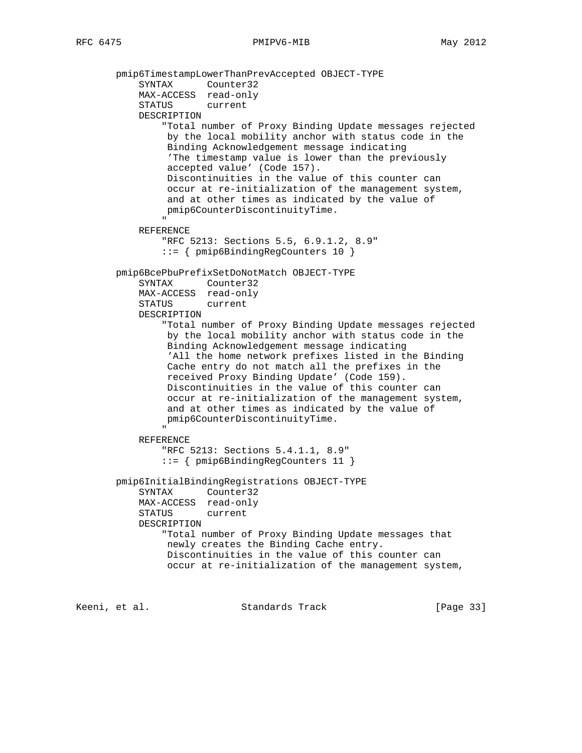```
       pmip6TimestampLowerThanPrevAccepted OBJECT-TYPE
           SYNTAX      Counter32
           MAX-ACCESS  read-only
           STATUS      current
           DESCRIPTION
               "Total number of Proxy Binding Update messages rejected
                by the local mobility anchor with status code in the
                Binding Acknowledgement message indicating
                'The timestamp value is lower than the previously
                accepted value' (Code 157).
                Discontinuities in the value of this counter can
                occur at re-initialization of the management system,
                and at other times as indicated by the value of
                pmip6CounterDiscontinuityTime.
               "
           REFERENCE
               "RFC 5213: Sections 5.5, 6.9.1.2, 8.9"
               ::= { pmip6BindingRegCounters 10 }

       pmip6BcePbuPrefixSetDoNotMatch OBJECT-TYPE
           SYNTAX      Counter32
           MAX-ACCESS  read-only
           STATUS      current
           DESCRIPTION
               "Total number of Proxy Binding Update messages rejected
                by the local mobility anchor with status code in the
                Binding Acknowledgement message indicating
                'All the home network prefixes listed in the Binding
                Cache entry do not match all the prefixes in the
                received Proxy Binding Update' (Code 159).
                Discontinuities in the value of this counter can
                occur at re-initialization of the management system,
                and at other times as indicated by the value of
                pmip6CounterDiscontinuityTime.
               "
           REFERENCE
               "RFC 5213: Sections 5.4.1.1, 8.9"
               ::= { pmip6BindingRegCounters 11 }

       pmip6InitialBindingRegistrations OBJECT-TYPE
           SYNTAX      Counter32
           MAX-ACCESS  read-only
           STATUS      current
           DESCRIPTION
               "Total number of Proxy Binding Update messages that
                newly creates the Binding Cache entry.
                Discontinuities in the value of this counter can
                occur at re-initialization of the management system,
```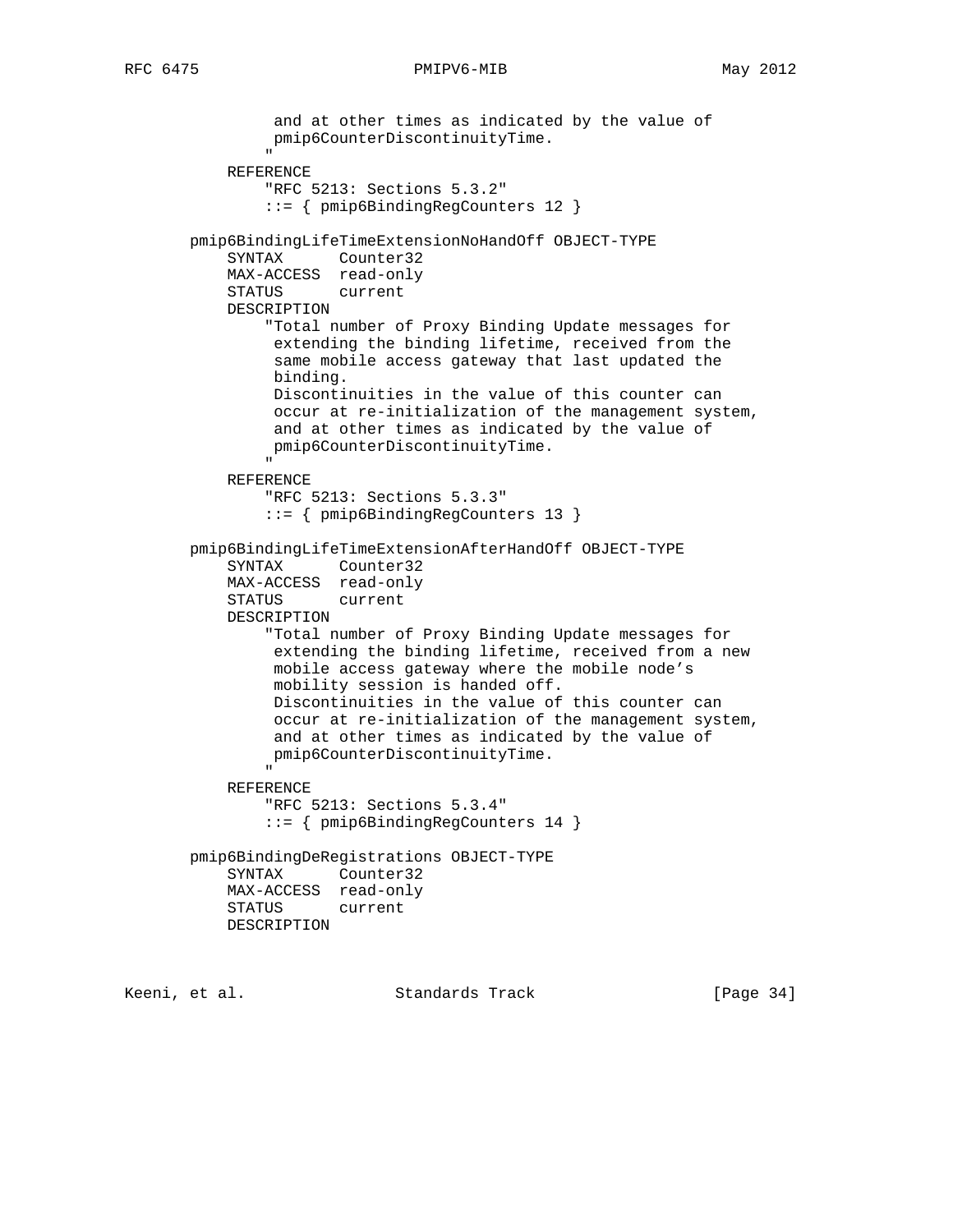```
             and at other times as indicated by the value of
             pmip6CounterDiscontinuityTime.
            "
        REFERENCE
            "RFC 5213: Sections 5.3.2"
            ::= { pmip6BindingRegCounters 12 }

    pmip6BindingLifeTimeExtensionNoHandOff OBJECT-TYPE
        SYNTAX      Counter32
        MAX-ACCESS  read-only
        STATUS      current
        DESCRIPTION
            "Total number of Proxy Binding Update messages for
             extending the binding lifetime, received from the
             same mobile access gateway that last updated the
             binding.
             Discontinuities in the value of this counter can
             occur at re-initialization of the management system,
             and at other times as indicated by the value of
             pmip6CounterDiscontinuityTime.
            "
        REFERENCE
            "RFC 5213: Sections 5.3.3"
            ::= { pmip6BindingRegCounters 13 }

    pmip6BindingLifeTimeExtensionAfterHandOff OBJECT-TYPE
        SYNTAX      Counter32
        MAX-ACCESS  read-only
        STATUS      current
        DESCRIPTION
            "Total number of Proxy Binding Update messages for
             extending the binding lifetime, received from a new
             mobile access gateway where the mobile node's
             mobility session is handed off.
             Discontinuities in the value of this counter can
             occur at re-initialization of the management system,
             and at other times as indicated by the value of
             pmip6CounterDiscontinuityTime.
            "
        REFERENCE
            "RFC 5213: Sections 5.3.4"
            ::= { pmip6BindingRegCounters 14 }

    pmip6BindingDeRegistrations OBJECT-TYPE
        SYNTAX      Counter32
        MAX-ACCESS  read-only
        STATUS      current
        DESCRIPTION
```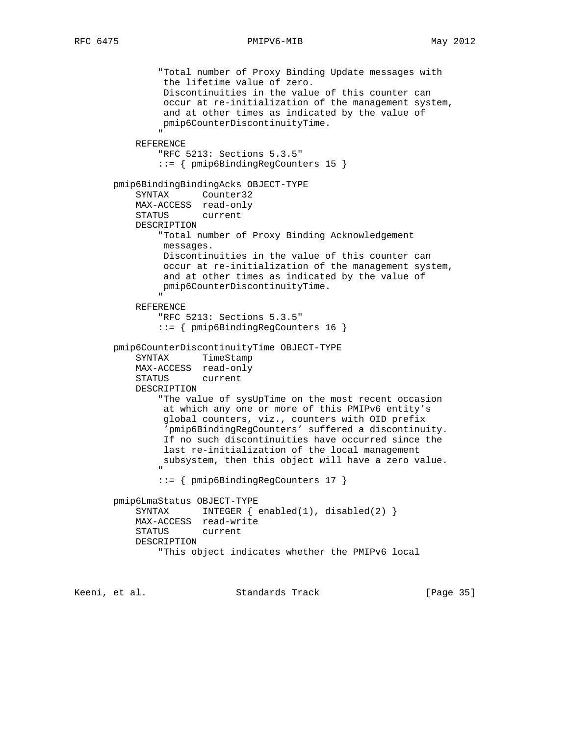```
            "Total number of Proxy Binding Update messages with
             the lifetime value of zero.
             Discontinuities in the value of this counter can
             occur at re-initialization of the management system,
             and at other times as indicated by the value of
             pmip6CounterDiscontinuityTime.
            "
        REFERENCE
            "RFC 5213: Sections 5.3.5"
            ::= { pmip6BindingRegCounters 15 }

    pmip6BindingBindingAcks OBJECT-TYPE
        SYNTAX      Counter32
        MAX-ACCESS  read-only
        STATUS      current
        DESCRIPTION
            "Total number of Proxy Binding Acknowledgement
             messages.
             Discontinuities in the value of this counter can
             occur at re-initialization of the management system,
             and at other times as indicated by the value of
             pmip6CounterDiscontinuityTime.
            "
        REFERENCE
            "RFC 5213: Sections 5.3.5"
            ::= { pmip6BindingRegCounters 16 }

    pmip6CounterDiscontinuityTime OBJECT-TYPE
        SYNTAX      TimeStamp
        MAX-ACCESS  read-only
        STATUS      current
        DESCRIPTION
            "The value of sysUpTime on the most recent occasion
             at which any one or more of this PMIPv6 entity's
             global counters, viz., counters with OID prefix
             'pmip6BindingRegCounters' suffered a discontinuity.
             If no such discontinuities have occurred since the
             last re-initialization of the local management
             subsystem, then this object will have a zero value.
            "
            ::= { pmip6BindingRegCounters 17 }

    pmip6LmaStatus OBJECT-TYPE
        SYNTAX      INTEGER { enabled(1), disabled(2) }
        MAX-ACCESS  read-write
        STATUS      current
        DESCRIPTION
            "This object indicates whether the PMIPv6 local
```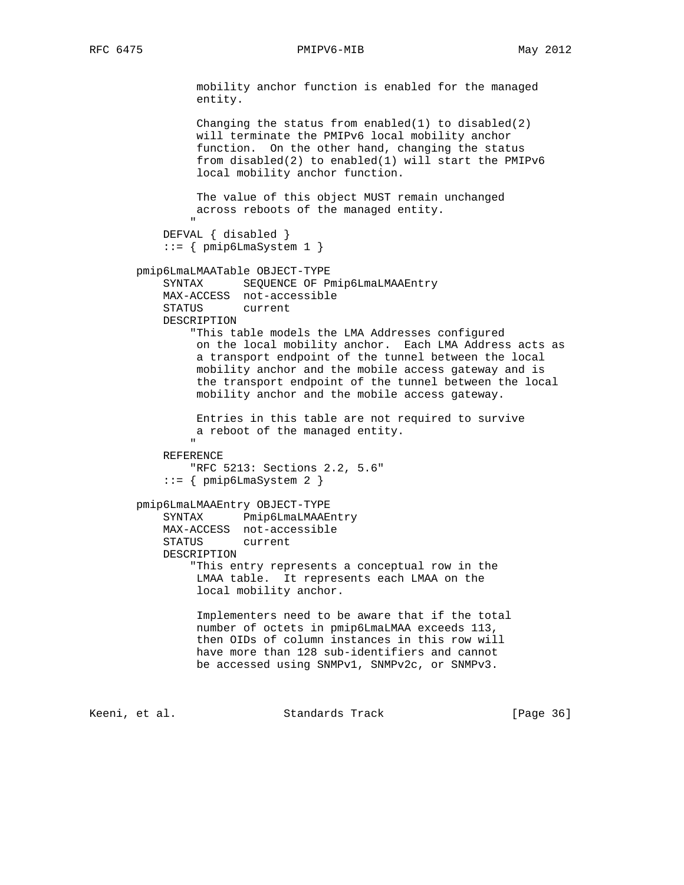```
            mobility anchor function is enabled for the managed
            entity.

            Changing the status from enabled(1) to disabled(2)
            will terminate the PMIPv6 local mobility anchor
            function.  On the other hand, changing the status
            from disabled(2) to enabled(1) will start the PMIPv6
            local mobility anchor function.

            The value of this object MUST remain unchanged
            across reboots of the managed entity.
           "
       DEFVAL { disabled }
       ::= { pmip6LmaSystem 1 }

   pmip6LmaLMAATable OBJECT-TYPE
       SYNTAX      SEQUENCE OF Pmip6LmaLMAAEntry
       MAX-ACCESS  not-accessible
       STATUS      current
       DESCRIPTION
           "This table models the LMA Addresses configured
            on the local mobility anchor.  Each LMA Address acts as
            a transport endpoint of the tunnel between the local
            mobility anchor and the mobile access gateway and is
            the transport endpoint of the tunnel between the local
            mobility anchor and the mobile access gateway.

            Entries in this table are not required to survive
            a reboot of the managed entity.
           "
       REFERENCE
           "RFC 5213: Sections 2.2, 5.6"
       ::= { pmip6LmaSystem 2 }

   pmip6LmaLMAAEntry OBJECT-TYPE
       SYNTAX      Pmip6LmaLMAAEntry
       MAX-ACCESS  not-accessible
       STATUS      current
       DESCRIPTION
           "This entry represents a conceptual row in the
            LMAA table.  It represents each LMAA on the
            local mobility anchor.

            Implementers need to be aware that if the total
            number of octets in pmip6LmaLMAA exceeds 113,
            then OIDs of column instances in this row will
            have more than 128 sub-identifiers and cannot
            be accessed using SNMPv1, SNMPv2c, or SNMPv3.
```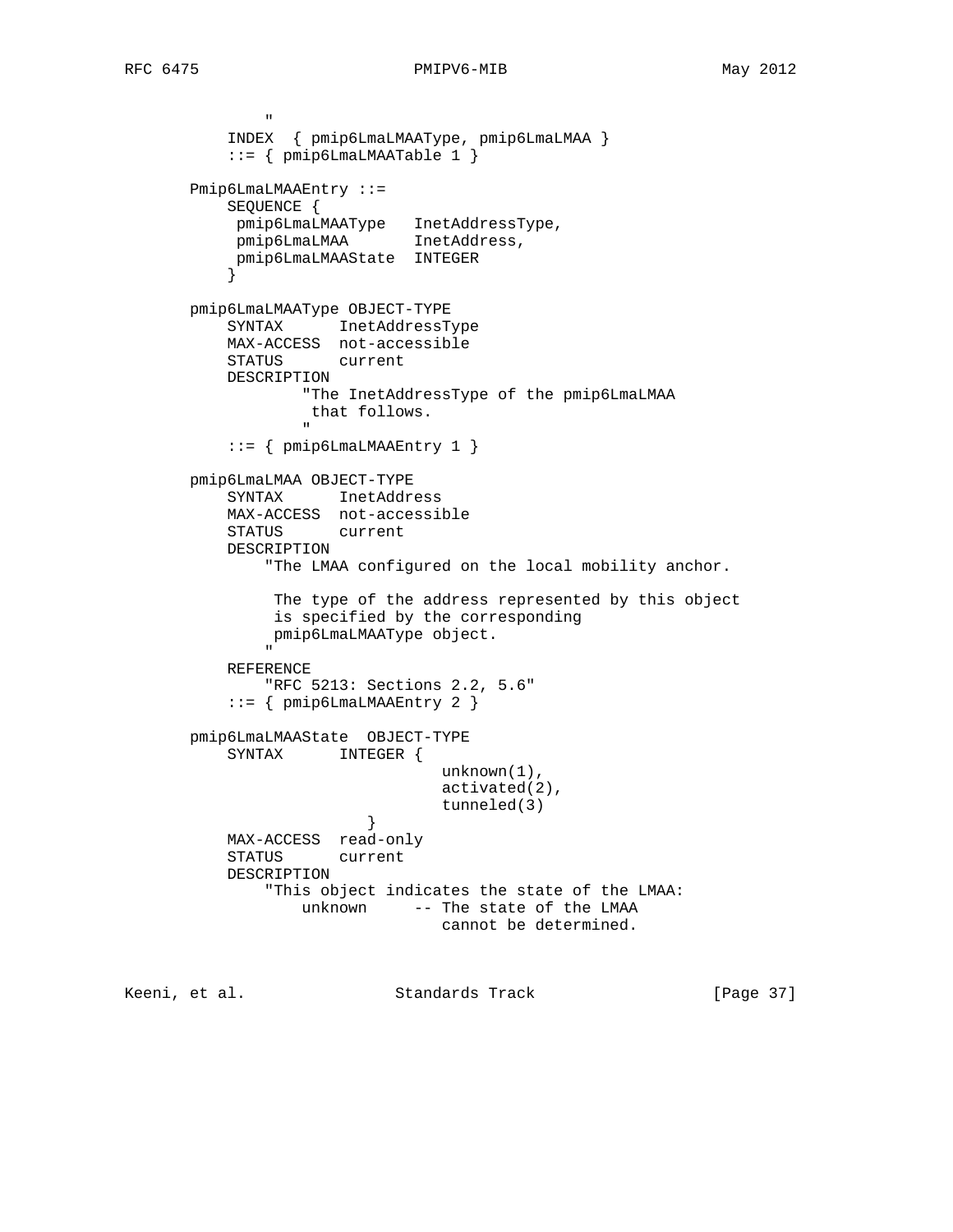```
            "
        INDEX  { pmip6LmaLMAAType, pmip6LmaLMAA }
        ::= { pmip6LmaLMAATable 1 }

    Pmip6LmaLMAAEntry ::=
        SEQUENCE {
         pmip6LmaLMAAType   InetAddressType,
         pmip6LmaLMAA       InetAddress,
         pmip6LmaLMAAState  INTEGER
        }

    pmip6LmaLMAAType OBJECT-TYPE
        SYNTAX      InetAddressType
        MAX-ACCESS  not-accessible
        STATUS      current
        DESCRIPTION
                "The InetAddressType of the pmip6LmaLMAA
                 that follows.
                "
        ::= { pmip6LmaLMAAEntry 1 }

    pmip6LmaLMAA OBJECT-TYPE
        SYNTAX      InetAddress
        MAX-ACCESS  not-accessible
        STATUS      current
        DESCRIPTION
            "The LMAA configured on the local mobility anchor.

             The type of the address represented by this object
             is specified by the corresponding
             pmip6LmaLMAAType object.
            "
        REFERENCE
            "RFC 5213: Sections 2.2, 5.6"
        ::= { pmip6LmaLMAAEntry 2 }

    pmip6LmaLMAAState  OBJECT-TYPE
        SYNTAX      INTEGER {
                              unknown(1),
                              activated(2),
                              tunneled(3)
                    }
        MAX-ACCESS  read-only
        STATUS      current
        DESCRIPTION
            "This object indicates the state of the LMAA:
                unknown     -- The state of the LMAA
                               cannot be determined.
```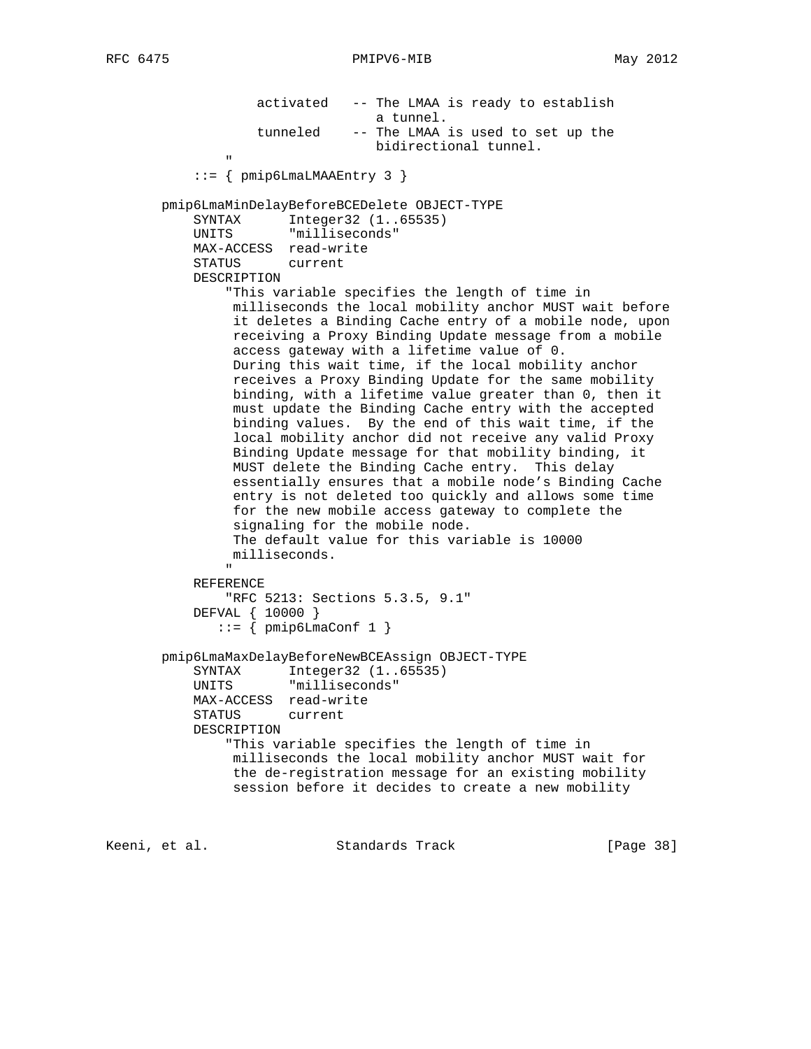```
                activated   -- The LMAA is ready to establish
                               a tunnel.
                tunneled    -- The LMAA is used to set up the
                               bidirectional tunnel.
            "
        ::= { pmip6LmaLMAAEntry 3 }

    pmip6LmaMinDelayBeforeBCEDelete OBJECT-TYPE
        SYNTAX      Integer32 (1..65535)
        UNITS       "milliseconds"
        MAX-ACCESS  read-write
        STATUS      current
        DESCRIPTION
            "This variable specifies the length of time in
             milliseconds the local mobility anchor MUST wait before
             it deletes a Binding Cache entry of a mobile node, upon
             receiving a Proxy Binding Update message from a mobile
             access gateway with a lifetime value of 0.
             During this wait time, if the local mobility anchor
             receives a Proxy Binding Update for the same mobility
             binding, with a lifetime value greater than 0, then it
             must update the Binding Cache entry with the accepted
             binding values.  By the end of this wait time, if the
             local mobility anchor did not receive any valid Proxy
             Binding Update message for that mobility binding, it
             MUST delete the Binding Cache entry.  This delay
             essentially ensures that a mobile node's Binding Cache
             entry is not deleted too quickly and allows some time
             for the new mobile access gateway to complete the
             signaling for the mobile node.
             The default value for this variable is 10000
             milliseconds.
            "
        REFERENCE
            "RFC 5213: Sections 5.3.5, 9.1"
        DEFVAL { 10000 }
           ::= { pmip6LmaConf 1 }

    pmip6LmaMaxDelayBeforeNewBCEAssign OBJECT-TYPE
        SYNTAX      Integer32 (1..65535)
        UNITS       "milliseconds"
        MAX-ACCESS  read-write
        STATUS      current
        DESCRIPTION
            "This variable specifies the length of time in
             milliseconds the local mobility anchor MUST wait for
             the de-registration message for an existing mobility
             session before it decides to create a new mobility
```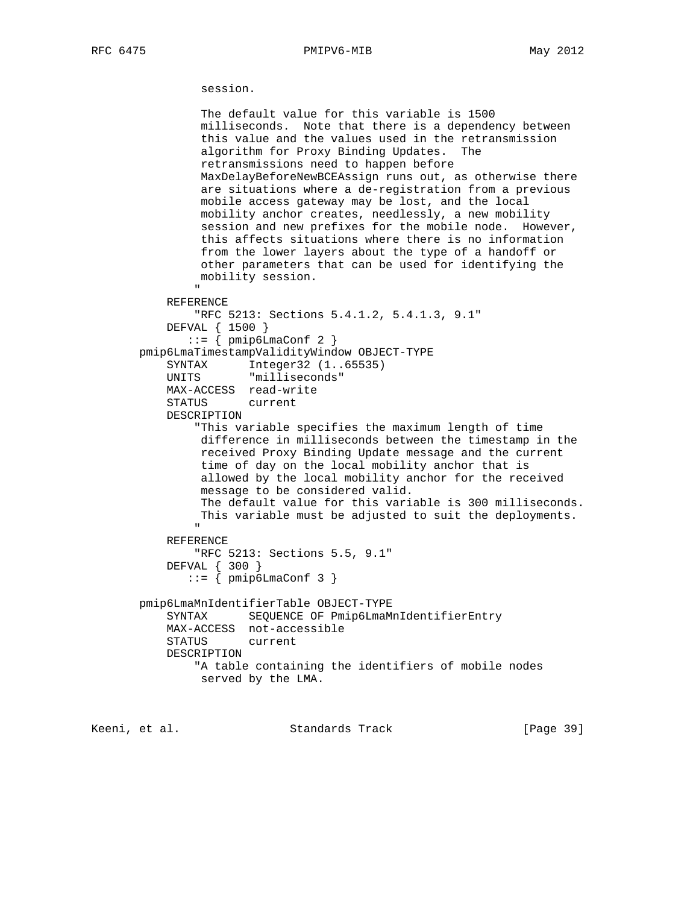```
              session.

              The default value for this variable is 1500
              milliseconds.  Note that there is a dependency between
              this value and the values used in the retransmission
              algorithm for Proxy Binding Updates.  The
              retransmissions need to happen before
              MaxDelayBeforeNewBCEAssign runs out, as otherwise there
              are situations where a de-registration from a previous
              mobile access gateway may be lost, and the local
              mobility anchor creates, needlessly, a new mobility
              session and new prefixes for the mobile node.  However,
              this affects situations where there is no information
              from the lower layers about the type of a handoff or
              other parameters that can be used for identifying the
              mobility session.
             "
          REFERENCE
             "RFC 5213: Sections 5.4.1.2, 5.4.1.3, 9.1"
          DEFVAL { 1500 }
             ::= { pmip6LmaConf 2 }
      pmip6LmaTimestampValidityWindow OBJECT-TYPE
          SYNTAX      Integer32 (1..65535)
          UNITS       "milliseconds"
          MAX-ACCESS  read-write
          STATUS      current
          DESCRIPTION
             "This variable specifies the maximum length of time
              difference in milliseconds between the timestamp in the
              received Proxy Binding Update message and the current
              time of day on the local mobility anchor that is
              allowed by the local mobility anchor for the received
              message to be considered valid.
              The default value for this variable is 300 milliseconds.
              This variable must be adjusted to suit the deployments.
             "
          REFERENCE
             "RFC 5213: Sections 5.5, 9.1"
          DEFVAL { 300 }
             ::= { pmip6LmaConf 3 }

      pmip6LmaMnIdentifierTable OBJECT-TYPE
          SYNTAX      SEQUENCE OF Pmip6LmaMnIdentifierEntry
          MAX-ACCESS  not-accessible
          STATUS      current
          DESCRIPTION
             "A table containing the identifiers of mobile nodes
              served by the LMA.
```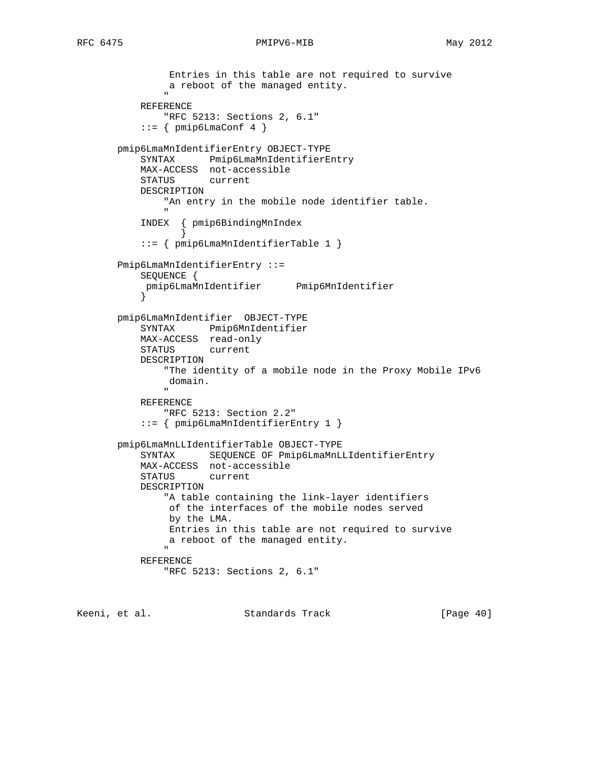```
                Entries in this table are not required to survive
                a reboot of the managed entity.
               "
           REFERENCE
               "RFC 5213: Sections 2, 6.1"
           ::= { pmip6LmaConf 4 }

       pmip6LmaMnIdentifierEntry OBJECT-TYPE
           SYNTAX      Pmip6LmaMnIdentifierEntry
           MAX-ACCESS  not-accessible
           STATUS      current
           DESCRIPTION
               "An entry in the mobile node identifier table.
               "
           INDEX  { pmip6BindingMnIndex
                  }
           ::= { pmip6LmaMnIdentifierTable 1 }

       Pmip6LmaMnIdentifierEntry ::=
           SEQUENCE {
            pmip6LmaMnIdentifier      Pmip6MnIdentifier
           }

       pmip6LmaMnIdentifier  OBJECT-TYPE
           SYNTAX      Pmip6MnIdentifier
           MAX-ACCESS  read-only
           STATUS      current
           DESCRIPTION
               "The identity of a mobile node in the Proxy Mobile IPv6
                domain.
               "
           REFERENCE
               "RFC 5213: Section 2.2"
           ::= { pmip6LmaMnIdentifierEntry 1 }

       pmip6LmaMnLLIdentifierTable OBJECT-TYPE
           SYNTAX      SEQUENCE OF Pmip6LmaMnLLIdentifierEntry
           MAX-ACCESS  not-accessible
           STATUS      current
           DESCRIPTION
               "A table containing the link-layer identifiers
                of the interfaces of the mobile nodes served
                by the LMA.
                Entries in this table are not required to survive
                a reboot of the managed entity.
               "
           REFERENCE
               "RFC 5213: Sections 2, 6.1"
```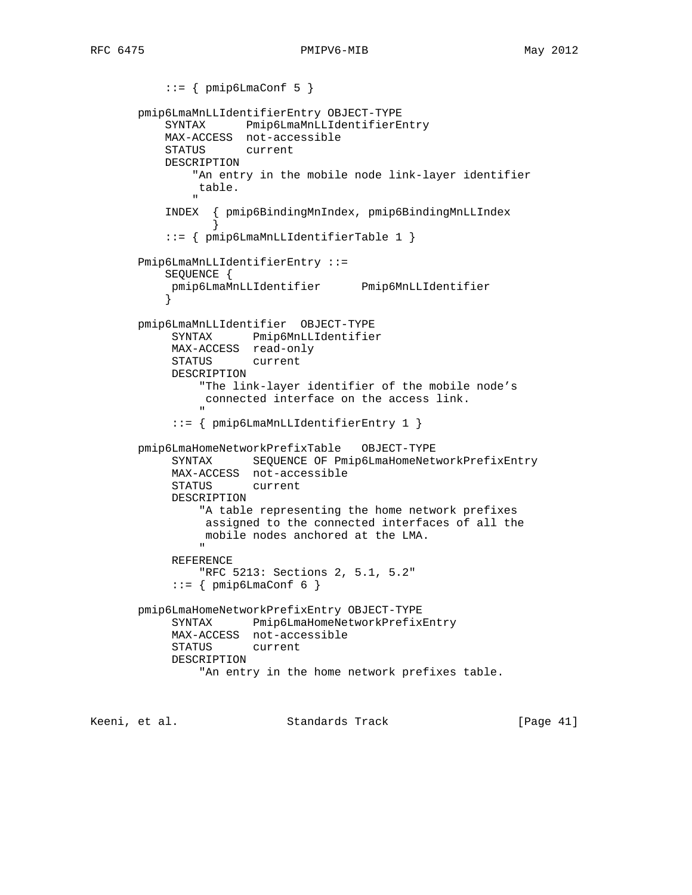```
           ::= { pmip6LmaConf 5 }

       pmip6LmaMnLLIdentifierEntry OBJECT-TYPE
           SYNTAX      Pmip6LmaMnLLIdentifierEntry
           MAX-ACCESS  not-accessible
           STATUS      current
           DESCRIPTION
               "An entry in the mobile node link-layer identifier
                table.
               "
           INDEX  { pmip6BindingMnIndex, pmip6BindingMnLLIndex
                  }
           ::= { pmip6LmaMnLLIdentifierTable 1 }

       Pmip6LmaMnLLIdentifierEntry ::=
           SEQUENCE {
            pmip6LmaMnLLIdentifier      Pmip6MnLLIdentifier
           }

       pmip6LmaMnLLIdentifier  OBJECT-TYPE
            SYNTAX      Pmip6MnLLIdentifier
            MAX-ACCESS  read-only
            STATUS      current
            DESCRIPTION
                "The link-layer identifier of the mobile node's
                 connected interface on the access link.
                "
            ::= { pmip6LmaMnLLIdentifierEntry 1 }

       pmip6LmaHomeNetworkPrefixTable   OBJECT-TYPE
            SYNTAX      SEQUENCE OF Pmip6LmaHomeNetworkPrefixEntry
            MAX-ACCESS  not-accessible
            STATUS      current
            DESCRIPTION
                "A table representing the home network prefixes
                 assigned to the connected interfaces of all the
                 mobile nodes anchored at the LMA.
                "
            REFERENCE
                "RFC 5213: Sections 2, 5.1, 5.2"
            ::= { pmip6LmaConf 6 }

       pmip6LmaHomeNetworkPrefixEntry OBJECT-TYPE
            SYNTAX      Pmip6LmaHomeNetworkPrefixEntry
            MAX-ACCESS  not-accessible
            STATUS      current
            DESCRIPTION
                "An entry in the home network prefixes table.
```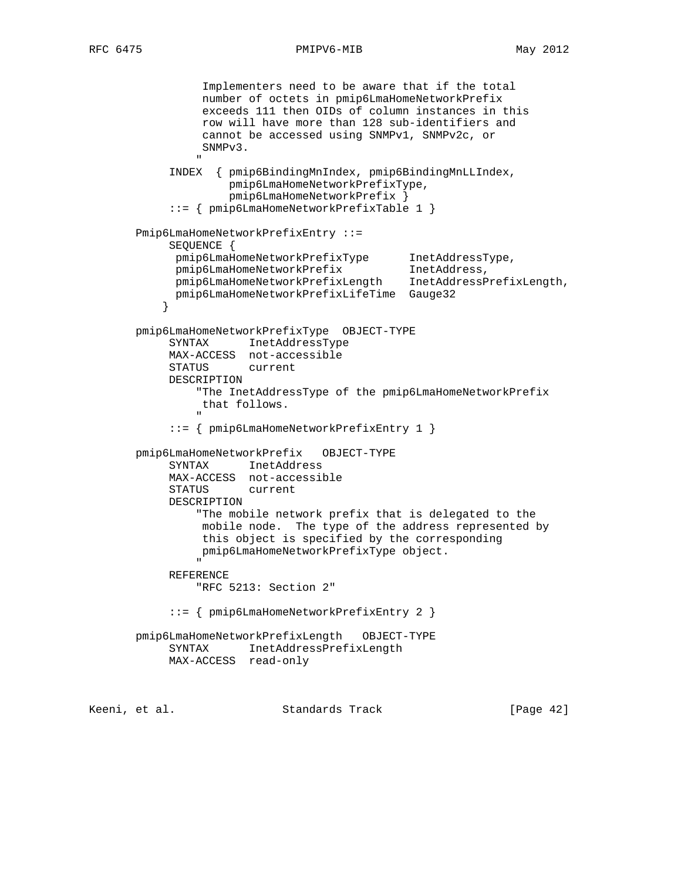```
              Implementers need to be aware that if the total
              number of octets in pmip6LmaHomeNetworkPrefix
              exceeds 111 then OIDs of column instances in this
              row will have more than 128 sub-identifiers and
              cannot be accessed using SNMPv1, SNMPv2c, or
              SNMPv3.
             "
         INDEX  { pmip6BindingMnIndex, pmip6BindingMnLLIndex,
                  pmip6LmaHomeNetworkPrefixType,
                  pmip6LmaHomeNetworkPrefix }
         ::= { pmip6LmaHomeNetworkPrefixTable 1 }

    Pmip6LmaHomeNetworkPrefixEntry ::=
         SEQUENCE {
          pmip6LmaHomeNetworkPrefixType      InetAddressType,
          pmip6LmaHomeNetworkPrefix          InetAddress,
          pmip6LmaHomeNetworkPrefixLength    InetAddressPrefixLength,
          pmip6LmaHomeNetworkPrefixLifeTime  Gauge32
        }

    pmip6LmaHomeNetworkPrefixType  OBJECT-TYPE
         SYNTAX      InetAddressType
         MAX-ACCESS  not-accessible
         STATUS      current
         DESCRIPTION
             "The InetAddressType of the pmip6LmaHomeNetworkPrefix
              that follows.
             "
         ::= { pmip6LmaHomeNetworkPrefixEntry 1 }

    pmip6LmaHomeNetworkPrefix   OBJECT-TYPE
         SYNTAX      InetAddress
         MAX-ACCESS  not-accessible
         STATUS      current
         DESCRIPTION
             "The mobile network prefix that is delegated to the
              mobile node.  The type of the address represented by
              this object is specified by the corresponding
              pmip6LmaHomeNetworkPrefixType object.
             "
         REFERENCE
             "RFC 5213: Section 2"

         ::= { pmip6LmaHomeNetworkPrefixEntry 2 }

    pmip6LmaHomeNetworkPrefixLength   OBJECT-TYPE
         SYNTAX      InetAddressPrefixLength
         MAX-ACCESS  read-only
```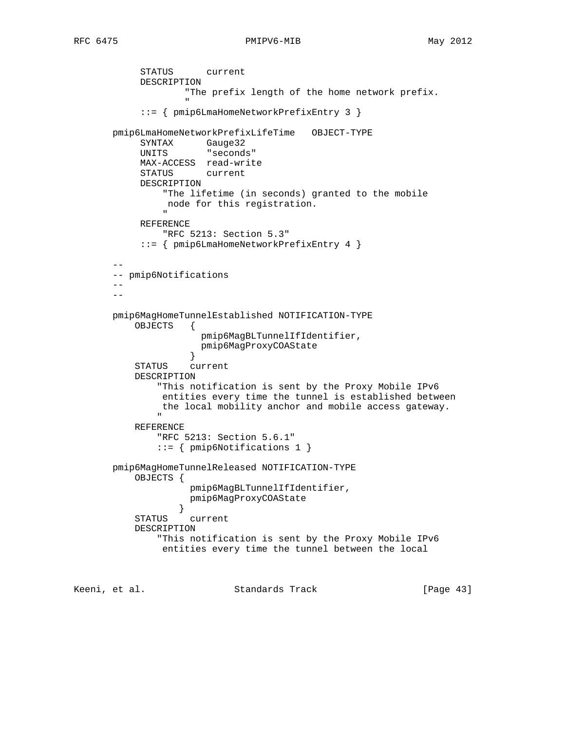```
            STATUS      current
            DESCRIPTION
                    "The prefix length of the home network prefix.
                    "
            ::= { pmip6LmaHomeNetworkPrefixEntry 3 }

       pmip6LmaHomeNetworkPrefixLifeTime   OBJECT-TYPE
            SYNTAX      Gauge32
            UNITS       "seconds"
            MAX-ACCESS  read-write
            STATUS      current
            DESCRIPTION
                "The lifetime (in seconds) granted to the mobile
                 node for this registration.
                "
            REFERENCE
                "RFC 5213: Section 5.3"
            ::= { pmip6LmaHomeNetworkPrefixEntry 4 }

       --
       -- pmip6Notifications
       --
       --

       pmip6MagHomeTunnelEstablished NOTIFICATION-TYPE
           OBJECTS    {
                        pmip6MagBLTunnelIfIdentifier,
                        pmip6MagProxyCOAState
                      }
           STATUS    current
           DESCRIPTION
               "This notification is sent by the Proxy Mobile IPv6
                entities every time the tunnel is established between
                the local mobility anchor and mobile access gateway.
               "
           REFERENCE
               "RFC 5213: Section 5.6.1"
               ::= { pmip6Notifications 1 }

       pmip6MagHomeTunnelReleased NOTIFICATION-TYPE
           OBJECTS {
                     pmip6MagBLTunnelIfIdentifier,
                     pmip6MagProxyCOAState
                   }
           STATUS    current
           DESCRIPTION
               "This notification is sent by the Proxy Mobile IPv6
                entities every time the tunnel between the local
```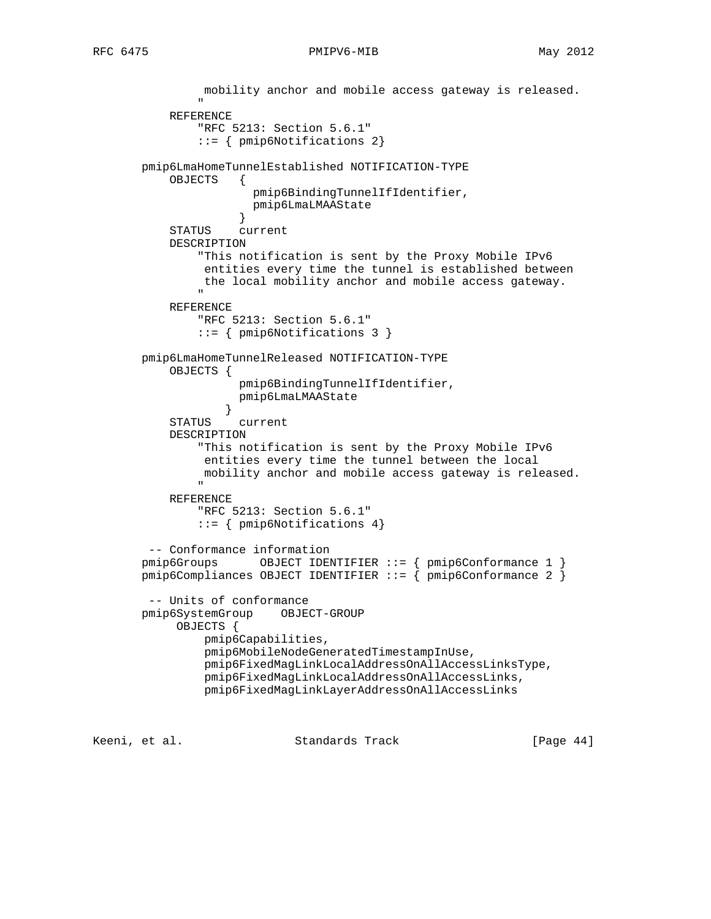```
                mobility anchor and mobile access gateway is released.
               "
           REFERENCE
               "RFC 5213: Section 5.6.1"
               ::= { pmip6Notifications 2}

       pmip6LmaHomeTunnelEstablished NOTIFICATION-TYPE
           OBJECTS    {
                        pmip6BindingTunnelIfIdentifier,
                        pmip6LmaLMAAState
                      }
           STATUS     current
           DESCRIPTION
               "This notification is sent by the Proxy Mobile IPv6
                entities every time the tunnel is established between
                the local mobility anchor and mobile access gateway.
               "
           REFERENCE
               "RFC 5213: Section 5.6.1"
               ::= { pmip6Notifications 3 }

       pmip6LmaHomeTunnelReleased NOTIFICATION-TYPE
           OBJECTS {
                     pmip6BindingTunnelIfIdentifier,
                     pmip6LmaLMAAState
                   }
           STATUS     current
           DESCRIPTION
               "This notification is sent by the Proxy Mobile IPv6
                entities every time the tunnel between the local
                mobility anchor and mobile access gateway is released.
               "
           REFERENCE
               "RFC 5213: Section 5.6.1"
               ::= { pmip6Notifications 4}

        -- Conformance information
       pmip6Groups      OBJECT IDENTIFIER ::= { pmip6Conformance 1 }
       pmip6Compliances OBJECT IDENTIFIER ::= { pmip6Conformance 2 }

        -- Units of conformance
       pmip6SystemGroup    OBJECT-GROUP
            OBJECTS {
                pmip6Capabilities,
                pmip6MobileNodeGeneratedTimestampInUse,
                pmip6FixedMagLinkLocalAddressOnAllAccessLinksType,
                pmip6FixedMagLinkLocalAddressOnAllAccessLinks,
                pmip6FixedMagLinkLayerAddressOnAllAccessLinks
```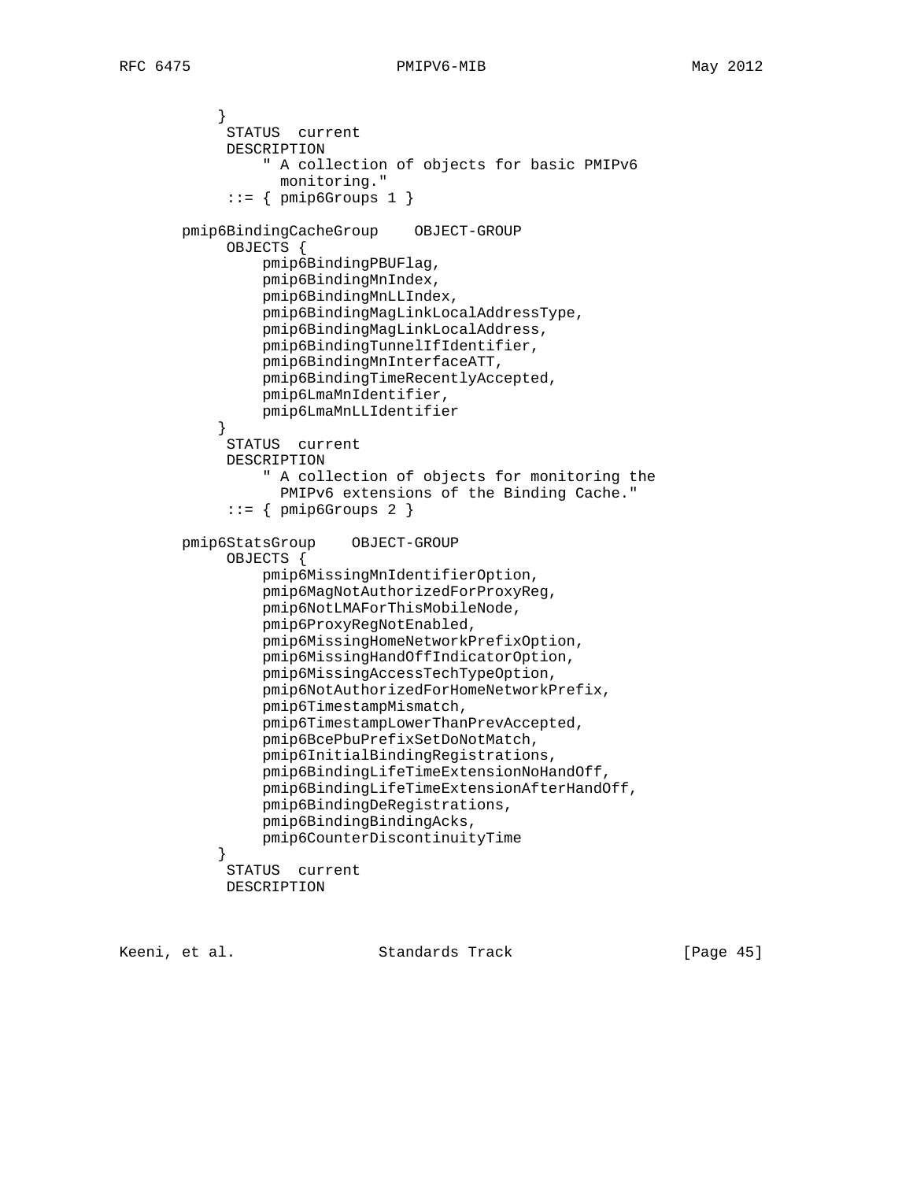```
           }
            STATUS  current
            DESCRIPTION
                " A collection of objects for basic PMIPv6
                  monitoring."
            ::= { pmip6Groups 1 }

       pmip6BindingCacheGroup    OBJECT-GROUP
            OBJECTS {
                pmip6BindingPBUFlag,
                pmip6BindingMnIndex,
                pmip6BindingMnLLIndex,
                pmip6BindingMagLinkLocalAddressType,
                pmip6BindingMagLinkLocalAddress,
                pmip6BindingTunnelIfIdentifier,
                pmip6BindingMnInterfaceATT,
                pmip6BindingTimeRecentlyAccepted,
                pmip6LmaMnIdentifier,
                pmip6LmaMnLLIdentifier
           }
            STATUS  current
            DESCRIPTION
                " A collection of objects for monitoring the
                  PMIPv6 extensions of the Binding Cache."
            ::= { pmip6Groups 2 }

       pmip6StatsGroup    OBJECT-GROUP
            OBJECTS {
                pmip6MissingMnIdentifierOption,
                pmip6MagNotAuthorizedForProxyReg,
                pmip6NotLMAForThisMobileNode,
                pmip6ProxyRegNotEnabled,
                pmip6MissingHomeNetworkPrefixOption,
                pmip6MissingHandOffIndicatorOption,
                pmip6MissingAccessTechTypeOption,
                pmip6NotAuthorizedForHomeNetworkPrefix,
                pmip6TimestampMismatch,
                pmip6TimestampLowerThanPrevAccepted,
                pmip6BcePbuPrefixSetDoNotMatch,
                pmip6InitialBindingRegistrations,
                pmip6BindingLifeTimeExtensionNoHandOff,
                pmip6BindingLifeTimeExtensionAfterHandOff,
                pmip6BindingDeRegistrations,
                pmip6BindingBindingAcks,
                pmip6CounterDiscontinuityTime
           }
            STATUS  current
            DESCRIPTION
```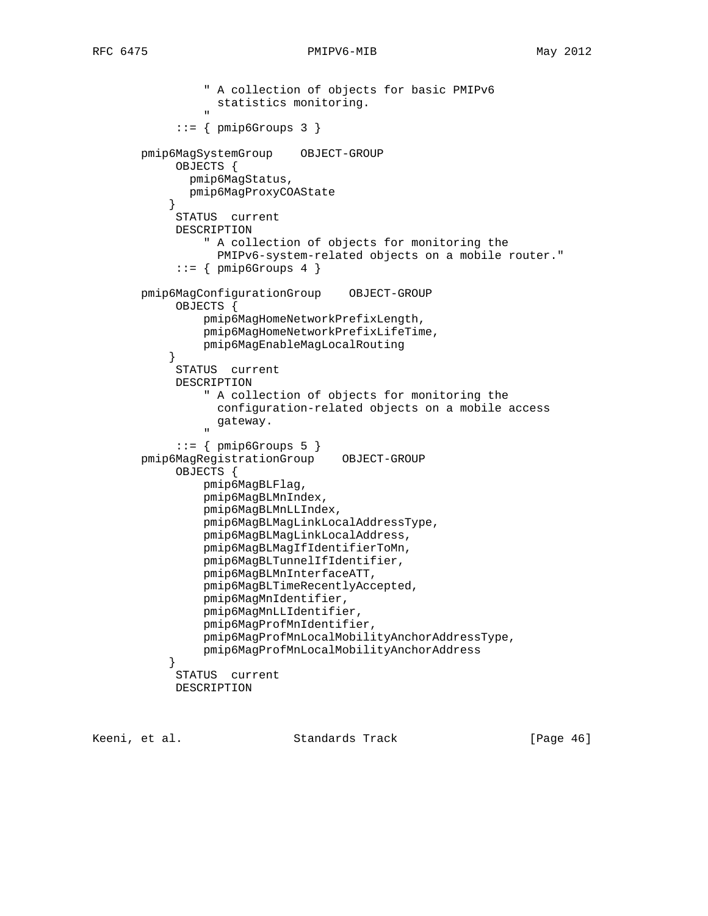```
              " A collection of objects for basic PMIPv6
                statistics monitoring.
              "
          ::= { pmip6Groups 3 }

     pmip6MagSystemGroup    OBJECT-GROUP
          OBJECTS {
            pmip6MagStatus,
            pmip6MagProxyCOAState
         }
          STATUS  current
          DESCRIPTION
              " A collection of objects for monitoring the
                PMIPv6-system-related objects on a mobile router."
          ::= { pmip6Groups 4 }

     pmip6MagConfigurationGroup    OBJECT-GROUP
          OBJECTS {
              pmip6MagHomeNetworkPrefixLength,
              pmip6MagHomeNetworkPrefixLifeTime,
              pmip6MagEnableMagLocalRouting
         }
          STATUS  current
          DESCRIPTION
              " A collection of objects for monitoring the
                configuration-related objects on a mobile access
                gateway.
              "
          ::= { pmip6Groups 5 }
     pmip6MagRegistrationGroup    OBJECT-GROUP
          OBJECTS {
              pmip6MagBLFlag,
              pmip6MagBLMnIndex,
              pmip6MagBLMnLLIndex,
              pmip6MagBLMagLinkLocalAddressType,
              pmip6MagBLMagLinkLocalAddress,
              pmip6MagBLMagIfIdentifierToMn,
              pmip6MagBLTunnelIfIdentifier,
              pmip6MagBLMnInterfaceATT,
              pmip6MagBLTimeRecentlyAccepted,
              pmip6MagMnIdentifier,
              pmip6MagMnLLIdentifier,
              pmip6MagProfMnIdentifier,
              pmip6MagProfMnLocalMobilityAnchorAddressType,
              pmip6MagProfMnLocalMobilityAnchorAddress
         }
          STATUS  current
          DESCRIPTION
```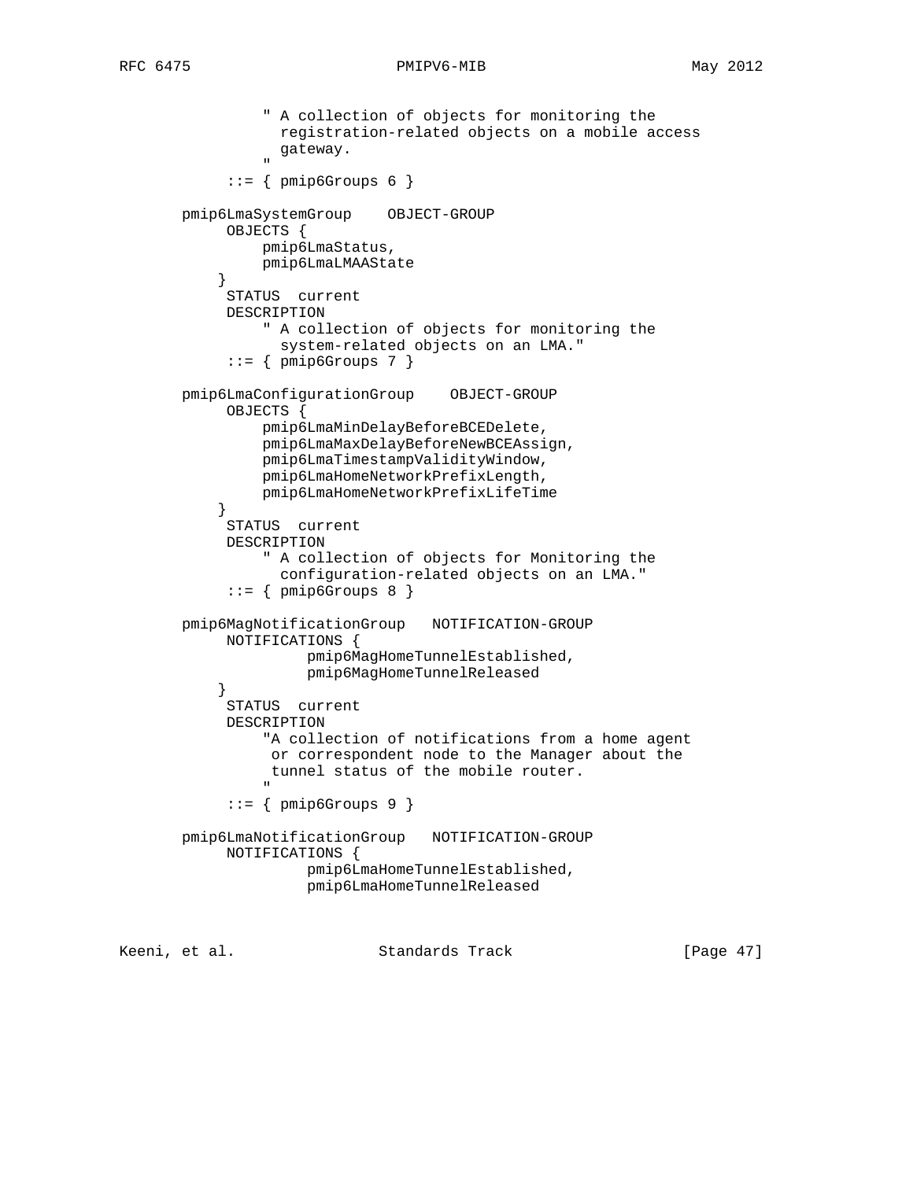```
              " A collection of objects for monitoring the
                registration-related objects on a mobile access
                gateway.
              "
          ::= { pmip6Groups 6 }

    pmip6LmaSystemGroup    OBJECT-GROUP
          OBJECTS {
              pmip6LmaStatus,
              pmip6LmaLMAAState
         }
          STATUS  current
          DESCRIPTION
              " A collection of objects for monitoring the
                system-related objects on an LMA."
          ::= { pmip6Groups 7 }

    pmip6LmaConfigurationGroup    OBJECT-GROUP
          OBJECTS {
              pmip6LmaMinDelayBeforeBCEDelete,
              pmip6LmaMaxDelayBeforeNewBCEAssign,
              pmip6LmaTimestampValidityWindow,
              pmip6LmaHomeNetworkPrefixLength,
              pmip6LmaHomeNetworkPrefixLifeTime
         }
          STATUS  current
          DESCRIPTION
              " A collection of objects for Monitoring the
                configuration-related objects on an LMA."
          ::= { pmip6Groups 8 }

    pmip6MagNotificationGroup   NOTIFICATION-GROUP
          NOTIFICATIONS {
                   pmip6MagHomeTunnelEstablished,
                   pmip6MagHomeTunnelReleased
         }
          STATUS  current
          DESCRIPTION
              "A collection of notifications from a home agent
               or correspondent node to the Manager about the
               tunnel status of the mobile router.
              "
          ::= { pmip6Groups 9 }

    pmip6LmaNotificationGroup   NOTIFICATION-GROUP
          NOTIFICATIONS {
                   pmip6LmaHomeTunnelEstablished,
                   pmip6LmaHomeTunnelReleased
```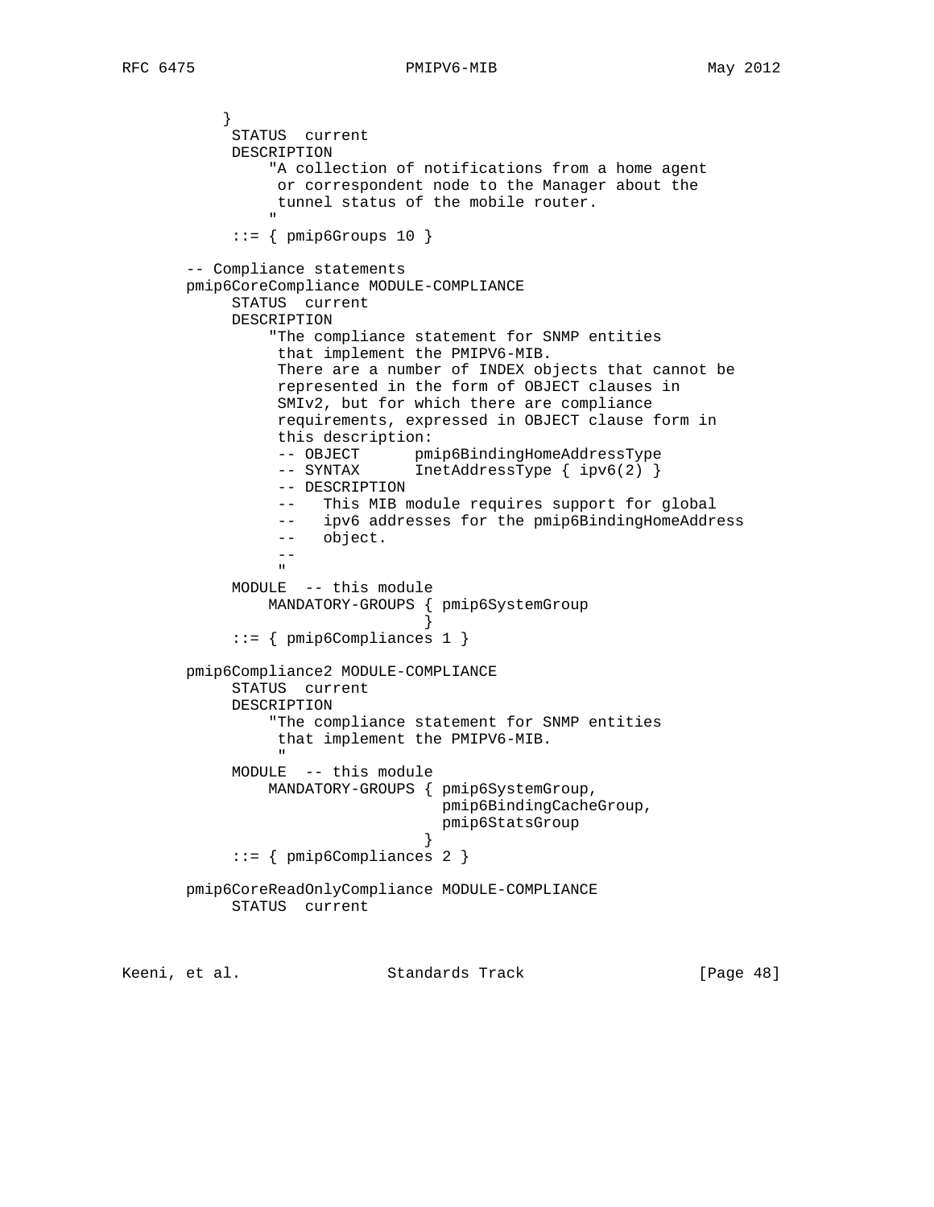```
           }
            STATUS  current
            DESCRIPTION
                "A collection of notifications from a home agent
                 or correspondent node to the Manager about the
                 tunnel status of the mobile router.
                "
            ::= { pmip6Groups 10 }

       -- Compliance statements
       pmip6CoreCompliance MODULE-COMPLIANCE
            STATUS  current
            DESCRIPTION
                "The compliance statement for SNMP entities
                 that implement the PMIPV6-MIB.
                 There are a number of INDEX objects that cannot be
                 represented in the form of OBJECT clauses in
                 SMIv2, but for which there are compliance
                 requirements, expressed in OBJECT clause form in
                 this description:
                 -- OBJECT      pmip6BindingHomeAddressType
                 -- SYNTAX      InetAddressType { ipv6(2) }
                 -- DESCRIPTION
                 --   This MIB module requires support for global
                 --   ipv6 addresses for the pmip6BindingHomeAddress
                 --   object.
                 --
                 "
            MODULE  -- this module
                MANDATORY-GROUPS { pmip6SystemGroup
                                 }
            ::= { pmip6Compliances 1 }

       pmip6Compliance2 MODULE-COMPLIANCE
            STATUS  current
            DESCRIPTION
                "The compliance statement for SNMP entities
                 that implement the PMIPV6-MIB.
                 "
            MODULE  -- this module
                MANDATORY-GROUPS { pmip6SystemGroup,
                                   pmip6BindingCacheGroup,
                                   pmip6StatsGroup
                                 }
            ::= { pmip6Compliances 2 }

       pmip6CoreReadOnlyCompliance MODULE-COMPLIANCE
            STATUS  current
```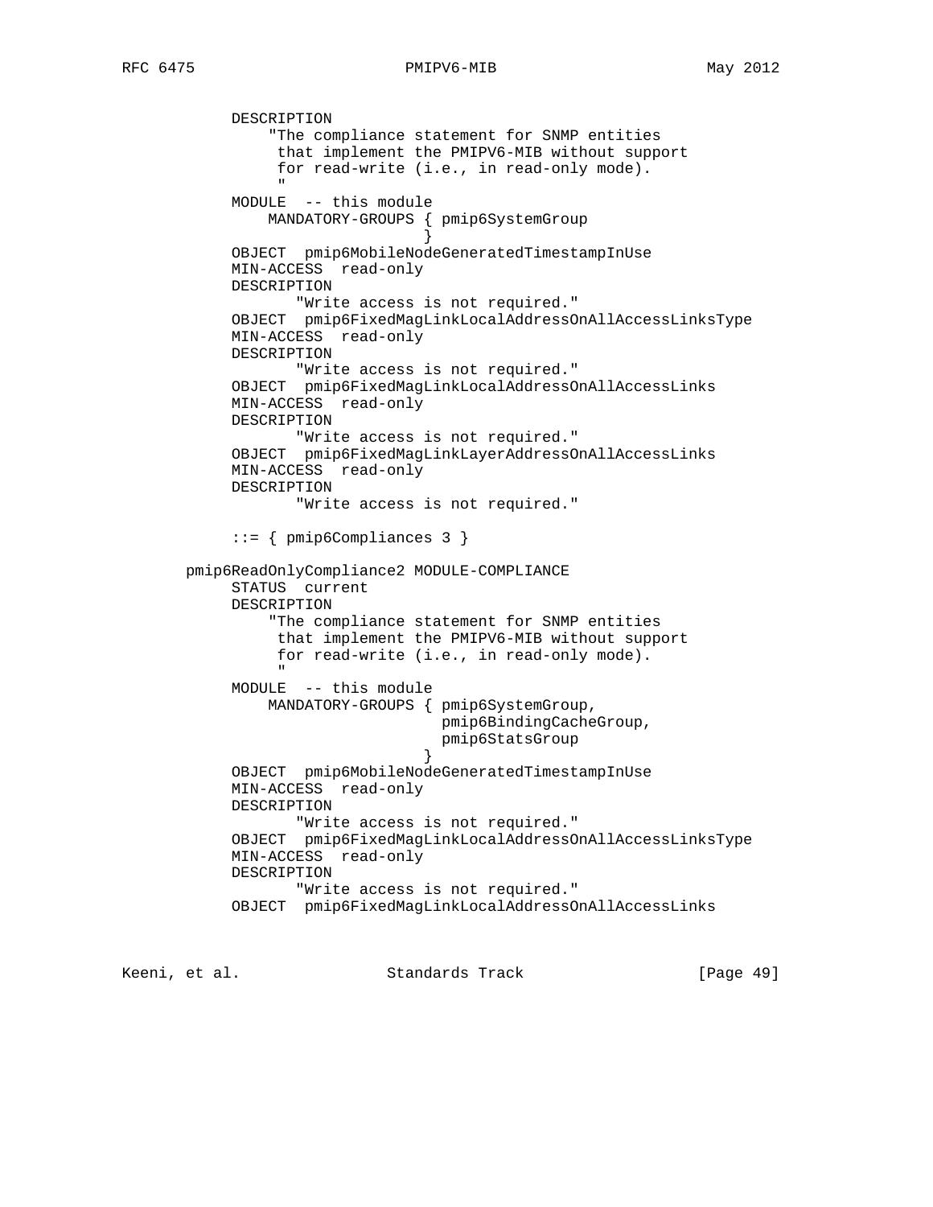```
         DESCRIPTION
             "The compliance statement for SNMP entities
              that implement the PMIPV6-MIB without support
              for read-write (i.e., in read-only mode).
              "
         MODULE  -- this module
             MANDATORY-GROUPS { pmip6SystemGroup
                              }
         OBJECT  pmip6MobileNodeGeneratedTimestampInUse
         MIN-ACCESS  read-only
         DESCRIPTION
                "Write access is not required."
         OBJECT  pmip6FixedMagLinkLocalAddressOnAllAccessLinksType
         MIN-ACCESS  read-only
         DESCRIPTION
                "Write access is not required."
         OBJECT  pmip6FixedMagLinkLocalAddressOnAllAccessLinks
         MIN-ACCESS  read-only
         DESCRIPTION
                "Write access is not required."
         OBJECT  pmip6FixedMagLinkLayerAddressOnAllAccessLinks
         MIN-ACCESS  read-only
         DESCRIPTION
                "Write access is not required."

         ::= { pmip6Compliances 3 }

    pmip6ReadOnlyCompliance2 MODULE-COMPLIANCE
         STATUS  current
         DESCRIPTION
             "The compliance statement for SNMP entities
              that implement the PMIPV6-MIB without support
              for read-write (i.e., in read-only mode).
              "
         MODULE  -- this module
             MANDATORY-GROUPS { pmip6SystemGroup,
                                pmip6BindingCacheGroup,
                                pmip6StatsGroup
                              }
         OBJECT  pmip6MobileNodeGeneratedTimestampInUse
         MIN-ACCESS  read-only
         DESCRIPTION
                "Write access is not required."
         OBJECT  pmip6FixedMagLinkLocalAddressOnAllAccessLinksType
         MIN-ACCESS  read-only
         DESCRIPTION
                "Write access is not required."
         OBJECT  pmip6FixedMagLinkLocalAddressOnAllAccessLinks
```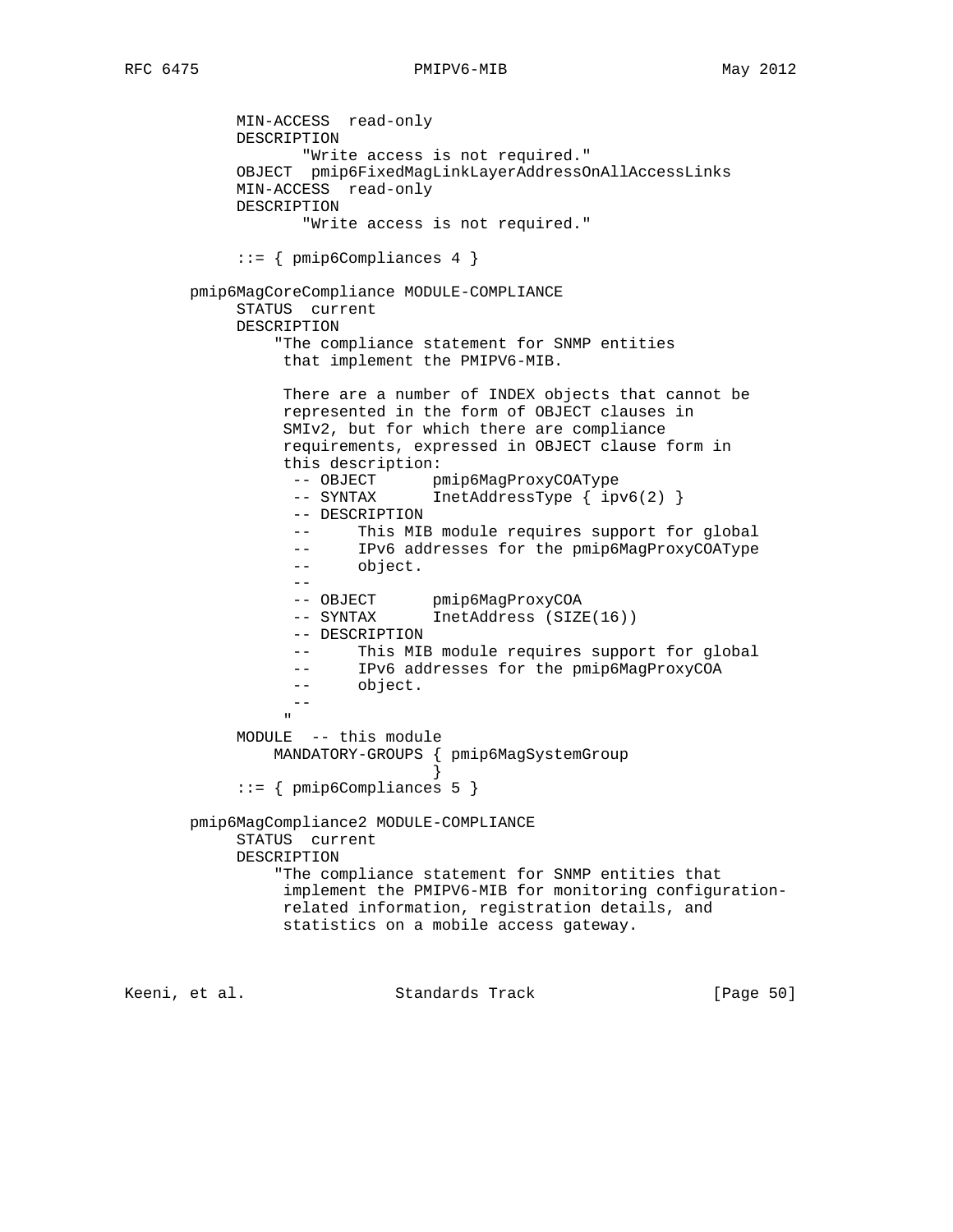```
          MIN-ACCESS  read-only
          DESCRIPTION
                 "Write access is not required."
          OBJECT  pmip6FixedMagLinkLayerAddressOnAllAccessLinks
          MIN-ACCESS  read-only
          DESCRIPTION
                 "Write access is not required."

          ::= { pmip6Compliances 4 }

      pmip6MagCoreCompliance MODULE-COMPLIANCE
          STATUS  current
          DESCRIPTION
              "The compliance statement for SNMP entities
               that implement the PMIPV6-MIB.

               There are a number of INDEX objects that cannot be
               represented in the form of OBJECT clauses in
               SMIv2, but for which there are compliance
               requirements, expressed in OBJECT clause form in
               this description:
                -- OBJECT      pmip6MagProxyCOAType
                -- SYNTAX      InetAddressType { ipv6(2) }
                -- DESCRIPTION
                --     This MIB module requires support for global
                --     IPv6 addresses for the pmip6MagProxyCOAType
                --     object.
                --
                -- OBJECT      pmip6MagProxyCOA
                -- SYNTAX      InetAddress (SIZE(16))
                -- DESCRIPTION
                --     This MIB module requires support for global
                --     IPv6 addresses for the pmip6MagProxyCOA
                --     object.
                --
               "
          MODULE  -- this module
              MANDATORY-GROUPS { pmip6MagSystemGroup
                               }
          ::= { pmip6Compliances 5 }

      pmip6MagCompliance2 MODULE-COMPLIANCE
          STATUS  current
          DESCRIPTION
              "The compliance statement for SNMP entities that
               implement the PMIPV6-MIB for monitoring configuration-
               related information, registration details, and
               statistics on a mobile access gateway.
```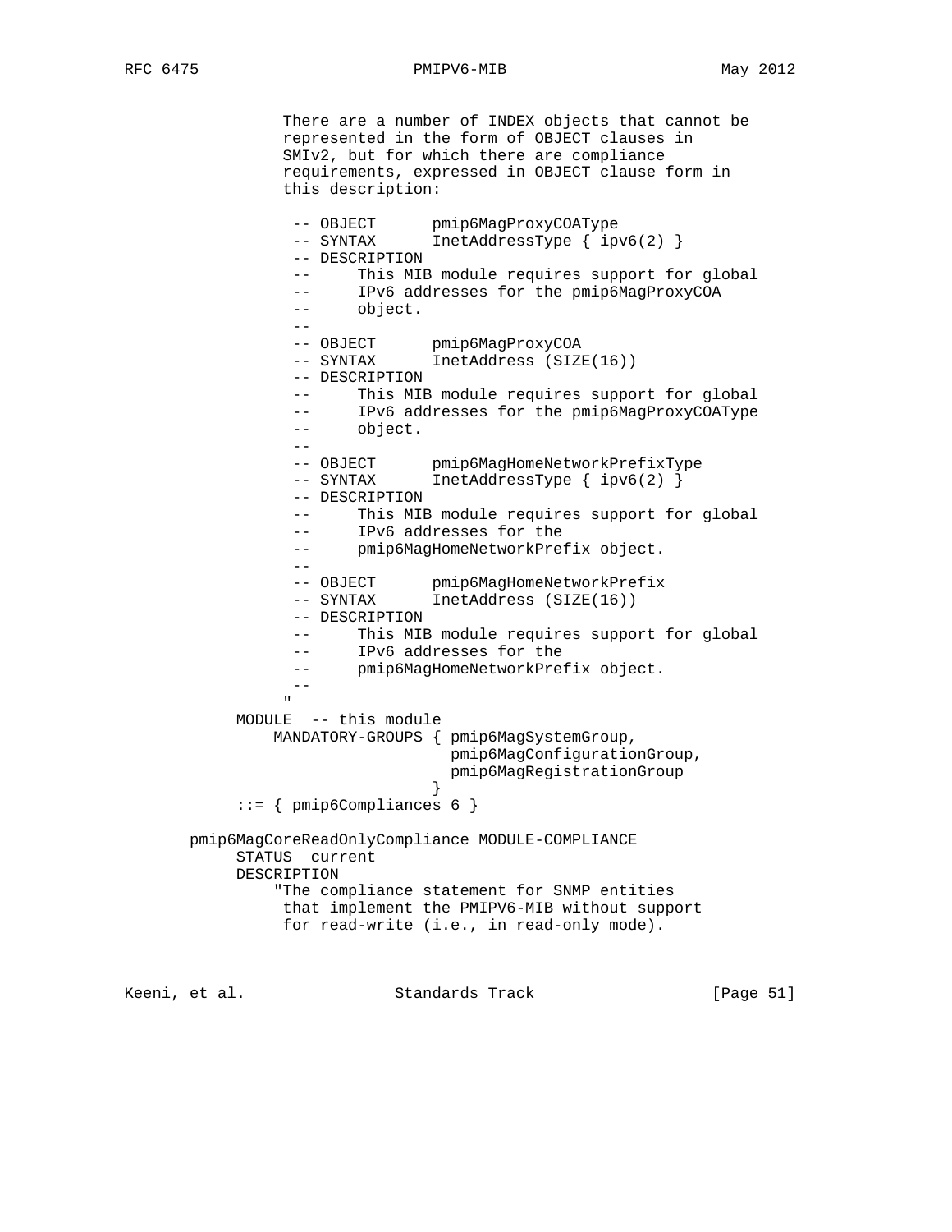```
               There are a number of INDEX objects that cannot be
               represented in the form of OBJECT clauses in
               SMIv2, but for which there are compliance
               requirements, expressed in OBJECT clause form in
               this description:

                -- OBJECT      pmip6MagProxyCOAType
                -- SYNTAX      InetAddressType { ipv6(2) }
                -- DESCRIPTION
                --     This MIB module requires support for global
                --     IPv6 addresses for the pmip6MagProxyCOA
                --     object.
                --
                -- OBJECT      pmip6MagProxyCOA
                -- SYNTAX      InetAddress (SIZE(16))
                -- DESCRIPTION
                --     This MIB module requires support for global
                --     IPv6 addresses for the pmip6MagProxyCOAType
                --     object.
                --
                -- OBJECT      pmip6MagHomeNetworkPrefixType
                -- SYNTAX      InetAddressType { ipv6(2) }
                -- DESCRIPTION
                --     This MIB module requires support for global
                --     IPv6 addresses for the
                --     pmip6MagHomeNetworkPrefix object.
                --
                -- OBJECT      pmip6MagHomeNetworkPrefix
                -- SYNTAX      InetAddress (SIZE(16))
                -- DESCRIPTION
                --     This MIB module requires support for global
                --     IPv6 addresses for the
                --     pmip6MagHomeNetworkPrefix object.
                --
               "
          MODULE  -- this module
              MANDATORY-GROUPS { pmip6MagSystemGroup,
                                 pmip6MagConfigurationGroup,
                                 pmip6MagRegistrationGroup
                               }
          ::= { pmip6Compliances 6 }

     pmip6MagCoreReadOnlyCompliance MODULE-COMPLIANCE
          STATUS  current
          DESCRIPTION
              "The compliance statement for SNMP entities
               that implement the PMIPV6-MIB without support
               for read-write (i.e., in read-only mode).
```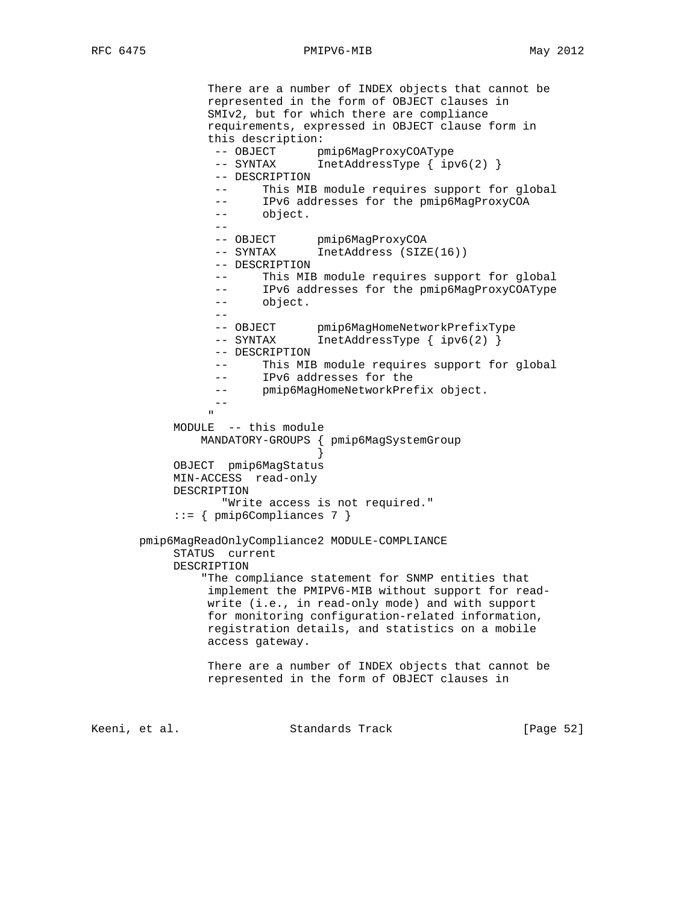```
               There are a number of INDEX objects that cannot be
               represented in the form of OBJECT clauses in
               SMIv2, but for which there are compliance
               requirements, expressed in OBJECT clause form in
               this description:
                -- OBJECT      pmip6MagProxyCOAType
                -- SYNTAX      InetAddressType { ipv6(2) }
                -- DESCRIPTION
                --     This MIB module requires support for global
                --     IPv6 addresses for the pmip6MagProxyCOA
                --     object.
                --
                -- OBJECT      pmip6MagProxyCOA
                -- SYNTAX      InetAddress (SIZE(16))
                -- DESCRIPTION
                --     This MIB module requires support for global
                --     IPv6 addresses for the pmip6MagProxyCOAType
                --     object.
                --
                -- OBJECT      pmip6MagHomeNetworkPrefixType
                -- SYNTAX      InetAddressType { ipv6(2) }
                -- DESCRIPTION
                --     This MIB module requires support for global
                --     IPv6 addresses for the
                --     pmip6MagHomeNetworkPrefix object.
                --
               "
          MODULE  -- this module
              MANDATORY-GROUPS { pmip6MagSystemGroup
                               }
          OBJECT  pmip6MagStatus
          MIN-ACCESS  read-only
          DESCRIPTION
                 "Write access is not required."
          ::= { pmip6Compliances 7 }

     pmip6MagReadOnlyCompliance2 MODULE-COMPLIANCE
          STATUS  current
          DESCRIPTION
              "The compliance statement for SNMP entities that
               implement the PMIPV6-MIB without support for read-
               write (i.e., in read-only mode) and with support
               for monitoring configuration-related information,
               registration details, and statistics on a mobile
               access gateway.

               There are a number of INDEX objects that cannot be
               represented in the form of OBJECT clauses in
```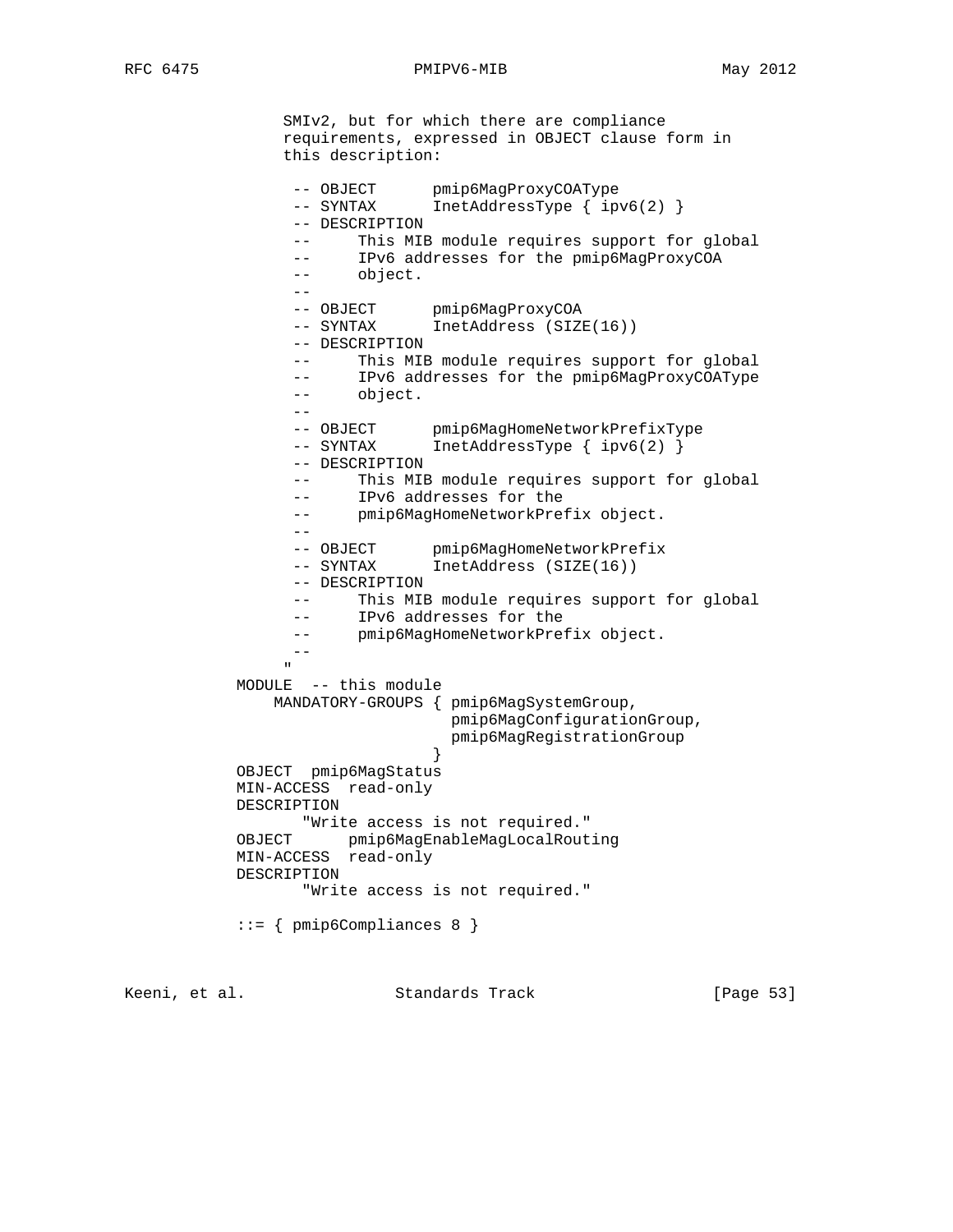```
                SMIv2, but for which there are compliance
                requirements, expressed in OBJECT clause form in
                this description:

                 -- OBJECT      pmip6MagProxyCOAType
                 -- SYNTAX      InetAddressType { ipv6(2) }
                 -- DESCRIPTION
                 --     This MIB module requires support for global
                 --     IPv6 addresses for the pmip6MagProxyCOA
                 --     object.
                 --
                 -- OBJECT      pmip6MagProxyCOA
                 -- SYNTAX      InetAddress (SIZE(16))
                 -- DESCRIPTION
                 --     This MIB module requires support for global
                 --     IPv6 addresses for the pmip6MagProxyCOAType
                 --     object.
                 --
                 -- OBJECT      pmip6MagHomeNetworkPrefixType
                 -- SYNTAX      InetAddressType { ipv6(2) }
                 -- DESCRIPTION
                 --     This MIB module requires support for global
                 --     IPv6 addresses for the
                 --     pmip6MagHomeNetworkPrefix object.
                 --
                 -- OBJECT      pmip6MagHomeNetworkPrefix
                 -- SYNTAX      InetAddress (SIZE(16))
                 -- DESCRIPTION
                 --     This MIB module requires support for global
                 --     IPv6 addresses for the
                 --     pmip6MagHomeNetworkPrefix object.
                 --
                "
           MODULE  -- this module
               MANDATORY-GROUPS { pmip6MagSystemGroup,
                                  pmip6MagConfigurationGroup,
                                  pmip6MagRegistrationGroup
                                }
           OBJECT  pmip6MagStatus
           MIN-ACCESS  read-only
           DESCRIPTION
                  "Write access is not required."
           OBJECT      pmip6MagEnableMagLocalRouting
           MIN-ACCESS  read-only
           DESCRIPTION
                  "Write access is not required."

           ::= { pmip6Compliances 8 }
```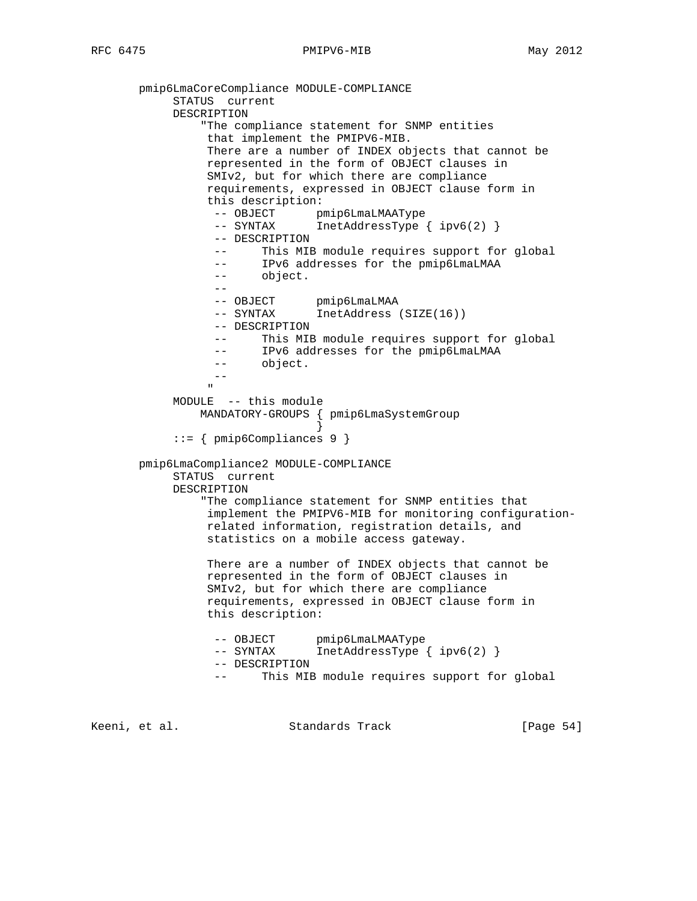```
       pmip6LmaCoreCompliance MODULE-COMPLIANCE
            STATUS  current
            DESCRIPTION
                "The compliance statement for SNMP entities
                 that implement the PMIPV6-MIB.
                 There are a number of INDEX objects that cannot be
                 represented in the form of OBJECT clauses in
                 SMIv2, but for which there are compliance
                 requirements, expressed in OBJECT clause form in
                 this description:
                  -- OBJECT      pmip6LmaLMAAType
                  -- SYNTAX      InetAddressType { ipv6(2) }
                  -- DESCRIPTION
                  --     This MIB module requires support for global
                  --     IPv6 addresses for the pmip6LmaLMAA
                  --     object.
                  --
                  -- OBJECT      pmip6LmaLMAA
                  -- SYNTAX      InetAddress (SIZE(16))
                  -- DESCRIPTION
                  --     This MIB module requires support for global
                  --     IPv6 addresses for the pmip6LmaLMAA
                  --     object.
                  --
                 "
            MODULE  -- this module
                MANDATORY-GROUPS { pmip6LmaSystemGroup
                                 }
            ::= { pmip6Compliances 9 }

       pmip6LmaCompliance2 MODULE-COMPLIANCE
            STATUS  current
            DESCRIPTION
                "The compliance statement for SNMP entities that
                 implement the PMIPV6-MIB for monitoring configuration-
                 related information, registration details, and
                 statistics on a mobile access gateway.

                 There are a number of INDEX objects that cannot be
                 represented in the form of OBJECT clauses in
                 SMIv2, but for which there are compliance
                 requirements, expressed in OBJECT clause form in
                 this description:

                  -- OBJECT      pmip6LmaLMAAType
                  -- SYNTAX      InetAddressType { ipv6(2) }
                  -- DESCRIPTION
                  --     This MIB module requires support for global
```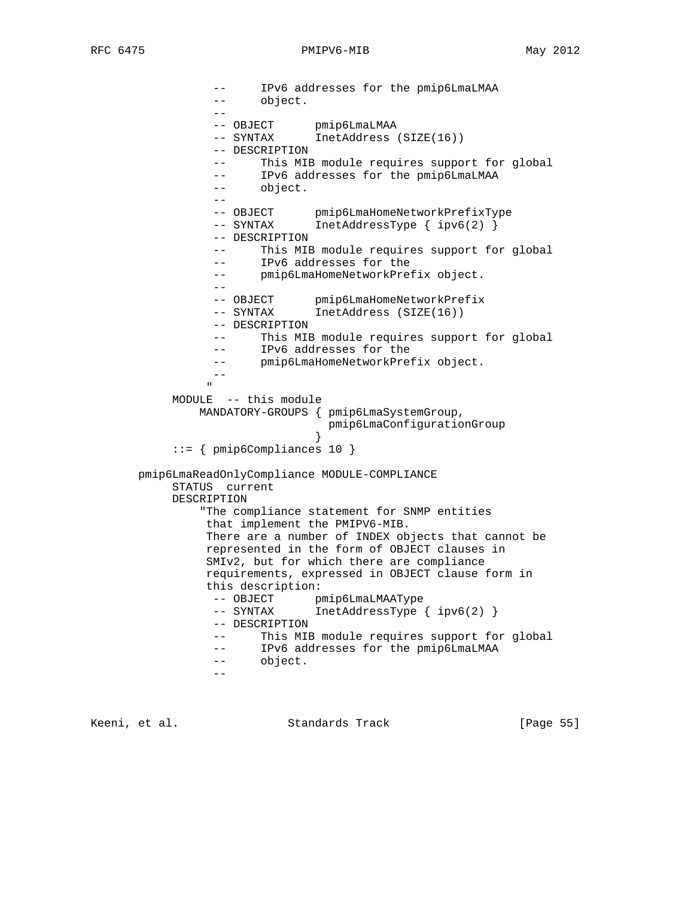```
                --     IPv6 addresses for the pmip6LmaLMAA
                --     object.
                --
                -- OBJECT      pmip6LmaLMAA
                -- SYNTAX      InetAddress (SIZE(16))
                -- DESCRIPTION
                --     This MIB module requires support for global
                --     IPv6 addresses for the pmip6LmaLMAA
                --     object.
                --
                -- OBJECT      pmip6LmaHomeNetworkPrefixType
                -- SYNTAX      InetAddressType { ipv6(2) }
                -- DESCRIPTION
                --     This MIB module requires support for global
                --     IPv6 addresses for the
                --     pmip6LmaHomeNetworkPrefix object.
                --
                -- OBJECT      pmip6LmaHomeNetworkPrefix
                -- SYNTAX      InetAddress (SIZE(16))
                -- DESCRIPTION
                --     This MIB module requires support for global
                --     IPv6 addresses for the
                --     pmip6LmaHomeNetworkPrefix object.
                --
               "
          MODULE  -- this module
              MANDATORY-GROUPS { pmip6LmaSystemGroup,
                                 pmip6LmaConfigurationGroup
                               }
          ::= { pmip6Compliances 10 }

     pmip6LmaReadOnlyCompliance MODULE-COMPLIANCE
          STATUS  current
          DESCRIPTION
              "The compliance statement for SNMP entities
               that implement the PMIPV6-MIB.
               There are a number of INDEX objects that cannot be
               represented in the form of OBJECT clauses in
               SMIv2, but for which there are compliance
               requirements, expressed in OBJECT clause form in
               this description:
                -- OBJECT      pmip6LmaLMAAType
                -- SYNTAX      InetAddressType { ipv6(2) }
                -- DESCRIPTION
                --     This MIB module requires support for global
                --     IPv6 addresses for the pmip6LmaLMAA
                --     object.
                --
```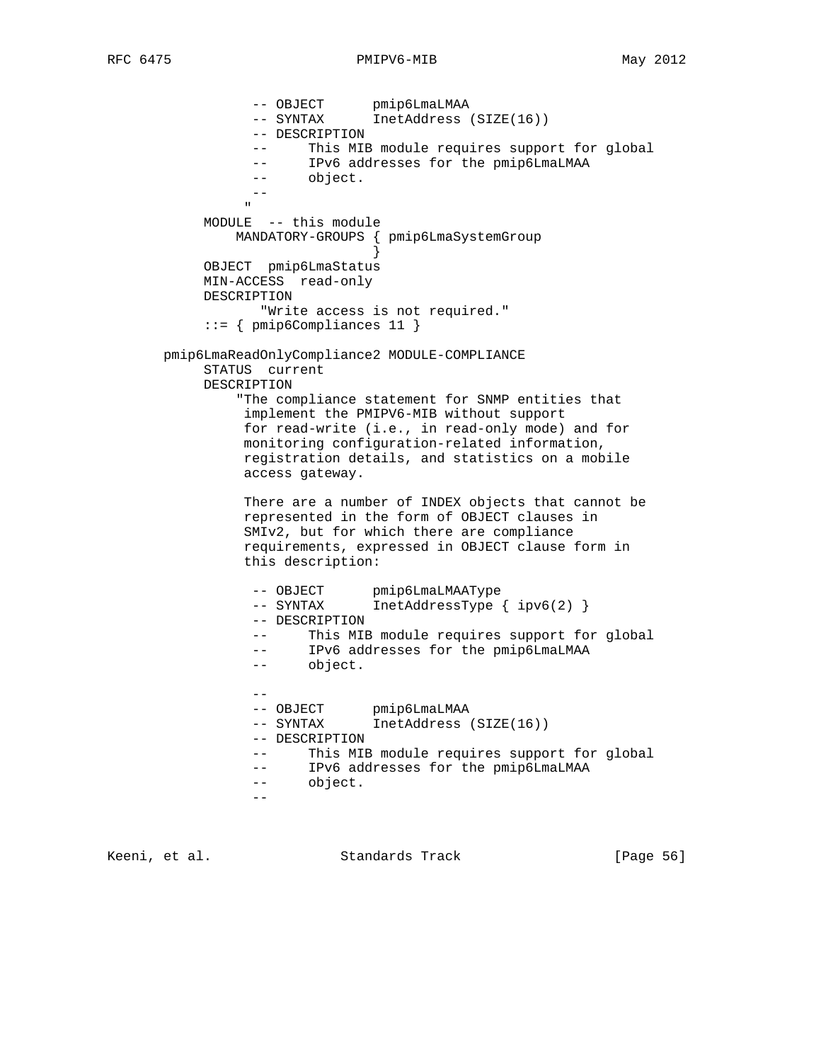```
               -- OBJECT      pmip6LmaLMAA
               -- SYNTAX      InetAddress (SIZE(16))
               -- DESCRIPTION
               --      This MIB module requires support for global
               --      IPv6 addresses for the pmip6LmaLMAA
               --      object.
               --
              "
         MODULE  -- this module
             MANDATORY-GROUPS { pmip6LmaSystemGroup
                              }
         OBJECT  pmip6LmaStatus
         MIN-ACCESS  read-only
         DESCRIPTION
                "Write access is not required."
         ::= { pmip6Compliances 11 }

     pmip6LmaReadOnlyCompliance2 MODULE-COMPLIANCE
         STATUS  current
         DESCRIPTION
             "The compliance statement for SNMP entities that
              implement the PMIPV6-MIB without support
              for read-write (i.e., in read-only mode) and for
              monitoring configuration-related information,
              registration details, and statistics on a mobile
              access gateway.

              There are a number of INDEX objects that cannot be
              represented in the form of OBJECT clauses in
              SMIv2, but for which there are compliance
              requirements, expressed in OBJECT clause form in
              this description:

               -- OBJECT      pmip6LmaLMAAType
               -- SYNTAX      InetAddressType { ipv6(2) }
               -- DESCRIPTION
               --      This MIB module requires support for global
               --      IPv6 addresses for the pmip6LmaLMAA
               --      object.

               --
               -- OBJECT      pmip6LmaLMAA
               -- SYNTAX      InetAddress (SIZE(16))
               -- DESCRIPTION
               --      This MIB module requires support for global
               --      IPv6 addresses for the pmip6LmaLMAA
               --      object.
               --
```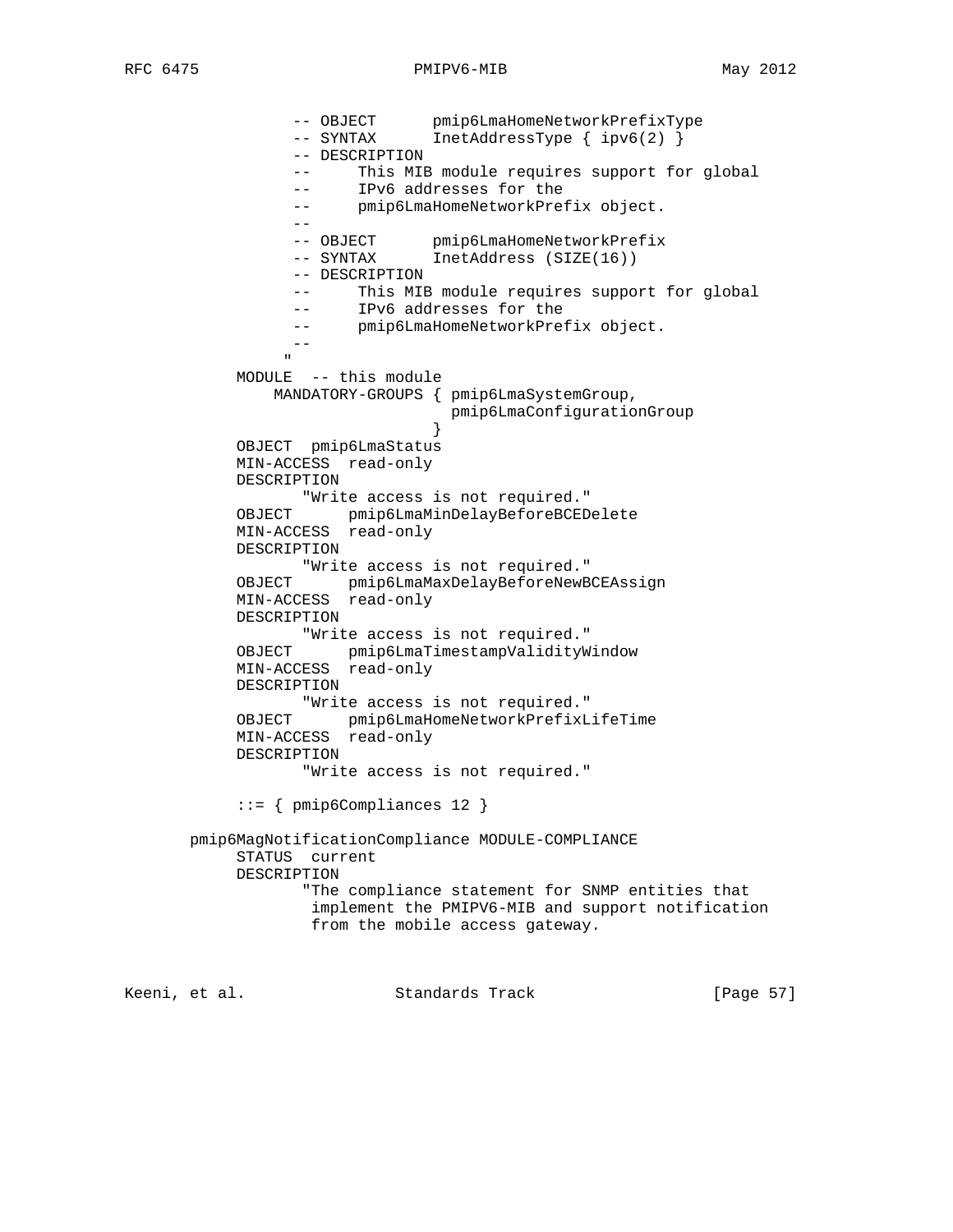```
              -- OBJECT      pmip6LmaHomeNetworkPrefixType
              -- SYNTAX      InetAddressType { ipv6(2) }
              -- DESCRIPTION
              --      This MIB module requires support for global
              --      IPv6 addresses for the
              --      pmip6LmaHomeNetworkPrefix object.
              --
              -- OBJECT      pmip6LmaHomeNetworkPrefix
              -- SYNTAX      InetAddress (SIZE(16))
              -- DESCRIPTION
              --      This MIB module requires support for global
              --      IPv6 addresses for the
              --      pmip6LmaHomeNetworkPrefix object.
              --
             "
        MODULE  -- this module
            MANDATORY-GROUPS { pmip6LmaSystemGroup,
                               pmip6LmaConfigurationGroup
                             }
        OBJECT  pmip6LmaStatus
        MIN-ACCESS  read-only
        DESCRIPTION
               "Write access is not required."
        OBJECT      pmip6LmaMinDelayBeforeBCEDelete
        MIN-ACCESS  read-only
        DESCRIPTION
               "Write access is not required."
        OBJECT      pmip6LmaMaxDelayBeforeNewBCEAssign
        MIN-ACCESS  read-only
        DESCRIPTION
               "Write access is not required."
        OBJECT      pmip6LmaTimestampValidityWindow
        MIN-ACCESS  read-only
        DESCRIPTION
               "Write access is not required."
        OBJECT      pmip6LmaHomeNetworkPrefixLifeTime
        MIN-ACCESS  read-only
        DESCRIPTION
               "Write access is not required."

        ::= { pmip6Compliances 12 }

   pmip6MagNotificationCompliance MODULE-COMPLIANCE
        STATUS  current
        DESCRIPTION
               "The compliance statement for SNMP entities that
                implement the PMIPV6-MIB and support notification
                from the mobile access gateway.
```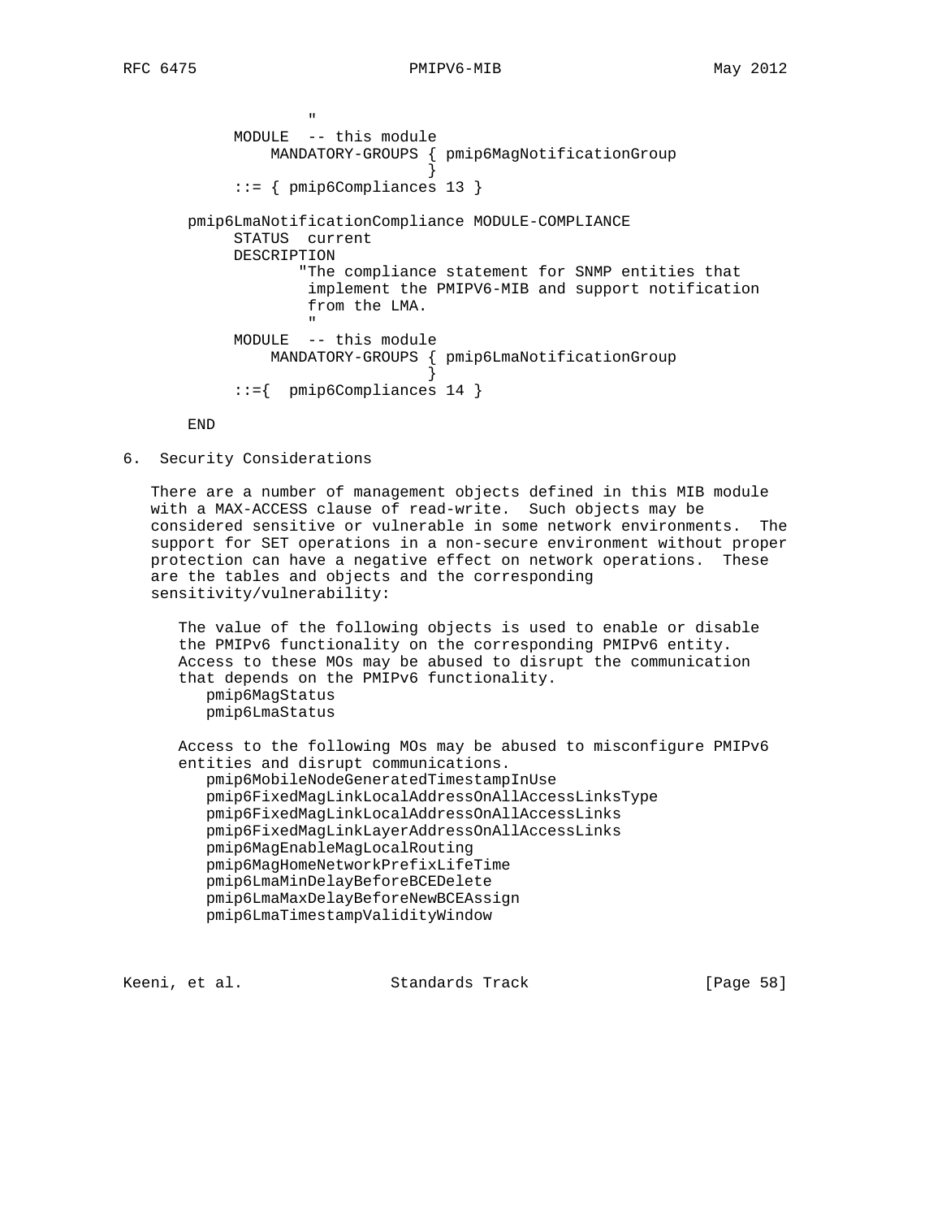```
                  "
        MODULE  -- this module
            MANDATORY-GROUPS { pmip6MagNotificationGroup
                             }
        ::= { pmip6Compliances 13 }

    pmip6LmaNotificationCompliance MODULE-COMPLIANCE
        STATUS  current
        DESCRIPTION
               "The compliance statement for SNMP entities that
                implement the PMIPV6-MIB and support notification
                from the LMA.
                "
        MODULE  -- this module
            MANDATORY-GROUPS { pmip6LmaNotificationGroup
                             }
        ::={  pmip6Compliances 14 }

    END
```

## 6. Security Considerations

There are a number of management objects defined in this MIB module with a MAX-ACCESS clause of read-write. Such objects may be considered sensitive or vulnerable in some network environments. The support for SET operations in a non-secure environment without proper protection can have a negative effect on network operations. These are the tables and objects and the corresponding sensitivity/vulnerability:

The value of the following objects is used to enable or disable the PMIPv6 functionality on the corresponding PMIPv6 entity. Access to these MOs may be abused to disrupt the communication that depends on the PMIPv6 functionality.

- pmip6MagStatus
- pmip6LmaStatus

Access to the following MOs may be abused to misconfigure PMIPv6 entities and disrupt communications.

- pmip6MobileNodeGeneratedTimestampInUse
- pmip6FixedMagLinkLocalAddressOnAllAccessLinksType
- pmip6FixedMagLinkLocalAddressOnAllAccessLinks
- pmip6FixedMagLinkLayerAddressOnAllAccessLinks
- pmip6MagEnableMagLocalRouting
- pmip6MagHomeNetworkPrefixLifeTime
- pmip6LmaMinDelayBeforeBCEDelete
- pmip6LmaMaxDelayBeforeNewBCEAssign
- pmip6LmaTimestampValidityWindow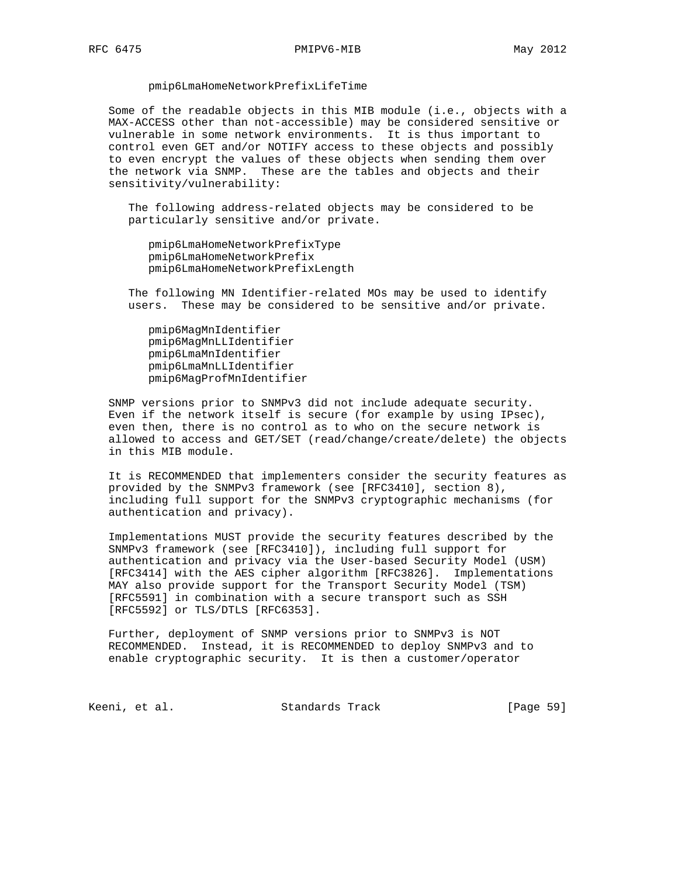pmip6LmaHomeNetworkPrefixLifeTime

Some of the readable objects in this MIB module (i.e., objects with a MAX-ACCESS other than not-accessible) may be considered sensitive or vulnerable in some network environments. It is thus important to control even GET and/or NOTIFY access to these objects and possibly to even encrypt the values of these objects when sending them over the network via SNMP. These are the tables and objects and their sensitivity/vulnerability:

The following address-related objects may be considered to be particularly sensitive and/or private.

pmip6LmaHomeNetworkPrefixType
pmip6LmaHomeNetworkPrefix
pmip6LmaHomeNetworkPrefixLength

The following MN Identifier-related MOs may be used to identify users. These may be considered to be sensitive and/or private.

pmip6MagMnIdentifier
pmip6MagMnLLIdentifier
pmip6LmaMnIdentifier
pmip6LmaMnLLIdentifier
pmip6MagProfMnIdentifier

SNMP versions prior to SNMPv3 did not include adequate security. Even if the network itself is secure (for example by using IPsec), even then, there is no control as to who on the secure network is allowed to access and GET/SET (read/change/create/delete) the objects in this MIB module.

It is RECOMMENDED that implementers consider the security features as provided by the SNMPv3 framework (see [RFC3410], section 8), including full support for the SNMPv3 cryptographic mechanisms (for authentication and privacy).

Implementations MUST provide the security features described by the SNMPv3 framework (see [RFC3410]), including full support for authentication and privacy via the User-based Security Model (USM) [RFC3414] with the AES cipher algorithm [RFC3826]. Implementations MAY also provide support for the Transport Security Model (TSM) [RFC5591] in combination with a secure transport such as SSH [RFC5592] or TLS/DTLS [RFC6353].

Further, deployment of SNMP versions prior to SNMPv3 is NOT RECOMMENDED. Instead, it is RECOMMENDED to deploy SNMPv3 and to enable cryptographic security. It is then a customer/operator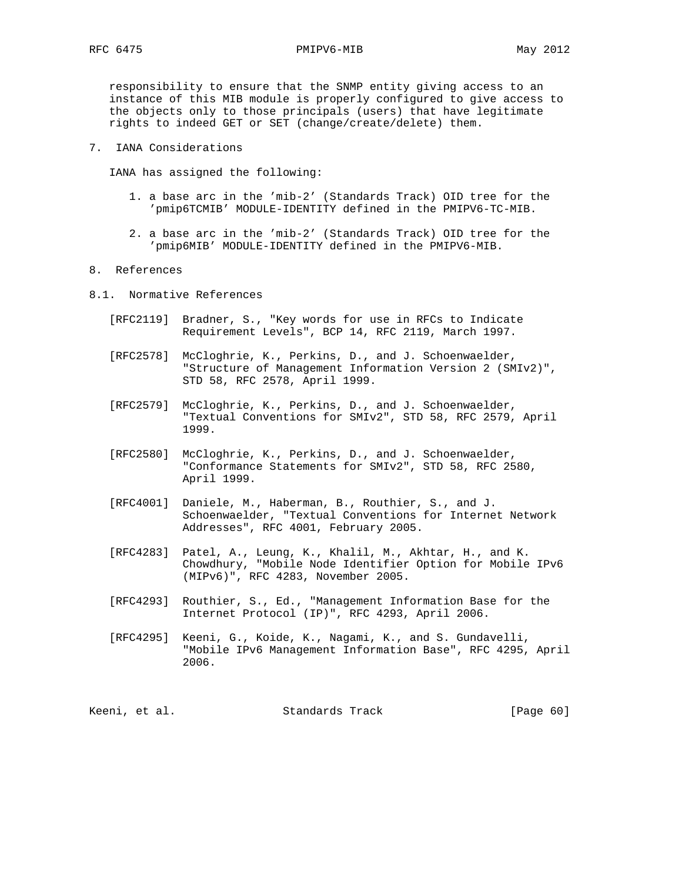responsibility to ensure that the SNMP entity giving access to an instance of this MIB module is properly configured to give access to the objects only to those principals (users) that have legitimate rights to indeed GET or SET (change/create/delete) them.

## 7. IANA Considerations

IANA has assigned the following:

1. a base arc in the 'mib-2' (Standards Track) OID tree for the 'pmip6TCMIB' MODULE-IDENTITY defined in the PMIPV6-TC-MIB.

2. a base arc in the 'mib-2' (Standards Track) OID tree for the 'pmip6MIB' MODULE-IDENTITY defined in the PMIPV6-MIB.

## 8. References

### 8.1. Normative References

[RFC2119] Bradner, S., "Key words for use in RFCs to Indicate Requirement Levels", BCP 14, RFC 2119, March 1997.

[RFC2578] McCloghrie, K., Perkins, D., and J. Schoenwaelder, "Structure of Management Information Version 2 (SMIv2)", STD 58, RFC 2578, April 1999.

[RFC2579] McCloghrie, K., Perkins, D., and J. Schoenwaelder, "Textual Conventions for SMIv2", STD 58, RFC 2579, April 1999.

[RFC2580] McCloghrie, K., Perkins, D., and J. Schoenwaelder, "Conformance Statements for SMIv2", STD 58, RFC 2580, April 1999.

[RFC4001] Daniele, M., Haberman, B., Routhier, S., and J. Schoenwaelder, "Textual Conventions for Internet Network Addresses", RFC 4001, February 2005.

[RFC4283] Patel, A., Leung, K., Khalil, M., Akhtar, H., and K. Chowdhury, "Mobile Node Identifier Option for Mobile IPv6 (MIPv6)", RFC 4283, November 2005.

[RFC4293] Routhier, S., Ed., "Management Information Base for the Internet Protocol (IP)", RFC 4293, April 2006.

[RFC4295] Keeni, G., Koide, K., Nagami, K., and S. Gundavelli, "Mobile IPv6 Management Information Base", RFC 4295, April 2006.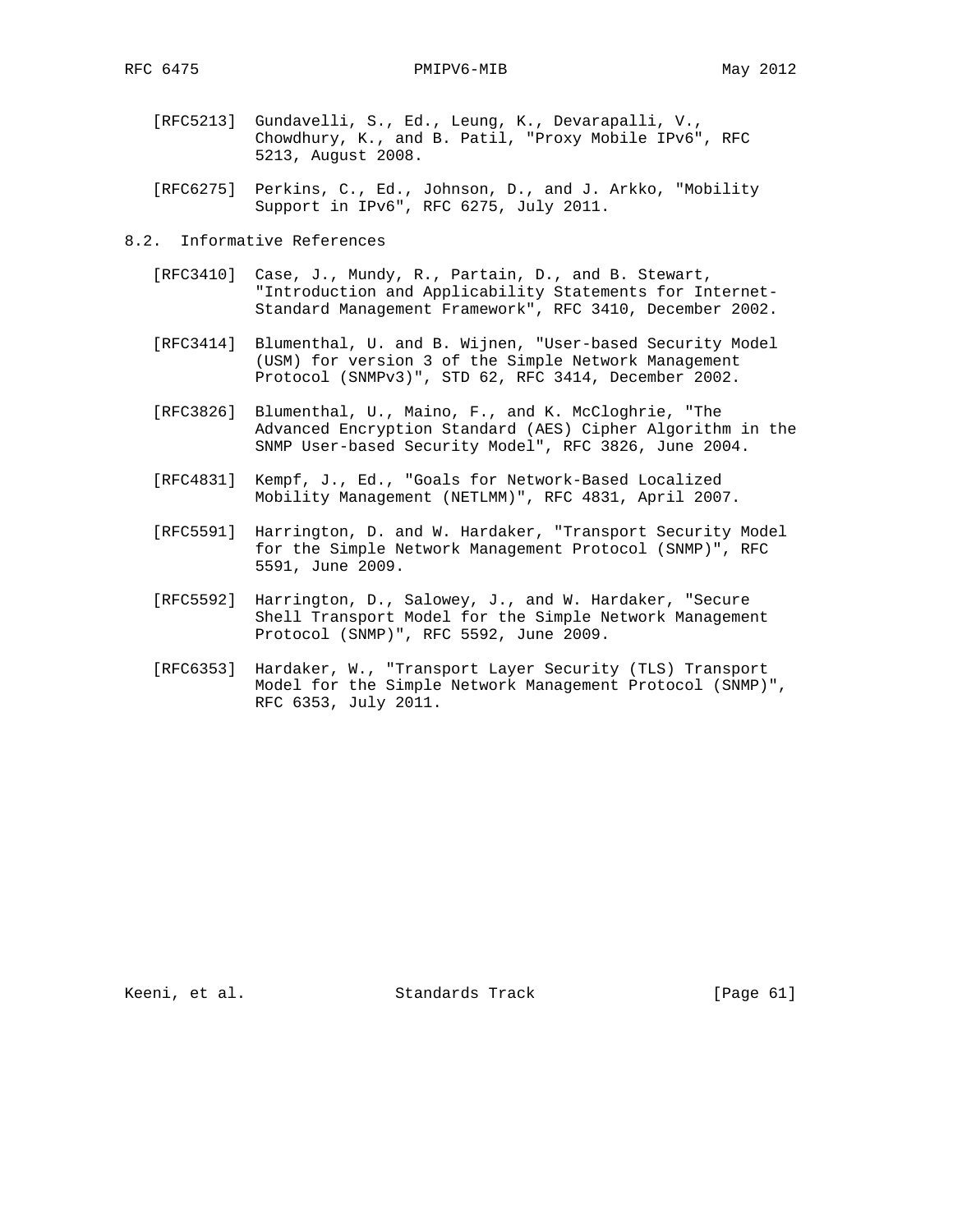[RFC5213] Gundavelli, S., Ed., Leung, K., Devarapalli, V., Chowdhury, K., and B. Patil, "Proxy Mobile IPv6", RFC 5213, August 2008.

[RFC6275] Perkins, C., Ed., Johnson, D., and J. Arkko, "Mobility Support in IPv6", RFC 6275, July 2011.

## 8.2. Informative References

[RFC3410] Case, J., Mundy, R., Partain, D., and B. Stewart, "Introduction and Applicability Statements for Internet-Standard Management Framework", RFC 3410, December 2002.

[RFC3414] Blumenthal, U. and B. Wijnen, "User-based Security Model (USM) for version 3 of the Simple Network Management Protocol (SNMPv3)", STD 62, RFC 3414, December 2002.

[RFC3826] Blumenthal, U., Maino, F., and K. McCloghrie, "The Advanced Encryption Standard (AES) Cipher Algorithm in the SNMP User-based Security Model", RFC 3826, June 2004.

[RFC4831] Kempf, J., Ed., "Goals for Network-Based Localized Mobility Management (NETLMM)", RFC 4831, April 2007.

[RFC5591] Harrington, D. and W. Hardaker, "Transport Security Model for the Simple Network Management Protocol (SNMP)", RFC 5591, June 2009.

[RFC5592] Harrington, D., Salowey, J., and W. Hardaker, "Secure Shell Transport Model for the Simple Network Management Protocol (SNMP)", RFC 5592, June 2009.

[RFC6353] Hardaker, W., "Transport Layer Security (TLS) Transport Model for the Simple Network Management Protocol (SNMP)", RFC 6353, July 2011.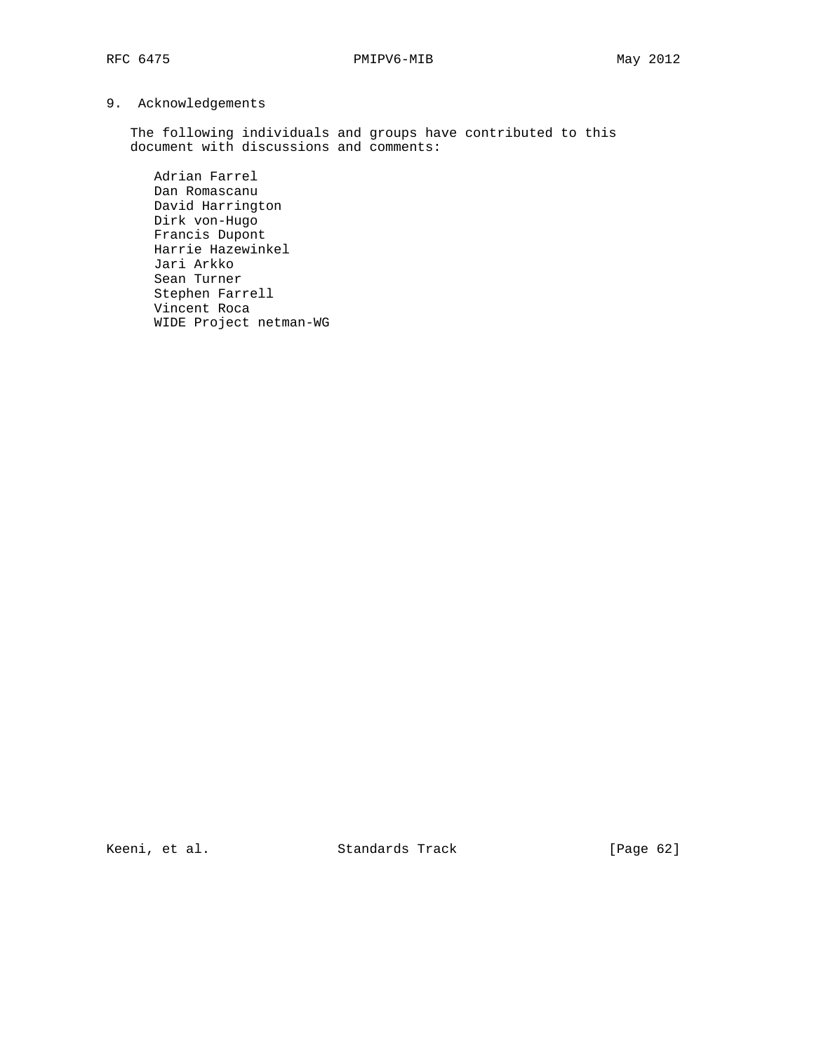## 9. Acknowledgements

The following individuals and groups have contributed to this document with discussions and comments:

- Adrian Farrel
- Dan Romascanu
- David Harrington
- Dirk von-Hugo
- Francis Dupont
- Harrie Hazewinkel
- Jari Arkko
- Sean Turner
- Stephen Farrell
- Vincent Roca
- WIDE Project netman-WG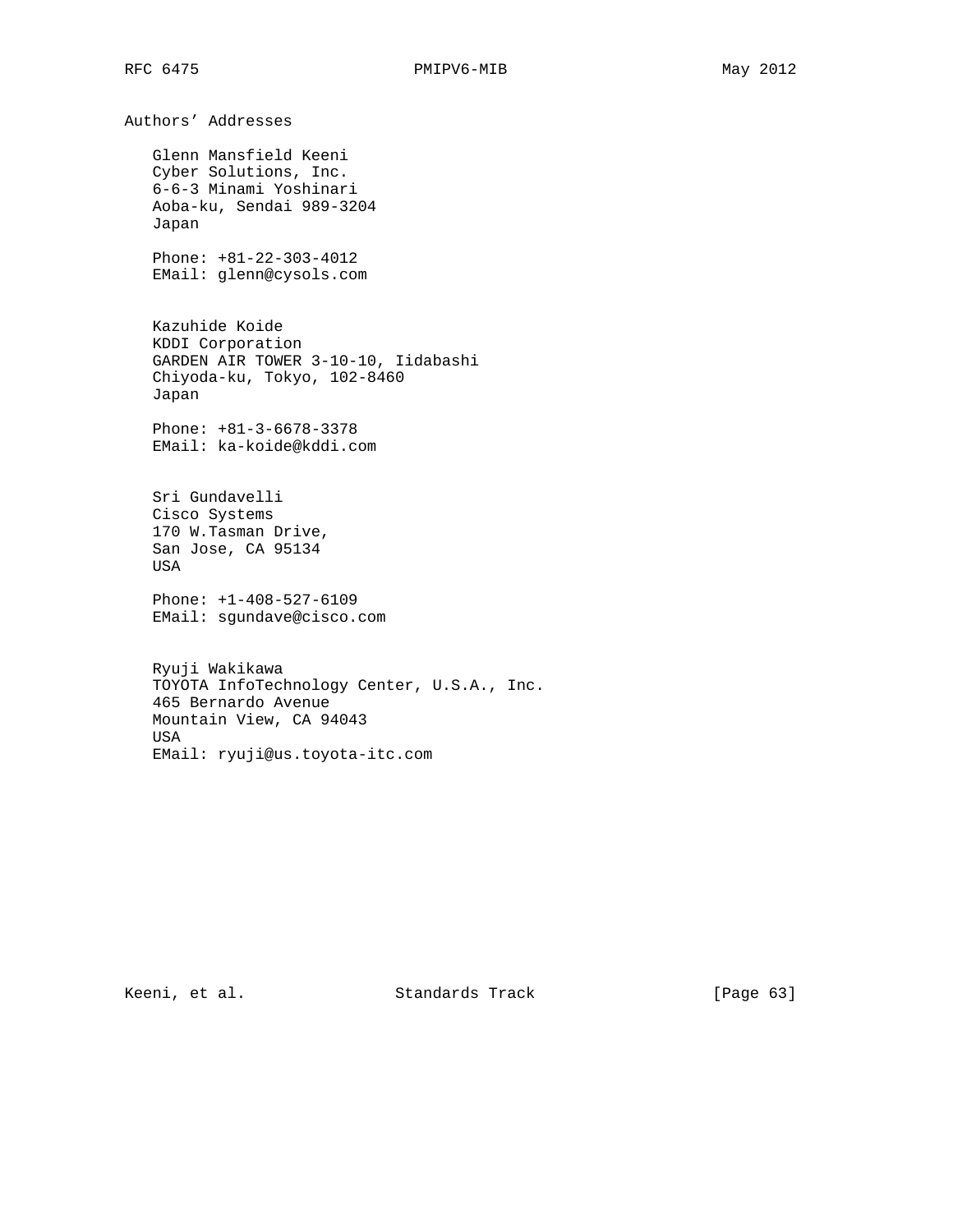## Authors' Addresses

Glenn Mansfield Keeni
Cyber Solutions, Inc.
6-6-3 Minami Yoshinari
Aoba-ku, Sendai 989-3204
Japan

Phone: +81-22-303-4012
EMail: glenn@cysols.com

Kazuhide Koide
KDDI Corporation
GARDEN AIR TOWER 3-10-10, Iidabashi
Chiyoda-ku, Tokyo, 102-8460
Japan

Phone: +81-3-6678-3378
EMail: ka-koide@kddi.com

Sri Gundavelli
Cisco Systems
170 W.Tasman Drive,
San Jose, CA 95134
USA

Phone: +1-408-527-6109
EMail: sgundave@cisco.com

Ryuji Wakikawa
TOYOTA InfoTechnology Center, U.S.A., Inc.
465 Bernardo Avenue
Mountain View, CA 94043
USA
EMail: ryuji@us.toyota-itc.com